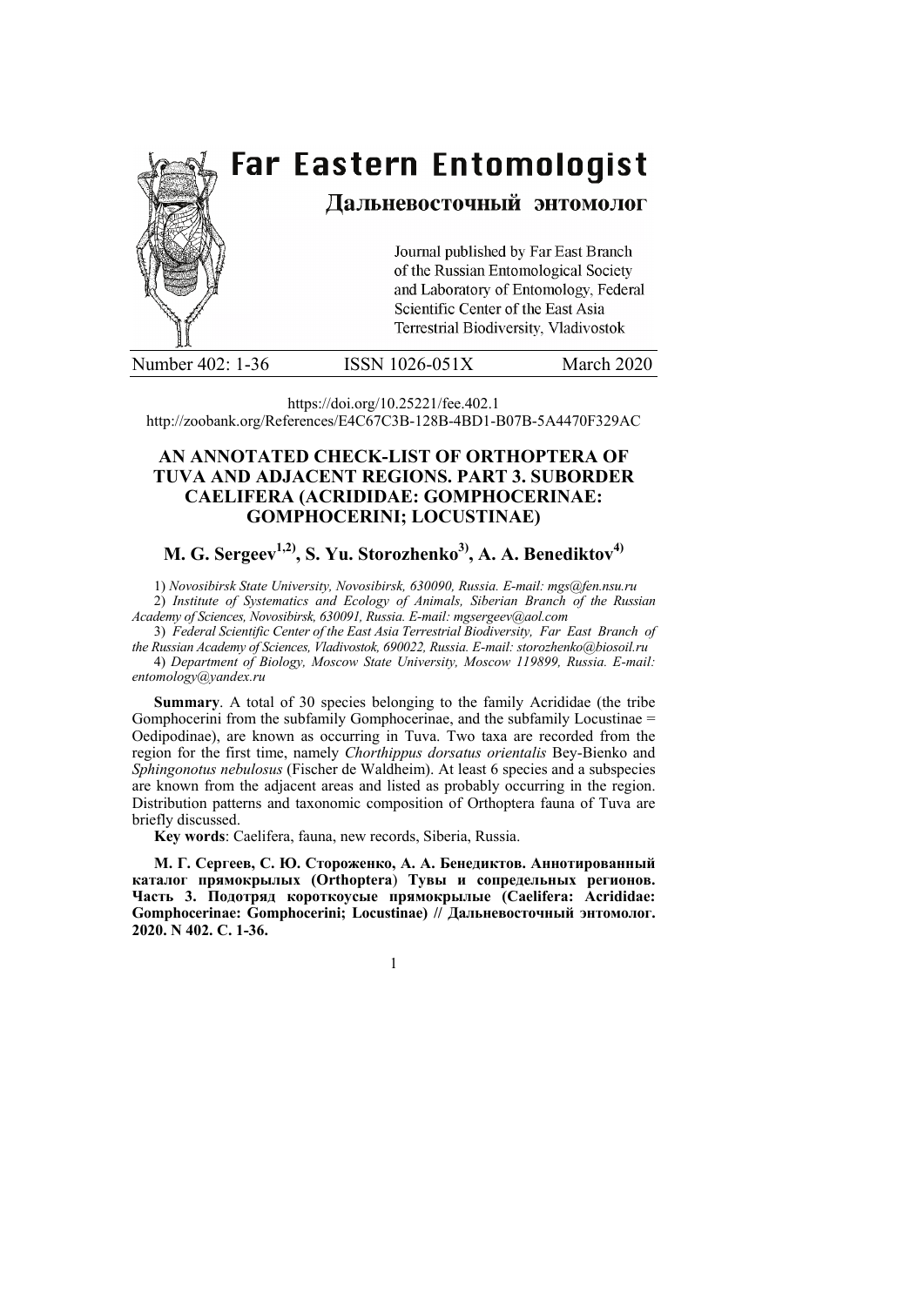# Far Eastern Entomologist

## Дальневосточный энтомолог

Journal published by Far East Branch of the Russian Entomological Society and Laboratory of Entomology, Federal Scientific Center of the East Asia Terrestrial Biodiversity, Vladivostok

Number 402: 1-36 ISSN 1026-051X March 2020

https://doi.org/10.25221/fee.402.1
http://zoobank.org/References/E4C67C3B-128B-4BD1-B07B-5A4470F329AC

# AN ANNOTATED CHECK-LIST OF ORTHOPTERA OF TUVA AND ADJACENT REGIONS. PART 3. SUBORDER CAELIFERA (ACRIDIDAE: GOMPHOCERINAE: GOMPHOCERINI; LOCUSTINAE)

## M. G. Sergeev[1,2], S. Yu. Storozhenko[3], A. A. Benediktov[4]

1) *Novosibirsk State University, Novosibirsk, 630090, Russia. E-mail: mgs@fen.nsu.ru*
2) *Institute of Systematics and Ecology of Animals, Siberian Branch of the Russian Academy of Sciences, Novosibirsk, 630091, Russia. E-mail: mgsergeev@aol.com*
3) *Federal Scientific Center of the East Asia Terrestrial Biodiversity, Far East Branch of the Russian Academy of Sciences, Vladivostok, 690022, Russia. E-mail: storozhenko@biosoil.ru*
4) *Department of Biology, Moscow State University, Moscow 119899, Russia. E-mail: entomology@yandex.ru*

**Summary**. A total of 30 species belonging to the family Acrididae (the tribe Gomphocerini from the subfamily Gomphocerinae, and the subfamily Locustinae = Oedipodinae), are known as occurring in Tuva. Two taxa are recorded from the region for the first time, namely *Chorthippus dorsatus orientalis* Bey-Bienko and *Sphingonotus nebulosus* (Fischer de Waldheim). At least 6 species and a subspecies are known from the adjacent areas and listed as probably occurring in the region. Distribution patterns and taxonomic composition of Orthoptera fauna of Tuva are briefly discussed.

**Key words**: Caelifera, fauna, new records, Siberia, Russia.

**М. Г. Сергеев, С. Ю. Стороженко, А. А. Бенедиктов. Аннотированный каталог прямокрылых (Orthoptera) Тувы и сопредельных регионов. Часть 3. Подотряд короткоусые прямокрылые (Caelifera: Acrididae: Gomphocerinae: Gomphocerini; Locustinae) // Дальневосточный энтомолог. 2020. N 402. С. 1-36.**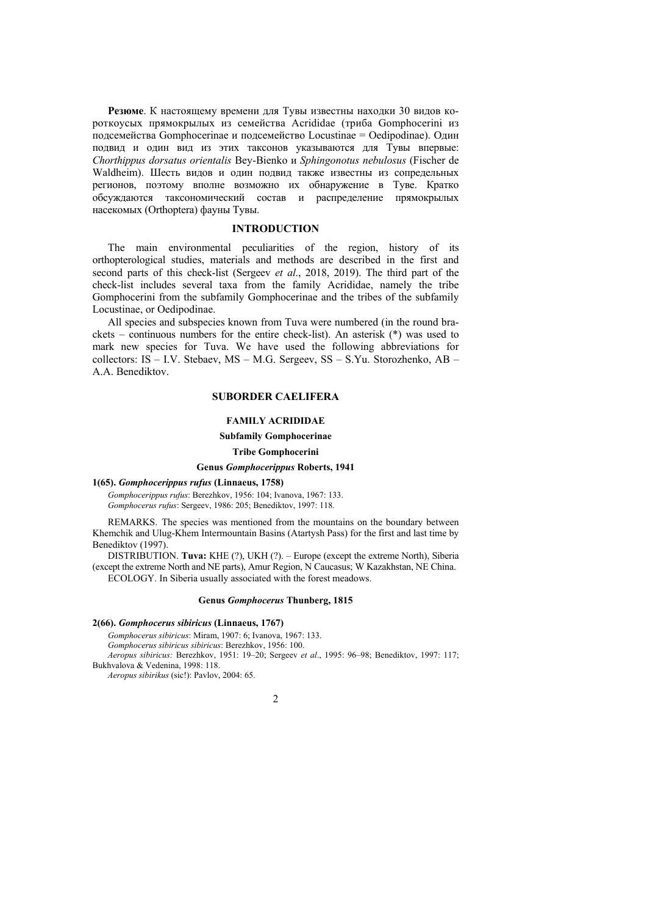**Резюме**. К настоящему времени для Тувы известны находки 30 видов коротк­оусых прямокрылых из семейства Acrididae (триба Gomphocerini из подсемейства Gomphocerinae и подсемейство Locustinae = Oedipodinae). Один подвид и один вид из этих таксонов указываются для Тувы впервые: *Chorthippus dorsatus orientalis* Bey-Bienko и *Sphingonotus nebulosus* (Fischer de Waldheim). Шесть видов и один подвид также известны из сопредельных регионов, поэтому вполне возможно их обнаружение в Туве. Кратко обсуждаются таксономический состав и распределение прямокрылых насекомых (Orthoptera) фауны Тувы.

## INTRODUCTION

The main environmental peculiarities of the region, history of its orthopterological studies, materials and methods are described in the first and second parts of this check-list (Sergeev *et al*., 2018, 2019). The third part of the check-list includes several taxa from the family Acrididae, namely the tribe Gomphocerini from the subfamily Gomphocerinae and the tribes of the subfamily Locustinae, or Oedipodinae.

All species and subspecies known from Tuva were numbered (in the round brackets – continuous numbers for the entire check-list). An asterisk (*) was used to mark new species for Tuva. We have used the following abbreviations for collectors: IS – I.V. Stebaev, MS – M.G. Sergeev, SS – S.Yu. Storozhenko, AB – A.A. Benediktov.

## SUBORDER CAELIFERA

### FAMILY ACRIDIDAE

#### Subfamily Gomphocerinae

#### Tribe Gomphocerini

#### Genus *Gomphocerippus* Roberts, 1941

**1(65). *Gomphocerippus rufus* (Linnaeus, 1758)**

*Gomphocerippus rufus*: Berezhkov, 1956: 104; Ivanova, 1967: 133.
*Gomphocerus rufus*: Sergeev, 1986: 205; Benediktov, 1997: 118.

REMARKS. The species was mentioned from the mountains on the boundary between Khemchik and Ulug-Khem Intermountain Basins (Atartysh Pass) for the first and last time by Benediktov (1997).

DISTRIBUTION. **Tuva:** KHE (?), UKH (?). – Europe (except the extreme North), Siberia (except the extreme North and NE parts), Amur Region, N Caucasus; W Kazakhstan, NE China.

ECOLOGY. In Siberia usually associated with the forest meadows.

#### Genus *Gomphocerus* Thunberg, 1815

**2(66). *Gomphocerus sibiricus* (Linnaeus, 1767)**

*Gomphocerus sibiricus*: Miram, 1907: 6; Ivanova, 1967: 133.
*Gomphocerus sibiricus sibiricus*: Berezhkov, 1956: 100.
*Aeropus sibiricus:* Berezhkov, 1951: 19–20; Sergeev *et al*., 1995: 96–98; Benediktov, 1997: 117; Bukhvalova & Vedenina, 1998: 118.
*Aeropus sibirikus* (sic!): Pavlov, 2004: 65.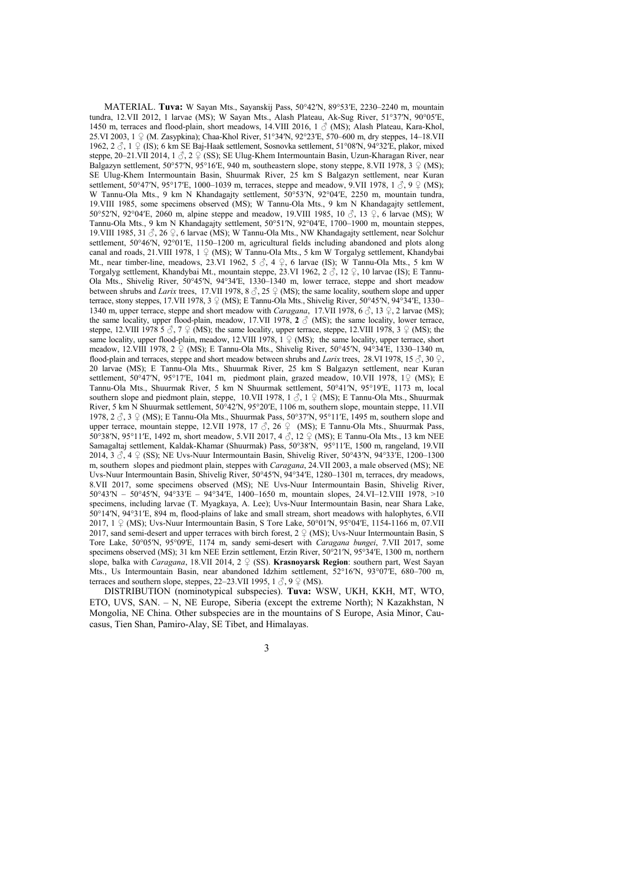MATERIAL. **Tuva:** W Sayan Mts., Sayanskij Pass, 50°42′N, 89°53′E, 2230–2240 m, mountain tundra, 12.VII 2012, 1 larvae (MS); W Sayan Mts., Alash Plateau, Ak-Sug River, 51°37′N, 90°05′E, 1450 m, terraces and flood-plain, short meadows, 14.VIII 2016, 1 ♂ (MS); Alash Plateau, Kara-Khol, 25.VI 2003, 1 ♀ (M. Zasypkina); Chaa-Khol River, 51°34′N, 92°23′E, 570–600 m, dry steppes, 14–18.VII 1962, 2 ♂, 1 ♀ (IS); 6 km SE Baj-Haak settlement, Sosnovka settlement, 51°08′N, 94°32′E, plakor, mixed steppe, 20–21.VII 2014, 1 ♂, 2 ♀ (SS); SE Ulug-Khem Intermountain Basin, Uzun-Kharagan River, near Balgazyn settlement, 50°57′N, 95°16′E, 940 m, southeastern slope, stony steppe, 8.VII 1978, 3 ♀ (MS); SE Ulug-Khem Intermountain Basin, Shuurmak River, 25 km S Balgazyn settlement, near Kuran settlement, 50°47′N, 95°17′E, 1000–1039 m, terraces, steppe and meadow, 9.VII 1978, 1 ♂, 9 ♀ (MS); W Tannu-Ola Mts., 9 km N Khandagajty settlement, 50°53′N, 92°04′E, 2250 m, mountain tundra, 19.VIII 1985, some specimens observed (MS); W Tannu-Ola Mts., 9 km N Khandagajty settlement, 50°52′N, 92°04′E, 2060 m, alpine steppe and meadow, 19.VIII 1985, 10 ♂, 13 ♀, 6 larvae (MS); W Tannu-Ola Mts., 9 km N Khandagajty settlement, 50°51′N, 92°04′E, 1700–1900 m, mountain steppes, 19.VIII 1985, 31 ♂, 26 ♀, 6 larvae (MS); W Tannu-Ola Mts., NW Khandagajty settlement, near Solchur settlement, 50°46′N, 92°01′E, 1150–1200 m, agricultural fields including abandoned and plots along canal and roads, 21.VIII 1978, 1 ♀ (MS); W Tannu-Ola Mts., 5 km W Torgalyg settlement, Khandybai Mt., near timber-line, meadows, 23.VI 1962, 5 ♂, 4 ♀, 6 larvae (IS); W Tannu-Ola Mts., 5 km W Torgalyg settlement, Khandybai Mt., mountain steppe, 23.VI 1962, 2 ♂, 12 ♀, 10 larvae (IS); E Tannu-Ola Mts., Shivelig River, 50°45′N, 94°34′E, 1330–1340 m, lower terrace, steppe and short meadow between shrubs and *Larix* trees, 17.VII 1978, 8 ♂, 25 ♀ (MS); the same locality, southern slope and upper terrace, stony steppes, 17.VII 1978, 3 ♀ (MS); E Tannu-Ola Mts., Shivelig River, 50°45′N, 94°34′E, 1330–1340 m, upper terrace, steppe and short meadow with *Caragana*, 17.VII 1978, 6 ♂, 13 ♀, 2 larvae (MS); the same locality, upper flood-plain, meadow, 17.VII 1978, **2** ♂ (MS); the same locality, lower terrace, steppe, 12.VIII 1978 5 ♂, 7 ♀ (MS); the same locality, upper terrace, steppe, 12.VIII 1978, 3 ♀ (MS); the same locality, upper flood-plain, meadow, 12.VIII 1978, 1 ♀ (MS); the same locality, upper terrace, short meadow, 12.VIII 1978, 2 ♀ (MS); E Tannu-Ola Mts., Shivelig River, 50°45′N, 94°34′E, 1330–1340 m, flood-plain and terraces, steppe and short meadow between shrubs and *Larix* trees, 28.VI 1978, 15 ♂, 30 ♀, 20 larvae (MS); E Tannu-Ola Mts., Shuurmak River, 25 km S Balgazyn settlement, near Kuran settlement, 50°47′N, 95°17′E, 1041 m, piedmont plain, grazed meadow, 10.VII 1978, 1♀ (MS); E Tannu-Ola Mts., Shuurmak River, 5 km N Shuurmak settlement, 50°41′N, 95°19′E, 1173 m, local southern slope and piedmont plain, steppe, 10.VII 1978, 1 ♂, 1 ♀ (MS); E Tannu-Ola Mts., Shuurmak River, 5 km N Shuurmak settlement, 50°42′N, 95°20′E, 1106 m, southern slope, mountain steppe, 11.VII 1978, 2 ♂, 3 ♀ (MS); E Tannu-Ola Mts., Shuurmak Pass, 50°37′N, 95°11′E, 1495 m, southern slope and upper terrace, mountain steppe, 12.VII 1978, 17 ♂, 26 ♀ (MS); E Tannu-Ola Mts., Shuurmak Pass, 50°38′N, 95°11′E, 1492 m, short meadow, 5.VII 2017, 4 ♂, 12 ♀ (MS); E Tannu-Ola Mts., 13 km NEE Samagaltaj settlement, Kaldak-Khamar (Shuurmak) Pass, 50°38′N, 95°11′E, 1500 m, rangeland, 19.VII 2014, 3 ♂, 4 ♀ (SS); NE Uvs-Nuur Intermountain Basin, Shivelig River, 50°43′N, 94°33′E, 1200–1300 m, southern slopes and piedmont plain, steppes with *Caragana*, 24.VII 2003, a male observed (MS); NE Uvs-Nuur Intermountain Basin, Shivelig River, 50°45′N, 94°34′E, 1280–1301 m, terraces, dry meadows, 8.VII 2017, some specimens observed (MS); NE Uvs-Nuur Intermountain Basin, Shivelig River, 50°43′N – 50°45′N, 94°33′E – 94°34′E, 1400–1650 m, mountain slopes, 24.VI–12.VIII 1978, >10 specimens, including larvae (T. Myagkaya, A. Lee); Uvs-Nuur Intermountain Basin, near Shara Lake, 50°14′N, 94°31′E, 894 m, flood-plains of lake and small stream, short meadows with halophytes, 6.VII 2017, 1 ♀ (MS); Uvs-Nuur Intermountain Basin, S Tore Lake, 50°01′N, 95°04′E, 1154-1166 m, 07.VII 2017, sand semi-desert and upper terraces with birch forest, 2 ♀ (MS); Uvs-Nuur Intermountain Basin, S Tore Lake, 50°05′N, 95°09′E, 1174 m, sandy semi-desert with *Caragana bungei*, 7.VII 2017, some specimens observed (MS); 31 km NEE Erzin settlement, Erzin River, 50°21′N, 95°34′E, 1300 m, northern slope, balka with *Caragana*, 18.VII 2014, 2 ♀ (SS). **Krasnoyarsk Region**: southern part, West Sayan Mts., Us Intermountain Basin, near abandoned Idzhim settlement, 52°16′N, 93°07′E, 680–700 m, terraces and southern slope, steppes, 22–23.VII 1995, 1 ♂, 9 ♀ (MS).

DISTRIBUTION (nominotypical subspecies). **Tuva:** WSW, UKH, KKH, MT, WTO, ETO, UVS, SAN. – N, NE Europe, Siberia (except the extreme North); N Kazakhstan, N Mongolia, NE China. Other subspecies are in the mountains of S Europe, Asia Minor, Caucasus, Tien Shan, Pamiro-Alay, SE Tibet, and Himalayas.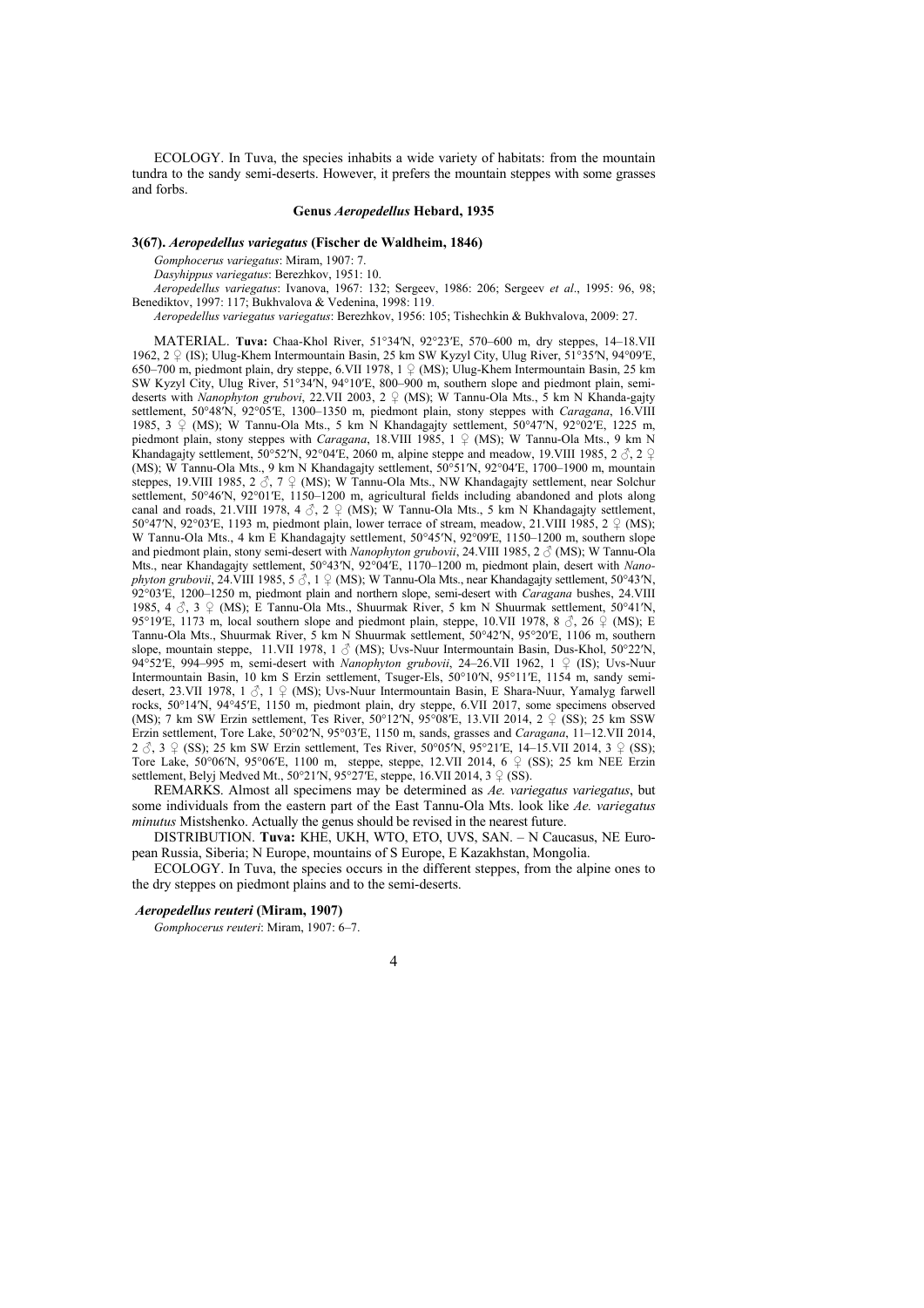ECOLOGY. In Tuva, the species inhabits a wide variety of habitats: from the mountain tundra to the sandy semi-deserts. However, it prefers the mountain steppes with some grasses and forbs.

### Genus *Aeropedellus* Hebard, 1935

#### 3(67). *Aeropedellus variegatus* (Fischer de Waldheim, 1846)

*Gomphocerus variegatus*: Miram, 1907: 7.

*Dasyhippus variegatus*: Berezhkov, 1951: 10.

*Aeropedellus variegatus*: Ivanova, 1967: 132; Sergeev, 1986: 206; Sergeev *et al*., 1995: 96, 98; Benediktov, 1997: 117; Bukhvalova & Vedenina, 1998: 119.

*Aeropedellus variegatus variegatus*: Berezhkov, 1956: 105; Tishechkin & Bukhvalova, 2009: 27.

MATERIAL. **Tuva:** Chaa-Khol River, 51°34′N, 92°23′E, 570–600 m, dry steppes, 14–18.VII 1962, 2 ♀ (IS); Ulug-Khem Intermountain Basin, 25 km SW Kyzyl City, Ulug River, 51°35′N, 94°09′E, 650–700 m, piedmont plain, dry steppe, 6.VII 1978, 1 ♀ (MS); Ulug-Khem Intermountain Basin, 25 km SW Kyzyl City, Ulug River, 51°34′N, 94°10′E, 800–900 m, southern slope and piedmont plain, semi-deserts with *Nanophyton grubovi*, 22.VII 2003, 2 ♀ (MS); W Tannu-Ola Mts., 5 km N Khanda-gajty settlement, 50°48′N, 92°05′E, 1300–1350 m, piedmont plain, stony steppes with *Caragana*, 16.VIII 1985, 3 ♀ (MS); W Tannu-Ola Mts., 5 km N Khandagajty settlement, 50°47′N, 92°02′E, 1225 m, piedmont plain, stony steppes with *Caragana*, 18.VIII 1985, 1 ♀ (MS); W Tannu-Ola Mts., 9 km N Khandagajty settlement, 50°52′N, 92°04′E, 2060 m, alpine steppe and meadow, 19.VIII 1985, 2 ♂, 2 ♀ (MS); W Tannu-Ola Mts., 9 km N Khandagajty settlement, 50°51′N, 92°04′E, 1700–1900 m, mountain steppes, 19.VIII 1985, 2 ♂, 7 ♀ (MS); W Tannu-Ola Mts., NW Khandagajty settlement, near Solchur settlement, 50°46′N, 92°01′E, 1150–1200 m, agricultural fields including abandoned and plots along canal and roads, 21.VIII 1978, 4 ♂, 2 ♀ (MS); W Tannu-Ola Mts., 5 km N Khandagajty settlement, 50°47′N, 92°03′E, 1193 m, piedmont plain, lower terrace of stream, meadow, 21.VIII 1985, 2 ♀ (MS); W Tannu-Ola Mts., 4 km E Khandagajty settlement, 50°45′N, 92°09′E, 1150–1200 m, southern slope and piedmont plain, stony semi-desert with *Nanophyton grubovii*, 24.VIII 1985, 2 ♂ (MS); W Tannu-Ola Mts., near Khandagajty settlement, 50°43′N, 92°04′E, 1170–1200 m, piedmont plain, desert with *Nanophyton grubovii*, 24.VIII 1985, 5 ♂, 1 ♀ (MS); W Tannu-Ola Mts., near Khandagajty settlement, 50°43′N, 92°03′E, 1200–1250 m, piedmont plain and northern slope, semi-desert with *Caragana* bushes, 24.VIII 1985, 4 ♂, 3 ♀ (MS); E Tannu-Ola Mts., Shuurmak River, 5 km N Shuurmak settlement, 50°41′N, 95°19′E, 1173 m, local southern slope and piedmont plain, steppe, 10.VII 1978, 8 ♂, 26 ♀ (MS); E Tannu-Ola Mts., Shuurmak River, 5 km N Shuurmak settlement, 50°42′N, 95°20′E, 1106 m, southern slope, mountain steppe, 11.VII 1978, 1 ♂ (MS); Uvs-Nuur Intermountain Basin, Dus-Khol, 50°22′N, 94°52′E, 994–995 m, semi-desert with *Nanophyton grubovii*, 24–26.VII 1962, 1 ♀ (IS); Uvs-Nuur Intermountain Basin, 10 km S Erzin settlement, Tsuger-Els, 50°10′N, 95°11′E, 1154 m, sandy semi-desert, 23.VII 1978, 1 ♂, 1 ♀ (MS); Uvs-Nuur Intermountain Basin, E Shara-Nuur, Yamalyg farwell rocks, 50°14′N, 94°45′E, 1150 m, piedmont plain, dry steppe, 6.VII 2017, some specimens observed (MS); 7 km SW Erzin settlement, Tes River, 50°12′N, 95°08′E, 13.VII 2014, 2 ♀ (SS); 25 km SSW Erzin settlement, Tore Lake, 50°02′N, 95°03′E, 1150 m, sands, grasses and *Caragana*, 11–12.VII 2014, 2 ♂, 3 ♀ (SS); 25 km SW Erzin settlement, Tes River, 50°05′N, 95°21′E, 14–15.VII 2014, 3 ♀ (SS); Tore Lake, 50°06′N, 95°06′E, 1100 m, steppe, steppe, 12.VII 2014, 6 ♀ (SS); 25 km NEE Erzin settlement, Belyj Medved Mt., 50°21′N, 95°27′E, steppe, 16.VII 2014, 3 ♀ (SS).

REMARKS. Almost all specimens may be determined as *Ae. variegatus variegatus*, but some individuals from the eastern part of the East Tannu-Ola Mts. look like *Ae. variegatus minutus* Mistshenko. Actually the genus should be revised in the nearest future.

DISTRIBUTION. **Tuva:** KHE, UKH, WTO, ETO, UVS, SAN. – N Caucasus, NE European Russia, Siberia; N Europe, mountains of S Europe, E Kazakhstan, Mongolia.

ECOLOGY. In Tuva, the species occurs in the different steppes, from the alpine ones to the dry steppes on piedmont plains and to the semi-deserts.

#### *Aeropedellus reuteri* (Miram, 1907)

*Gomphocerus reuteri*: Miram, 1907: 6–7.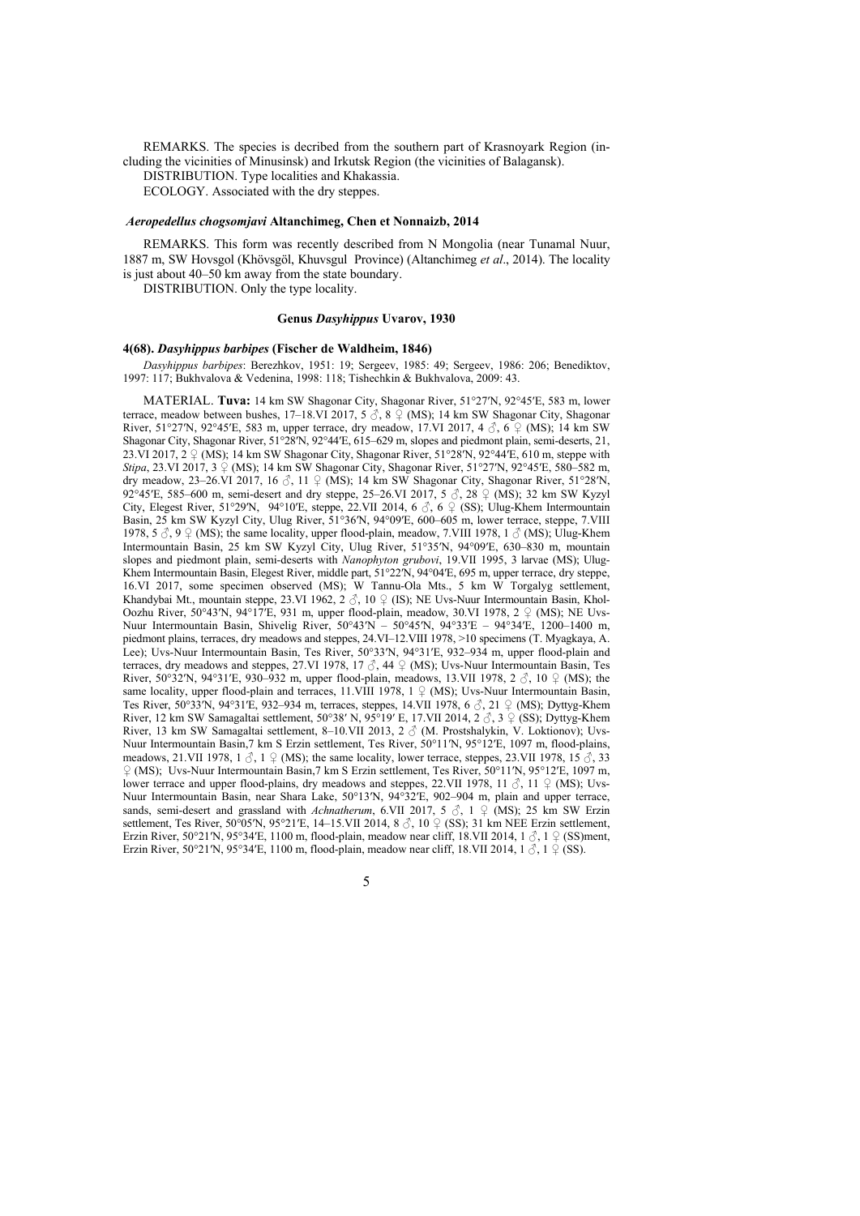REMARKS. The species is decribed from the southern part of Krasnoyark Region (including the vicinities of Minusinsk) and Irkutsk Region (the vicinities of Balagansk).

DISTRIBUTION. Type localities and Khakassia.

ECOLOGY. Associated with the dry steppes.

#### *Aeropedellus chogsomjavi* Altanchimeg, Chen et Nonnaizb, 2014

REMARKS. This form was recently described from N Mongolia (near Tunamal Nuur, 1887 m, SW Hovsgol (Khövsgöl, Khuvsgul Province) (Altanchimeg *et al*., 2014). The locality is just about 40–50 km away from the state boundary.

DISTRIBUTION. Only the type locality.

### Genus *Dasyhippus* Uvarov, 1930

#### 4(68). *Dasyhippus barbipes* (Fischer de Waldheim, 1846)

*Dasyhippus barbipes*: Berezhkov, 1951: 19; Sergeev, 1985: 49; Sergeev, 1986: 206; Benediktov, 1997: 117; Bukhvalova & Vedenina, 1998: 118; Tishechkin & Bukhvalova, 2009: 43.

MATERIAL. **Tuva:** 14 km SW Shagonar City, Shagonar River, 51°27′N, 92°45′E, 583 m, lower terrace, meadow between bushes, 17–18.VI 2017, 5 ♂, 8 ♀ (MS); 14 km SW Shagonar City, Shagonar River, 51°27′N, 92°45′E, 583 m, upper terrace, dry meadow, 17.VI 2017, 4 ♂, 6 ♀ (MS); 14 km SW Shagonar City, Shagonar River, 51°28′N, 92°44′E, 615–629 m, slopes and piedmont plain, semi-deserts, 21, 23.VI 2017, 2 ♀ (MS); 14 km SW Shagonar City, Shagonar River, 51°28′N, 92°44′E, 610 m, steppe with *Stipa*, 23.VI 2017, 3 ♀ (MS); 14 km SW Shagonar City, Shagonar River, 51°27′N, 92°45′E, 580–582 m, dry meadow, 23–26.VI 2017, 16 ♂, 11 ♀ (MS); 14 km SW Shagonar City, Shagonar River, 51°28′N, 92°45′E, 585–600 m, semi-desert and dry steppe, 25–26.VI 2017, 5 ♂, 28 ♀ (MS); 32 km SW Kyzyl City, Elegest River, 51°29′N, 94°10′E, steppe, 22.VII 2014, 6 ♂, 6 ♀ (SS); Ulug-Khem Intermountain Basin, 25 km SW Kyzyl City, Ulug River, 51°36′N, 94°09′E, 600–605 m, lower terrace, steppe, 7.VIII 1978, 5 ♂, 9 ♀ (MS); the same locality, upper flood-plain, meadow, 7.VIII 1978, 1 ♂ (MS); Ulug-Khem Intermountain Basin, 25 km SW Kyzyl City, Ulug River, 51°35′N, 94°09′E, 630–830 m, mountain slopes and piedmont plain, semi-deserts with *Nanophyton grubovi*, 19.VII 1995, 3 larvae (MS); Ulug-Khem Intermountain Basin, Elegest River, middle part, 51°22′N, 94°04′E, 695 m, upper terrace, dry steppe, 16.VI 2017, some specimen observed (MS); W Tannu-Ola Mts., 5 km W Torgalyg settlement, Khandybai Mt., mountain steppe, 23.VI 1962, 2 ♂, 10 ♀ (IS); NE Uvs-Nuur Intermountain Basin, Khol-Oozhu River, 50°43′N, 94°17′E, 931 m, upper flood-plain, meadow, 30.VI 1978, 2 ♀ (MS); NE Uvs-Nuur Intermountain Basin, Shivelig River, 50°43′N – 50°45′N, 94°33′E – 94°34′E, 1200–1400 m, piedmont plains, terraces, dry meadows and steppes, 24.VI–12.VIII 1978, >10 specimens (T. Myagkaya, A. Lee); Uvs-Nuur Intermountain Basin, Tes River, 50°33′N, 94°31′E, 932–934 m, upper flood-plain and terraces, dry meadows and steppes, 27.VI 1978, 17 ♂, 44 ♀ (MS); Uvs-Nuur Intermountain Basin, Tes River, 50°32′N, 94°31′E, 930–932 m, upper flood-plain, meadows, 13.VII 1978, 2 ♂, 10 ♀ (MS); the same locality, upper flood-plain and terraces, 11.VIII 1978, 1 ♀ (MS); Uvs-Nuur Intermountain Basin, Tes River, 50°33′N, 94°31′E, 932–934 m, terraces, steppes, 14.VII 1978, 6 ♂, 21 ♀ (MS); Dyttyg-Khem River, 12 km SW Samagaltai settlement, 50°38′ N, 95°19′ E, 17.VII 2014, 2 ♂, 3 ♀ (SS); Dyttyg-Khem River, 13 km SW Samagaltai settlement, 8–10.VII 2013, 2 ♂ (M. Prostshalykin, V. Loktionov); Uvs-Nuur Intermountain Basin,7 km S Erzin settlement, Tes River, 50°11′N, 95°12′E, 1097 m, flood-plains, meadows, 21.VII 1978, 1 ♂, 1 ♀ (MS); the same locality, lower terrace, steppes, 23.VII 1978, 15 ♂, 33 ♀ (MS); Uvs-Nuur Intermountain Basin,7 km S Erzin settlement, Tes River, 50°11′N, 95°12′E, 1097 m, lower terrace and upper flood-plains, dry meadows and steppes, 22.VII 1978, 11 ♂, 11 ♀ (MS); Uvs-Nuur Intermountain Basin, near Shara Lake, 50°13′N, 94°32′E, 902–904 m, plain and upper terrace, sands, semi-desert and grassland with *Achnatherum*, 6.VII 2017, 5 ♂, 1 ♀ (MS); 25 km SW Erzin settlement, Tes River, 50°05′N, 95°21′E, 14–15.VII 2014, 8 ♂, 10 ♀ (SS); 31 km NEE Erzin settlement, Erzin River, 50°21′N, 95°34′E, 1100 m, flood-plain, meadow near cliff, 18.VII 2014, 1 ♂, 1 ♀ (SS)ment, Erzin River, 50°21′N, 95°34′E, 1100 m, flood-plain, meadow near cliff, 18.VII 2014, 1 ♂, 1 ♀ (SS).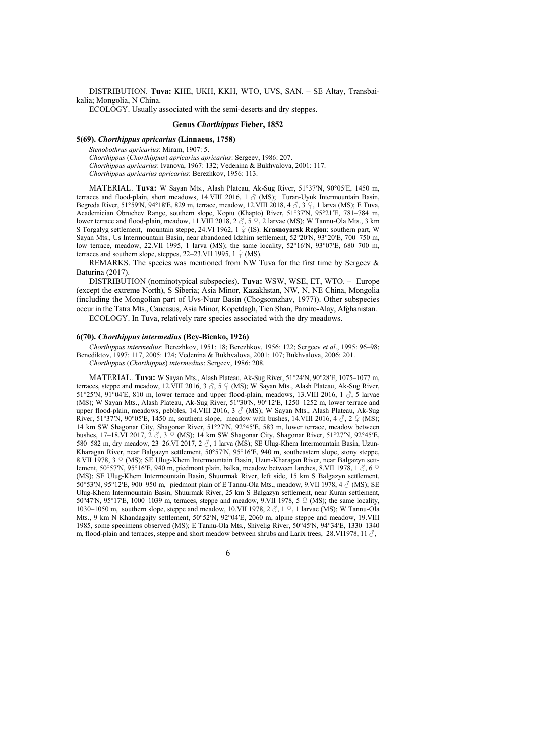DISTRIBUTION. **Tuva:** KHE, UKH, KKH, WTO, UVS, SAN. – SE Altay, Transbaikalia; Mongolia, N China.

ECOLOGY. Usually associated with the semi-deserts and dry steppes.

### Genus *Chorthippus* Fieber, 1852

#### 5(69). *Chorthippus apricarius* (Linnaeus, 1758)

*Stenobothrus apricarius*: Miram, 1907: 5.
*Chorthippus* (*Chorthippus*) *apricarius apricarius*: Sergeev, 1986: 207.
*Chorthippus apricarius*: Ivanova, 1967: 132; Vedenina & Bukhvalova, 2001: 117.
*Chorthippus apricarius apricarius*: Berezhkov, 1956: 113.

MATERIAL. **Tuva:** W Sayan Mts., Alash Plateau, Ak-Sug River, 51°37′N, 90°05′E, 1450 m, terraces and flood-plain, short meadows, 14.VIII 2016, 1 ♂ (MS); Turan-Uyuk Intermountain Basin, Begreda River, 51°59′N, 94°18′E, 829 m, terrace, meadow, 12.VIII 2018, 4 ♂, 3 ♀, 1 larva (MS); E Tuva, Academician Obruchev Range, southern slope, Koptu (Khapto) River, 51°37′N, 95°21′E, 781–784 m, lower terrace and flood-plain, meadow, 11.VIII 2018, 2 ♂, 5 ♀, 2 larvae (MS); W Tannu-Ola Mts., 3 km S Torgalyg settlement, mountain steppe, 24.VI 1962, 1 ♀ (IS). **Krasnoyarsk Region**: southern part, W Sayan Mts., Us Intermountain Basin, near abandoned Idzhim settlement, 52°20′N, 93°20′E, 700–750 m, low terrace, meadow, 22.VII 1995, 1 larva (MS); the same locality, 52°16′N, 93°07′E, 680–700 m, terraces and southern slope, steppes, 22–23.VII 1995, 1 ♀ (MS).

REMARKS. The species was mentioned from NW Tuva for the first time by Sergeev & Baturina (2017).

DISTRIBUTION (nominotypical subspecies). **Tuva:** WSW, WSE, ET, WTO. – Europe (except the extreme North), S Siberia; Asia Minor, Kazakhstan, NW, N, NE China, Mongolia (including the Mongolian part of Uvs-Nuur Basin (Chogsomzhav, 1977)). Other subspecies occur in the Tatra Mts., Caucasus, Asia Minor, Kopetdagh, Tien Shan, Pamiro-Alay, Afghanistan.

ECOLOGY. In Tuva, relatively rare species associated with the dry meadows.

#### 6(70). *Chorthippus intermedius* (Bey-Bienko, 1926)

*Chorthippus intermedius*: Berezhkov, 1951: 18; Berezhkov, 1956: 122; Sergeev *et al*., 1995: 96–98; Benediktov, 1997: 117, 2005: 124; Vedenina & Bukhvalova, 2001: 107; Bukhvalova, 2006: 201.
*Chorthippus* (*Chorthippus*) *intermedius*: Sergeev, 1986: 208.

MATERIAL. **Tuva:** W Sayan Mts., Alash Plateau, Ak-Sug River, 51°24′N, 90°28′E, 1075–1077 m, terraces, steppe and meadow, 12.VIII 2016, 3 ♂, 5 ♀ (MS); W Sayan Mts., Alash Plateau, Ak-Sug River, 51°25′N, 91°04′E, 810 m, lower terrace and upper flood-plain, meadows, 13.VIII 2016, 1 ♂, 5 larvae (MS); W Sayan Mts., Alash Plateau, Ak-Sug River, 51°30′N, 90°12′E, 1250–1252 m, lower terrace and upper flood-plain, meadows, pebbles, 14.VIII 2016, 3 ♂ (MS); W Sayan Mts., Alash Plateau, Ak-Sug River, 51°37′N, 90°05′E, 1450 m, southern slope, meadow with bushes, 14.VIII 2016, 4 ♂, 2 ♀ (MS); 14 km SW Shagonar City, Shagonar River, 51°27′N, 92°45′E, 583 m, lower terrace, meadow between bushes, 17–18.VI 2017, 2 ♂, 3 ♀ (MS); 14 km SW Shagonar City, Shagonar River, 51°27′N, 92°45′E, 580–582 m, dry meadow, 23–26.VI 2017, 2 ♂, 1 larva (MS); SE Ulug-Khem Intermountain Basin, Uzun-Kharagan River, near Balgazyn settlement, 50°57′N, 95°16′E, 940 m, southeastern slope, stony steppe, 8.VII 1978, 3 ♀ (MS); SE Ulug-Khem Intermountain Basin, Uzun-Kharagan River, near Balgazyn settlement, 50°57′N, 95°16′E, 940 m, piedmont plain, balka, meadow between larches, 8.VII 1978, 1 ♂, 6 ♀ (MS); SE Ulug-Khem Intermountain Basin, Shuurmak River, left side, 15 km S Balgazyn settlement, 50°53′N, 95°12′E, 900–950 m, piedmont plain of E Tannu-Ola Mts., meadow, 9.VII 1978, 4 ♂ (MS); SE Ulug-Khem Intermountain Basin, Shuurmak River, 25 km S Balgazyn settlement, near Kuran settlement, 50°47′N, 95°17′E, 1000–1039 m, terraces, steppe and meadow, 9.VII 1978, 5 ♀ (MS); the same locality, 1030–1050 m, southern slope, steppe and meadow, 10.VII 1978, 2 ♂, 1 ♀, 1 larvae (MS); W Tannu-Ola Mts., 9 km N Khandagajty settlement, 50°52′N, 92°04′E, 2060 m, alpine steppe and meadow, 19.VIII 1985, some specimens observed (MS); E Tannu-Ola Mts., Shivelig River, 50°45′N, 94°34′E, 1330–1340 m, flood-plain and terraces, steppe and short meadow between shrubs and Larix trees, 28.VI1978, 11 ♂,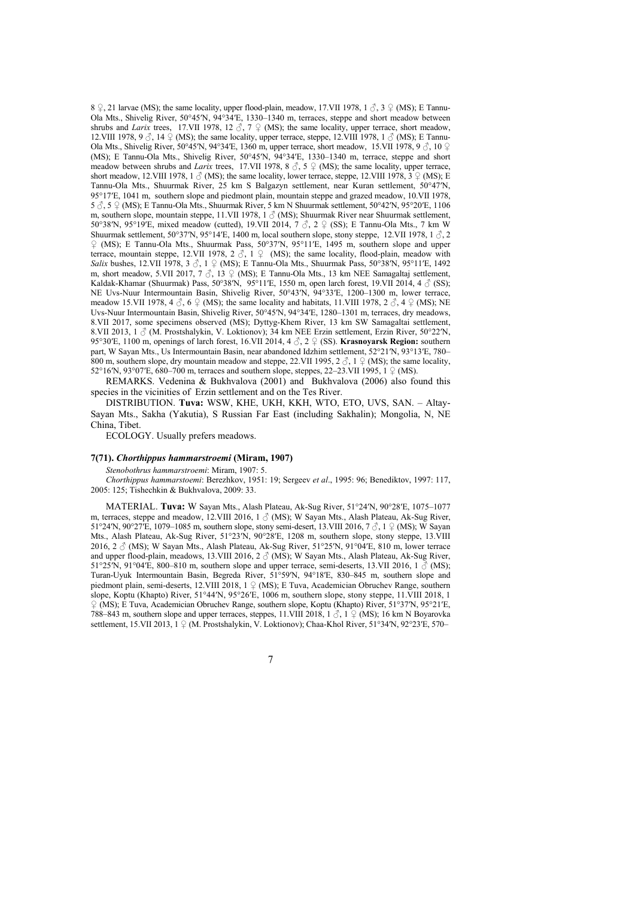8 ♀, 21 larvae (MS); the same locality, upper flood-plain, meadow, 17.VII 1978, 1 ♂, 3 ♀ (MS); E Tannu-Ola Mts., Shivelig River, 50°45′N, 94°34′E, 1330–1340 m, terraces, steppe and short meadow between shrubs and *Larix* trees, 17.VII 1978, 12 ♂, 7 ♀ (MS); the same locality, upper terrace, short meadow, 12.VIII 1978, 9 ♂, 14 ♀ (MS); the same locality, upper terrace, steppe, 12.VIII 1978, 1 ♂ (MS); E Tannu-Ola Mts., Shivelig River, 50°45′N, 94°34′E, 1360 m, upper terrace, short meadow, 15.VII 1978, 9 ♂, 10 ♀ (MS); E Tannu-Ola Mts., Shivelig River, 50°45′N, 94°34′E, 1330–1340 m, terrace, steppe and short meadow between shrubs and *Larix* trees, 17.VII 1978, 8 ♂, 5 ♀ (MS); the same locality, upper terrace, short meadow, 12.VIII 1978, 1 ♂ (MS); the same locality, lower terrace, steppe, 12.VIII 1978, 3 ♀ (MS); E Tannu-Ola Mts., Shuurmak River, 25 km S Balgazyn settlement, near Kuran settlement, 50°47′N, 95°17′E, 1041 m, southern slope and piedmont plain, mountain steppe and grazed meadow, 10.VII 1978, 5 ♂, 5 ♀ (MS); E Tannu-Ola Mts., Shuurmak River, 5 km N Shuurmak settlement, 50°42′N, 95°20′E, 1106 m, southern slope, mountain steppe, 11.VII 1978, 1 ♂ (MS); Shuurmak River near Shuurmak settlement, 50°38′N, 95°19′E, mixed meadow (cutted), 19.VII 2014, 7 ♂, 2 ♀ (SS); E Tannu-Ola Mts., 7 km W Shuurmak settlement, 50°37′N, 95°14′E, 1400 m, local southern slope, stony steppe, 12.VII 1978, 1 ♂, 2 ♀ (MS); E Tannu-Ola Mts., Shuurmak Pass, 50°37′N, 95°11′E, 1495 m, southern slope and upper terrace, mountain steppe, 12.VII 1978, 2 ♂, 1 ♀ (MS); the same locality, flood-plain, meadow with *Salix* bushes, 12.VII 1978, 3 ♂, 1 ♀ (MS); E Tannu-Ola Mts., Shuurmak Pass, 50°38′N, 95°11′E, 1492 m, short meadow, 5.VII 2017, 7 ♂, 13 ♀ (MS); E Tannu-Ola Mts., 13 km NEE Samagaltaj settlement, Kaldak-Khamar (Shuurmak) Pass, 50°38′N, 95°11′E, 1550 m, open larch forest, 19.VII 2014, 4 ♂ (SS); NE Uvs-Nuur Intermountain Basin, Shivelig River, 50°43′N, 94°33′E, 1200–1300 m, lower terrace, meadow 15.VII 1978, 4 ♂, 6 ♀ (MS); the same locality and habitats, 11.VIII 1978, 2 ♂, 4 ♀ (MS); NE Uvs-Nuur Intermountain Basin, Shivelig River, 50°45′N, 94°34′E, 1280–1301 m, terraces, dry meadows, 8.VII 2017, some specimens observed (MS); Dyttyg-Khem River, 13 km SW Samagaltai settlement, 8.VII 2013, 1 ♂ (M. Prostshalykin, V. Loktionov); 34 km NEE Erzin settlement, Erzin River, 50°22′N, 95°30′E, 1100 m, openings of larch forest, 16.VII 2014, 4 ♂, 2 ♀ (SS). **Krasnoyarsk Region:** southern part, W Sayan Mts., Us Intermountain Basin, near abandoned Idzhim settlement, 52°21′N, 93°13′E, 780–800 m, southern slope, dry mountain meadow and steppe, 22.VII 1995, 2 ♂, 1 ♀ (MS); the same locality, 52°16′N, 93°07′E, 680–700 m, terraces and southern slope, steppes, 22–23.VII 1995, 1 ♀ (MS).

REMARKS. Vedenina & Bukhvalova (2001) and Bukhvalova (2006) also found this species in the vicinities of Erzin settlement and on the Tes River.

DISTRIBUTION. **Tuva:** WSW, KHE, UKH, KKH, WTO, ETO, UVS, SAN. – Altay-Sayan Mts., Sakha (Yakutia), S Russian Far East (including Sakhalin); Mongolia, N, NE China, Tibet.

ECOLOGY. Usually prefers meadows.

#### 7(71). *Chorthippus hammarstroemi* (Miram, 1907)

*Stenobothrus hammarstroemi*: Miram, 1907: 5.

*Chorthippus hammarstoemi*: Berezhkov, 1951: 19; Sergeev *et al*., 1995: 96; Benediktov, 1997: 117, 2005: 125; Tishechkin & Bukhvalova, 2009: 33.

MATERIAL. **Tuva:** W Sayan Mts., Alash Plateau, Ak-Sug River, 51°24′N, 90°28′E, 1075–1077 m, terraces, steppe and meadow, 12.VIII 2016, 1 ♂ (MS); W Sayan Mts., Alash Plateau, Ak-Sug River, 51°24′N, 90°27′E, 1079–1085 m, southern slope, stony semi-desert, 13.VIII 2016, 7 ♂, 1 ♀ (MS); W Sayan Mts., Alash Plateau, Ak-Sug River, 51°23′N, 90°28′E, 1208 m, southern slope, stony steppe, 13.VIII 2016, 2 ♂ (MS); W Sayan Mts., Alash Plateau, Ak-Sug River, 51°25′N, 91°04′E, 810 m, lower terrace and upper flood-plain, meadows, 13.VIII 2016, 2 ♂ (MS); W Sayan Mts., Alash Plateau, Ak-Sug River, 51°25′N, 91°04′E, 800–810 m, southern slope and upper terrace, semi-deserts, 13.VII 2016, 1 ♂ (MS); Turan-Uyuk Intermountain Basin, Begreda River, 51°59′N, 94°18′E, 830–845 m, southern slope and piedmont plain, semi-deserts, 12.VIII 2018, 1 ♀ (MS); E Tuva, Academician Obruchev Range, southern slope, Koptu (Khapto) River, 51°44′N, 95°26′E, 1006 m, southern slope, stony steppe, 11.VIII 2018, 1 ♀ (MS); E Tuva, Academician Obruchev Range, southern slope, Koptu (Khapto) River, 51°37′N, 95°21′E, 788–843 m, southern slope and upper terraces, steppes, 11.VIII 2018, 1 ♂, 1 ♀ (MS); 16 km N Boyarovka settlement, 15.VII 2013, 1 ♀ (M. Prostshalykin, V. Loktionov); Chaa-Khol River, 51°34′N, 92°23′E, 570–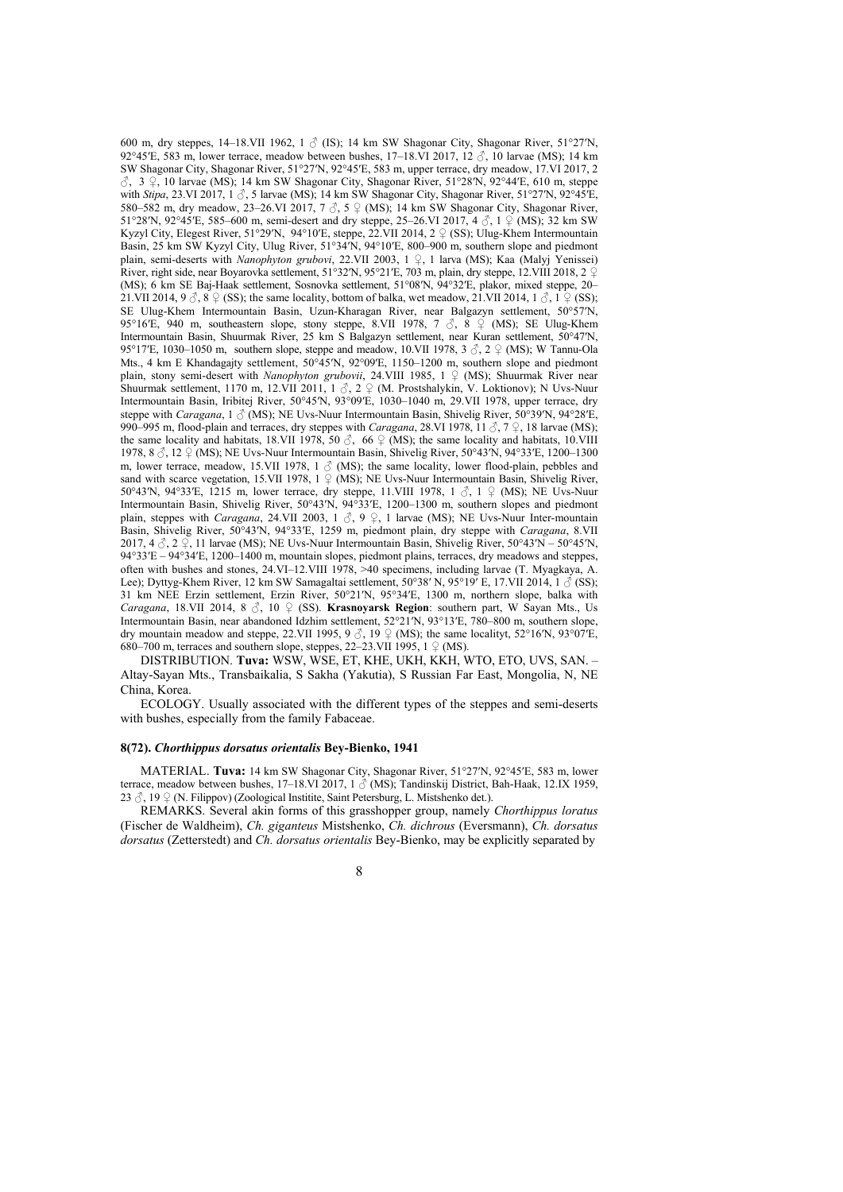600 m, dry steppes, 14–18.VII 1962, 1 ♂ (IS); 14 km SW Shagonar City, Shagonar River, 51°27′N, 92°45′E, 583 m, lower terrace, meadow between bushes, 17–18.VI 2017, 12 ♂, 10 larvae (MS); 14 km SW Shagonar City, Shagonar River, 51°27′N, 92°45′E, 583 m, upper terrace, dry meadow, 17.VI 2017, 2 ♂, 3 ♀, 10 larvae (MS); 14 km SW Shagonar City, Shagonar River, 51°28′N, 92°44′E, 610 m, steppe with *Stipa*, 23.VI 2017, 1 ♂, 5 larvae (MS); 14 km SW Shagonar City, Shagonar River, 51°27′N, 92°45′E, 580–582 m, dry meadow, 23–26.VI 2017, 7 ♂, 5 ♀ (MS); 14 km SW Shagonar City, Shagonar River, 51°28′N, 92°45′E, 585–600 m, semi-desert and dry steppe, 25–26.VI 2017, 4 ♂, 1 ♀ (MS); 32 km SW Kyzyl City, Elegest River, 51°29′N, 94°10′E, steppe, 22.VII 2014, 2 ♀ (SS); Ulug-Khem Intermountain Basin, 25 km SW Kyzyl City, Ulug River, 51°34′N, 94°10′E, 800–900 m, southern slope and piedmont plain, semi-deserts with *Nanophyton grubovi*, 22.VII 2003, 1 ♀, 1 larva (MS); Kaa (Malyj Yenissei) River, right side, near Boyarovka settlement, 51°32′N, 95°21′E, 703 m, plain, dry steppe, 12.VIII 2018, 2 ♀ (MS); 6 km SE Baj-Haak settlement, Sosnovka settlement, 51°08′N, 94°32′E, plakor, mixed steppe, 20–21.VII 2014, 9 ♂, 8 ♀ (SS); the same locality, bottom of balka, wet meadow, 21.VII 2014, 1 ♂, 1 ♀ (SS); SE Ulug-Khem Intermountain Basin, Uzun-Kharagan River, near Balgazyn settlement, 50°57′N, 95°16′E, 940 m, southeastern slope, stony steppe, 8.VII 1978, 7 ♂, 8 ♀ (MS); SE Ulug-Khem Intermountain Basin, Shuurmak River, 25 km S Balgazyn settlement, near Kuran settlement, 50°47′N, 95°17′E, 1030–1050 m, southern slope, steppe and meadow, 10.VII 1978, 3 ♂, 2 ♀ (MS); W Tannu-Ola Mts., 4 km E Khandagajty settlement, 50°45′N, 92°09′E, 1150–1200 m, southern slope and piedmont plain, stony semi-desert with *Nanophyton grubovii*, 24.VIII 1985, 1 ♀ (MS); Shuurmak River near Shuurmak settlement, 1170 m, 12.VII 2011, 1 ♂, 2 ♀ (M. Prostshalykin, V. Loktionov); N Uvs-Nuur Intermountain Basin, Iribitej River, 50°45′N, 93°09′E, 1030–1040 m, 29.VII 1978, upper terrace, dry steppe with *Caragana*, 1 ♂ (MS); NE Uvs-Nuur Intermountain Basin, Shivelig River, 50°39′N, 94°28′E, 990–995 m, flood-plain and terraces, dry steppes with *Caragana*, 28.VI 1978, 11 ♂, 7 ♀, 18 larvae (MS); the same locality and habitats, 18.VII 1978, 50 ♂, 66 ♀ (MS); the same locality and habitats, 10.VIII 1978, 8 ♂, 12 ♀ (MS); NE Uvs-Nuur Intermountain Basin, Shivelig River, 50°43′N, 94°33′E, 1200–1300 m, lower terrace, meadow, 15.VII 1978, 1 ♂ (MS); the same locality, lower flood-plain, pebbles and sand with scarce vegetation, 15.VII 1978, 1 ♀ (MS); NE Uvs-Nuur Intermountain Basin, Shivelig River, 50°43′N, 94°33′E, 1215 m, lower terrace, dry steppe, 11.VIII 1978, 1 ♂, 1 ♀ (MS); NE Uvs-Nuur Intermountain Basin, Shivelig River, 50°43′N, 94°33′E, 1200–1300 m, southern slopes and piedmont plain, steppes with *Caragana*, 24.VII 2003, 1 ♂, 9 ♀, 1 larvae (MS); NE Uvs-Nuur Inter-mountain Basin, Shivelig River, 50°43′N, 94°33′E, 1259 m, piedmont plain, dry steppe with *Caragana*, 8.VII 2017, 4 ♂, 2 ♀, 11 larvae (MS); NE Uvs-Nuur Intermountain Basin, Shivelig River, 50°43′N – 50°45′N, 94°33′E – 94°34′E, 1200–1400 m, mountain slopes, piedmont plains, terraces, dry meadows and steppes, often with bushes and stones, 24.VI–12.VIII 1978, >40 specimens, including larvae (T. Myagkaya, A. Lee); Dyttyg-Khem River, 12 km SW Samagaltai settlement, 50°38′ N, 95°19′ E, 17.VII 2014, 1 ♂ (SS); 31 km NEE Erzin settlement, Erzin River, 50°21′N, 95°34′E, 1300 m, northern slope, balka with *Caragana*, 18.VII 2014, 8 ♂, 10 ♀ (SS). **Krasnoyarsk Region**: southern part, W Sayan Mts., Us Intermountain Basin, near abandoned Idzhim settlement, 52°21′N, 93°13′E, 780–800 m, southern slope, dry mountain meadow and steppe, 22.VII 1995, 9 ♂, 19 ♀ (MS); the same localityt, 52°16′N, 93°07′E, 680–700 m, terraces and southern slope, steppes, 22–23.VII 1995, 1 ♀ (MS).

DISTRIBUTION. **Tuva:** WSW, WSE, ET, KHE, UKH, KKH, WTO, ETO, UVS, SAN. – Altay-Sayan Mts., Transbaikalia, S Sakha (Yakutia), S Russian Far East, Mongolia, N, NE China, Korea.

ECOLOGY. Usually associated with the different types of the steppes and semi-deserts with bushes, especially from the family Fabaceae.

#### 8(72). *Chorthippus dorsatus orientalis* Bey-Bienko, 1941

MATERIAL. **Tuva:** 14 km SW Shagonar City, Shagonar River, 51°27′N, 92°45′E, 583 m, lower terrace, meadow between bushes, 17–18.VI 2017, 1 ♂ (MS); Tandinskij District, Bah-Haak, 12.IX 1959, 23 ♂, 19 ♀ (N. Filippov) (Zoological Institite, Saint Petersburg, L. Mistshenko det.).

REMARKS. Several akin forms of this grasshopper group, namely *Chorthippus loratus* (Fischer de Waldheim), *Ch. giganteus* Mistshenko, *Ch. dichrous* (Eversmann), *Ch. dorsatus dorsatus* (Zetterstedt) and *Ch. dorsatus orientalis* Bey-Bienko, may be explicitly separated by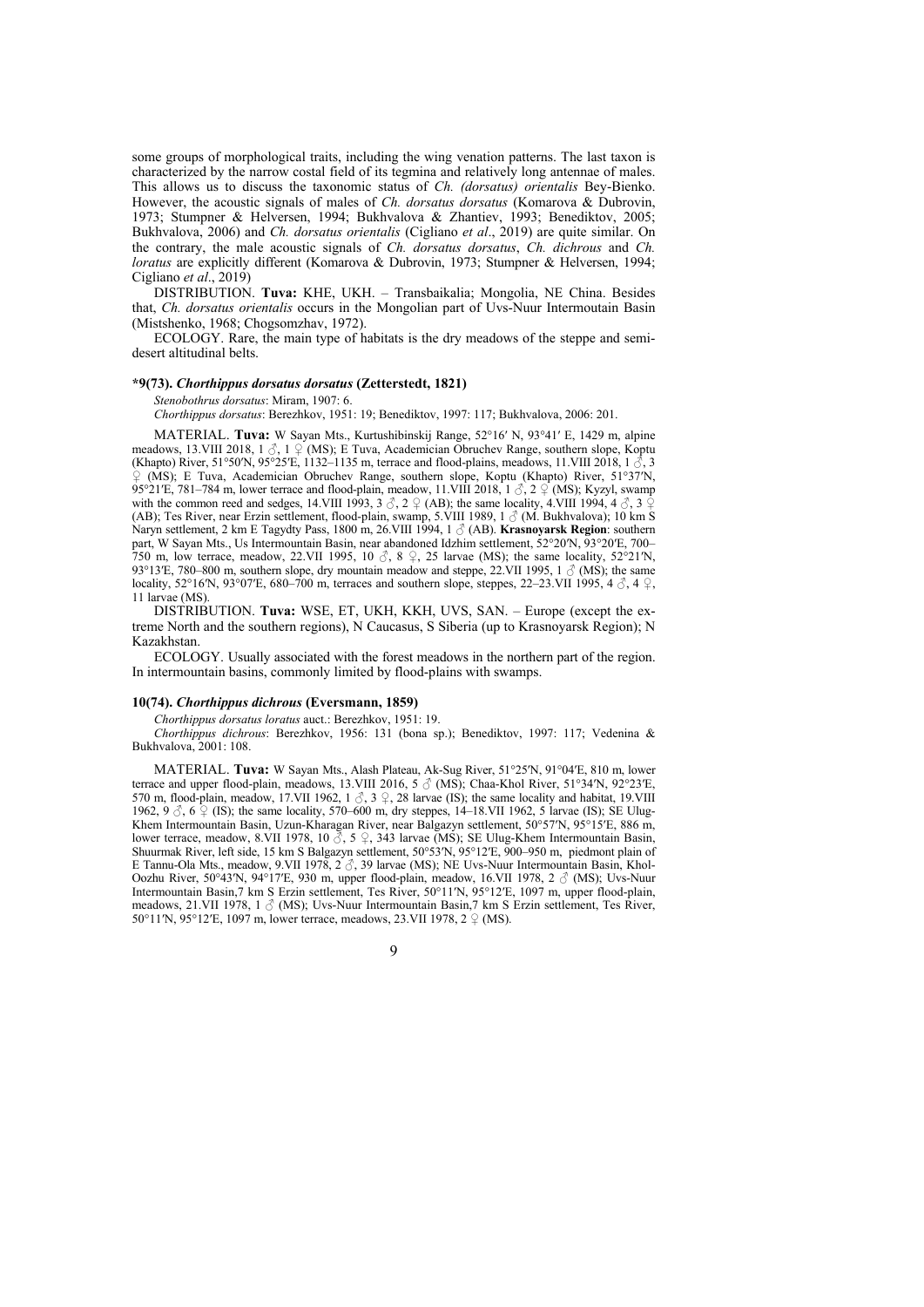some groups of morphological traits, including the wing venation patterns. The last taxon is characterized by the narrow costal field of its tegmina and relatively long antennae of males. This allows us to discuss the taxonomic status of *Ch. (dorsatus) orientalis* Bey-Bienko. However, the acoustic signals of males of *Ch. dorsatus dorsatus* (Komarova & Dubrovin, 1973; Stumpner & Helversen, 1994; Bukhvalova & Zhantiev, 1993; Benediktov, 2005; Bukhvalova, 2006) and *Ch. dorsatus orientalis* (Cigliano *et al*., 2019) are quite similar. On the contrary, the male acoustic signals of *Ch. dorsatus dorsatus*, *Ch. dichrous* and *Ch. loratus* are explicitly different (Komarova & Dubrovin, 1973; Stumpner & Helversen, 1994; Cigliano *et al*., 2019)

DISTRIBUTION. **Tuva:** KHE, UKH. – Transbaikalia; Mongolia, NE China. Besides that, *Ch. dorsatus orientalis* occurs in the Mongolian part of Uvs-Nuur Intermoutain Basin (Mistshenko, 1968; Chogsomzhav, 1972).

ECOLOGY. Rare, the main type of habitats is the dry meadows of the steppe and semi-desert altitudinal belts.

### *9(73). *Chorthippus dorsatus dorsatus* (Zetterstedt, 1821)

*Stenobothrus dorsatus*: Miram, 1907: 6.

*Chorthippus dorsatus*: Berezhkov, 1951: 19; Benediktov, 1997: 117; Bukhvalova, 2006: 201.

MATERIAL. **Tuva:** W Sayan Mts., Kurtushibinskij Range, 52°16′ N, 93°41′ E, 1429 m, alpine meadows, 13.VIII 2018, 1 ♂, 1 ♀ (MS); E Tuva, Academician Obruchev Range, southern slope, Koptu (Khapto) River, 51°50′N, 95°25′E, 1132–1135 m, terrace and flood-plains, meadows, 11.VIII 2018, 1 ♂, 3 ♀ (MS); E Tuva, Academician Obruchev Range, southern slope, Koptu (Khapto) River, 51°37′N, 95°21′E, 781–784 m, lower terrace and flood-plain, meadow, 11.VIII 2018, 1 ♂, 2 ♀ (MS); Kyzyl, swamp with the common reed and sedges, 14.VIII 1993, 3 ♂, 2 ♀ (AB); the same locality, 4.VIII 1994, 4 ♂, 3 ♀ (AB); Tes River, near Erzin settlement, flood-plain, swamp, 5.VIII 1989, 1 ♂ (M. Bukhvalova); 10 km S Naryn settlement, 2 km E Tagydty Pass, 1800 m, 26.VIII 1994, 1 ♂ (AB). **Krasnoyarsk Region**: southern part, W Sayan Mts., Us Intermountain Basin, near abandoned Idzhim settlement, 52°20′N, 93°20′E, 700–750 m, low terrace, meadow, 22.VII 1995, 10 ♂, 8 ♀, 25 larvae (MS); the same locality, 52°21′N, 93°13′E, 780–800 m, southern slope, dry mountain meadow and steppe, 22.VII 1995, 1 ♂ (MS); the same locality, 52°16′N, 93°07′E, 680–700 m, terraces and southern slope, steppes, 22–23.VII 1995, 4 ♂, 4 ♀, 11 larvae (MS).

DISTRIBUTION. **Tuva:** WSE, ET, UKH, KKH, UVS, SAN. – Europe (except the extreme North and the southern regions), N Caucasus, S Siberia (up to Krasnoyarsk Region); N Kazakhstan.

ECOLOGY. Usually associated with the forest meadows in the northern part of the region. In intermountain basins, commonly limited by flood-plains with swamps.

### 10(74). *Chorthippus dichrous* (Eversmann, 1859)

*Chorthippus dorsatus loratus* auct.: Berezhkov, 1951: 19.

*Chorthippus dichrous*: Berezhkov, 1956: 131 (bona sp.); Benediktov, 1997: 117; Vedenina & Bukhvalova, 2001: 108.

MATERIAL. **Tuva:** W Sayan Mts., Alash Plateau, Ak-Sug River, 51°25′N, 91°04′E, 810 m, lower terrace and upper flood-plain, meadows, 13.VIII 2016, 5 ♂ (MS); Chaa-Khol River, 51°34′N, 92°23′E, 570 m, flood-plain, meadow, 17.VII 1962, 1 ♂, 3 ♀, 28 larvae (IS); the same locality and habitat, 19.VIII 1962, 9 ♂, 6 ♀ (IS); the same locality, 570–600 m, dry steppes, 14–18.VII 1962, 5 larvae (IS); SE Ulug-Khem Intermountain Basin, Uzun-Kharagan River, near Balgazyn settlement, 50°57′N, 95°15′E, 886 m, lower terrace, meadow, 8.VII 1978, 10 ♂, 5 ♀, 343 larvae (MS); SE Ulug-Khem Intermountain Basin, Shuurmak River, left side, 15 km S Balgazyn settlement, 50°53′N, 95°12′E, 900–950 m, piedmont plain of E Tannu-Ola Mts., meadow, 9.VII 1978, 2 ♂, 39 larvae (MS); NE Uvs-Nuur Intermountain Basin, Khol-Oozhu River, 50°43′N, 94°17′E, 930 m, upper flood-plain, meadow, 16.VII 1978, 2 ♂ (MS); Uvs-Nuur Intermountain Basin,7 km S Erzin settlement, Tes River, 50°11′N, 95°12′E, 1097 m, upper flood-plain, meadows, 21.VII 1978, 1 ♂ (MS); Uvs-Nuur Intermountain Basin,7 km S Erzin settlement, Tes River, 50°11′N, 95°12′E, 1097 m, lower terrace, meadows, 23.VII 1978, 2 ♀ (MS).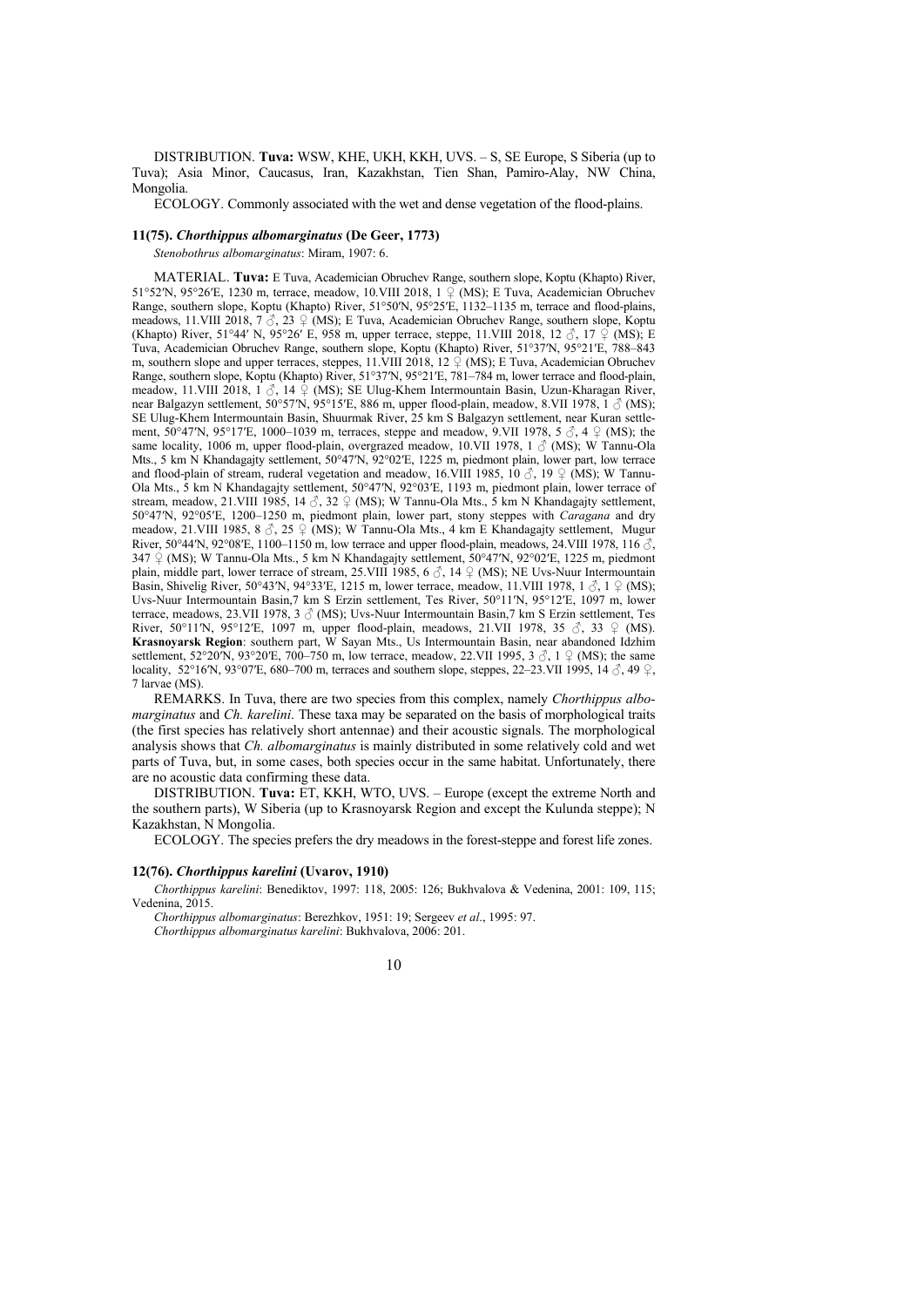DISTRIBUTION. **Tuva:** WSW, KHE, UKH, KKH, UVS. – S, SE Europe, S Siberia (up to Tuva); Asia Minor, Caucasus, Iran, Kazakhstan, Tien Shan, Pamiro-Alay, NW China, Mongolia.

ECOLOGY. Commonly associated with the wet and dense vegetation of the flood-plains.

### 11(75). *Chorthippus albomarginatus* (De Geer, 1773)

*Stenobothrus albomarginatus*: Miram, 1907: 6.

MATERIAL. **Tuva:** E Tuva, Academician Obruchev Range, southern slope, Koptu (Khapto) River, 51°52′N, 95°26′E, 1230 m, terrace, meadow, 10.VIII 2018, 1 ♀ (MS); E Tuva, Academician Obruchev Range, southern slope, Koptu (Khapto) River, 51°50′N, 95°25′E, 1132–1135 m, terrace and flood-plains, meadows, 11.VIII 2018, 7 ♂, 23 ♀ (MS); E Tuva, Academician Obruchev Range, southern slope, Koptu (Khapto) River, 51°44′ N, 95°26′ E, 958 m, upper terrace, steppe, 11.VIII 2018, 12 ♂, 17 ♀ (MS); E Tuva, Academician Obruchev Range, southern slope, Koptu (Khapto) River, 51°37′N, 95°21′E, 788–843 m, southern slope and upper terraces, steppes, 11.VIII 2018, 12 ♀ (MS); E Tuva, Academician Obruchev Range, southern slope, Koptu (Khapto) River, 51°37′N, 95°21′E, 781–784 m, lower terrace and flood-plain, meadow, 11.VIII 2018, 1 ♂, 14 ♀ (MS); SE Ulug-Khem Intermountain Basin, Uzun-Kharagan River, near Balgazyn settlement, 50°57′N, 95°15′E, 886 m, upper flood-plain, meadow, 8.VII 1978, 1 ♂ (MS); SE Ulug-Khem Intermountain Basin, Shuurmak River, 25 km S Balgazyn settlement, near Kuran settlement, 50°47′N, 95°17′E, 1000–1039 m, terraces, steppe and meadow, 9.VII 1978, 5 ♂, 4 ♀ (MS); the same locality, 1006 m, upper flood-plain, overgrazed meadow, 10.VII 1978, 1 ♂ (MS); W Tannu-Ola Mts., 5 km N Khandagajty settlement, 50°47′N, 92°02′E, 1225 m, piedmont plain, lower part, low terrace and flood-plain of stream, ruderal vegetation and meadow, 16.VIII 1985, 10 ♂, 19 ♀ (MS); W Tannu-Ola Mts., 5 km N Khandagajty settlement, 50°47′N, 92°03′E, 1193 m, piedmont plain, lower terrace of stream, meadow, 21.VIII 1985, 14 ♂, 32 ♀ (MS); W Tannu-Ola Mts., 5 km N Khandagajty settlement, 50°47′N, 92°05′E, 1200–1250 m, piedmont plain, lower part, stony steppes with *Caragana* and dry meadow, 21.VIII 1985, 8 ♂, 25 ♀ (MS); W Tannu-Ola Mts., 4 km E Khandagajty settlement, Mugur River, 50°44′N, 92°08′E, 1100–1150 m, low terrace and upper flood-plain, meadows, 24.VIII 1978, 116 ♂, 347 ♀ (MS); W Tannu-Ola Mts., 5 km N Khandagajty settlement, 50°47′N, 92°02′E, 1225 m, piedmont plain, middle part, lower terrace of stream, 25.VIII 1985, 6 ♂, 14 ♀ (MS); NE Uvs-Nuur Intermountain Basin, Shivelig River, 50°43′N, 94°33′E, 1215 m, lower terrace, meadow, 11.VIII 1978, 1 ♂, 1 ♀ (MS); Uvs-Nuur Intermountain Basin,7 km S Erzin settlement, Tes River, 50°11′N, 95°12′E, 1097 m, lower terrace, meadows, 23.VII 1978, 3 ♂ (MS); Uvs-Nuur Intermountain Basin,7 km S Erzin settlement, Tes River, 50°11′N, 95°12′E, 1097 m, upper flood-plain, meadows, 21.VII 1978, 35 ♂, 33 ♀ (MS). **Krasnoyarsk Region**: southern part, W Sayan Mts., Us Intermountain Basin, near abandoned Idzhim settlement, 52°20′N, 93°20′E, 700–750 m, low terrace, meadow, 22.VII 1995, 3 ♂, 1 ♀ (MS); the same locality, 52°16′N, 93°07′E, 680–700 m, terraces and southern slope, steppes, 22–23.VII 1995, 14 ♂, 49 ♀, 7 larvae (MS).

REMARKS. In Tuva, there are two species from this complex, namely *Chorthippus albomarginatus* and *Ch. karelini*. These taxa may be separated on the basis of morphological traits (the first species has relatively short antennae) and their acoustic signals. The morphological analysis shows that *Ch. albomarginatus* is mainly distributed in some relatively cold and wet parts of Tuva, but, in some cases, both species occur in the same habitat. Unfortunately, there are no acoustic data confirming these data.

DISTRIBUTION. **Tuva:** ET, KKH, WTO, UVS. – Europe (except the extreme North and the southern parts), W Siberia (up to Krasnoyarsk Region and except the Kulunda steppe); N Kazakhstan, N Mongolia.

ECOLOGY. The species prefers the dry meadows in the forest-steppe and forest life zones.

### 12(76). *Chorthippus karelini* (Uvarov, 1910)

*Chorthippus karelini*: Benediktov, 1997: 118, 2005: 126; Bukhvalova & Vedenina, 2001: 109, 115; Vedenina, 2015.

*Chorthippus albomarginatus*: Berezhkov, 1951: 19; Sergeev *et al*., 1995: 97.

*Chorthippus albomarginatus karelini*: Bukhvalova, 2006: 201.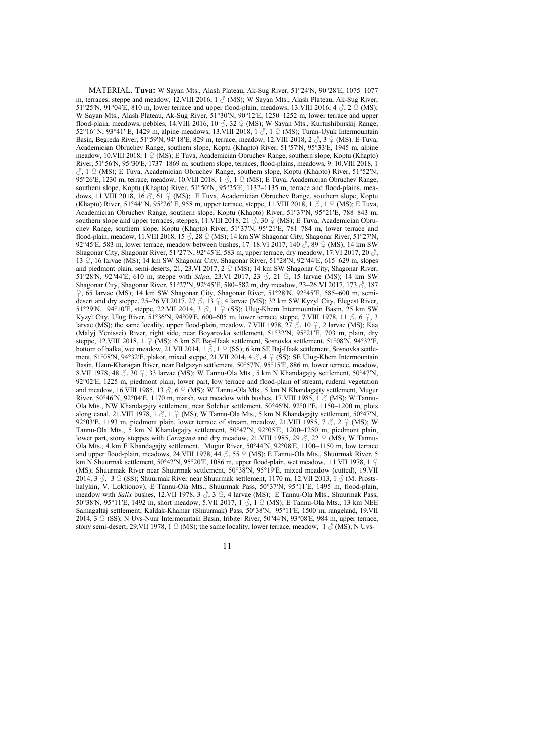MATERIAL. **Tuva:** W Sayan Mts., Alash Plateau, Ak-Sug River, 51°24′N, 90°28′E, 1075–1077 m, terraces, steppe and meadow, 12.VIII 2016, 1 ♂ (MS); W Sayan Mts., Alash Plateau, Ak-Sug River, 51°25′N, 91°04′E, 810 m, lower terrace and upper flood-plain, meadows, 13.VIII 2016, 4 ♂, 2 ♀ (MS); W Sayan Mts., Alash Plateau, Ak-Sug River, 51°30′N, 90°12′E, 1250–1252 m, lower terrace and upper flood-plain, meadows, pebbles, 14.VIII 2016, 10 ♂, 32 ♀ (MS); W Sayan Mts., Kurtushibinskij Range, 52°16′ N, 93°41′ E, 1429 m, alpine meadows, 13.VIII 2018, 1 ♂, 1 ♀ (MS); Turan-Uyuk Intermountain Basin, Begreda River, 51°59′N, 94°18′E, 829 m, terrace, meadow, 12.VIII 2018, 2 ♂, 3 ♀ (MS). E Tuva, Academician Obruchev Range, southern slope, Koptu (Khapto) River, 51°57′N, 95°33′E, 1945 m, alpine meadow, 10.VIII 2018, 1 ♀ (MS); E Tuva, Academician Obruchev Range, southern slope, Koptu (Khapto) River, 51°56′N, 95°30′E, 1737–1869 m, southern slope, terraces, flood-plains, meadows, 9–10.VIII 2018, 1 ♂, 1 ♀ (MS); E Tuva, Academician Obruchev Range, southern slope, Koptu (Khapto) River, 51°52′N, 95°26′E, 1230 m, terrace, meadow, 10.VIII 2018, 1 ♂, 1 ♀ (MS); E Tuva, Academician Obruchev Range, southern slope, Koptu (Khapto) River, 51°50′N, 95°25′E, 1132–1135 m, terrace and flood-plains, meadows, 11.VIII 2018, 16 ♂, 61 ♀ (MS); E Tuva, Academician Obruchev Range, southern slope, Koptu (Khapto) River, 51°44′ N, 95°26′ E, 958 m, upper terrace, steppe, 11.VIII 2018, 1 ♂, 1 ♀ (MS); E Tuva, Academician Obruchev Range, southern slope, Koptu (Khapto) River, 51°37′N, 95°21′E, 788–843 m, southern slope and upper terraces, steppes, 11.VIII 2018, 21 ♂, 30 ♀ (MS); E Tuva, Academician Obruchev Range, southern slope, Koptu (Khapto) River, 51°37′N, 95°21′E, 781–784 m, lower terrace and flood-plain, meadow, 11.VIII 2018, 15 ♂, 28 ♀ (MS); 14 km SW Shagonar City, Shagonar River, 51°27′N, 92°45′E, 583 m, lower terrace, meadow between bushes, 17–18.VI 2017, 140 ♂, 89 ♀ (MS); 14 km SW Shagonar City, Shagonar River, 51°27′N, 92°45′E, 583 m, upper terrace, dry meadow, 17.VI 2017, 20 ♂, 13 ♀, 16 larvae (MS); 14 km SW Shagonar City, Shagonar River, 51°28′N, 92°44′E, 615–629 m, slopes and piedmont plain, semi-deserts, 21, 23.VI 2017, 2 ♀ (MS); 14 km SW Shagonar City, Shagonar River, 51°28′N, 92°44′E, 610 m, steppe with *Stipa*, 23.VI 2017, 23 ♂, 21 ♀, 15 larvae (MS); 14 km SW Shagonar City, Shagonar River, 51°27′N, 92°45′E, 580–582 m, dry meadow, 23–26.VI 2017, 173 ♂, 187 ♀, 65 larvae (MS); 14 km SW Shagonar City, Shagonar River, 51°28′N, 92°45′E, 585–600 m, semi-desert and dry steppe, 25–26.VI 2017, 27 ♂, 13 ♀, 4 larvae (MS); 32 km SW Kyzyl City, Elegest River, 51°29′N, 94°10′E, steppe, 22.VII 2014, 3 ♂, 1 ♀ (SS); Ulug-Khem Intermountain Basin, 25 km SW Kyzyl City, Ulug River, 51°36′N, 94°09′E, 600–605 m, lower terrace, steppe, 7.VIII 1978, 11 ♂, 6 ♀, 3 larvae (MS); the same locality, upper flood-plain, meadow, 7.VIII 1978, 27 ♂, 10 ♀, 2 larvae (MS); Kaa (Malyj Yenissei) River, right side, near Boyarovka settlement, 51°32′N, 95°21′E, 703 m, plain, dry steppe, 12.VIII 2018, 1 ♀ (MS); 6 km SE Baj-Haak settlement, Sosnovka settlement, 51°08′N, 94°32′E, bottom of balka, wet meadow, 21.VII 2014, 1 ♂, 1 ♀ (SS); 6 km SE Baj-Haak settlement, Sosnovka settlement, 51°08′N, 94°32′E, plakor, mixed steppe, 21.VII 2014, 4 ♂, 4 ♀ (SS); SE Ulug-Khem Intermountain Basin, Uzun-Kharagan River, near Balgazyn settlement, 50°57′N, 95°15′E, 886 m, lower terrace, meadow, 8.VII 1978, 48 ♂, 30 ♀, 33 larvae (MS); W Tannu-Ola Mts., 5 km N Khandagajty settlement, 50°47′N, 92°02′E, 1225 m, piedmont plain, lower part, low terrace and flood-plain of stream, ruderal vegetation and meadow, 16.VIII 1985, 13 ♂, 6 ♀ (MS); W Tannu-Ola Mts., 5 km N Khandagajty settlement, Mugur River, 50°46′N, 92°04′E, 1170 m, marsh, wet meadow with bushes, 17.VIII 1985, 1 ♂ (MS); W Tannu-Ola Mts., NW Khandagajty settlement, near Solchur settlement, 50°46′N, 92°01′E, 1150–1200 m, plots along canal, 21.VIII 1978, 1 ♂, 1 ♀ (MS); W Tannu-Ola Mts., 5 km N Khandagajty settlement, 50°47′N, 92°03′E, 1193 m, piedmont plain, lower terrace of stream, meadow, 21.VIII 1985, 7 ♂, 2 ♀ (MS); W Tannu-Ola Mts., 5 km N Khandagajty settlement, 50°47′N, 92°05′E, 1200–1250 m, piedmont plain, lower part, stony steppes with *Caragana* and dry meadow, 21.VIII 1985, 29 ♂, 22 ♀ (MS); W Tannu-Ola Mts., 4 km E Khandagajty settlement, Mugur River, 50°44′N, 92°08′E, 1100–1150 m, low terrace and upper flood-plain, meadows, 24.VIII 1978, 44 ♂, 55 ♀ (MS); E Tannu-Ola Mts., Shuurmak River, 5 km N Shuurmak settlement, 50°42′N, 95°20′E, 1086 m, upper flood-plain, wet meadow, 11.VII 1978, 1 ♀ (MS); Shuurmak River near Shuurmak settlement, 50°38′N, 95°19′E, mixed meadow (cutted), 19.VII 2014, 3 ♂, 3 ♀ (SS); Shuurmak River near Shuurmak settlement, 1170 m, 12.VII 2013, 1 ♂ (M. Prostshalykin, V. Loktionov); E Tannu-Ola Mts., Shuurmak Pass, 50°37′N, 95°11′E, 1495 m, flood-plain, meadow with *Salix* bushes, 12.VII 1978, 3 ♂, 3 ♀, 4 larvae (MS); E Tannu-Ola Mts., Shuurmak Pass, 50°38′N, 95°11′E, 1492 m, short meadow, 5.VII 2017, 1 ♂, 1 ♀ (MS); E Tannu-Ola Mts., 13 km NEE Samagaltaj settlement, Kaldak-Khamar (Shuurmak) Pass, 50°38′N, 95°11′E, 1500 m, rangeland, 19.VII 2014, 3 ♀ (SS); N Uvs-Nuur Intermountain Basin, Iribitej River, 50°44′N, 93°08′E, 984 m, upper terrace, stony semi-desert, 29.VII 1978, 1 ♀ (MS); the same locality, lower terrace, meadow, 1 ♂ (MS); N Uvs-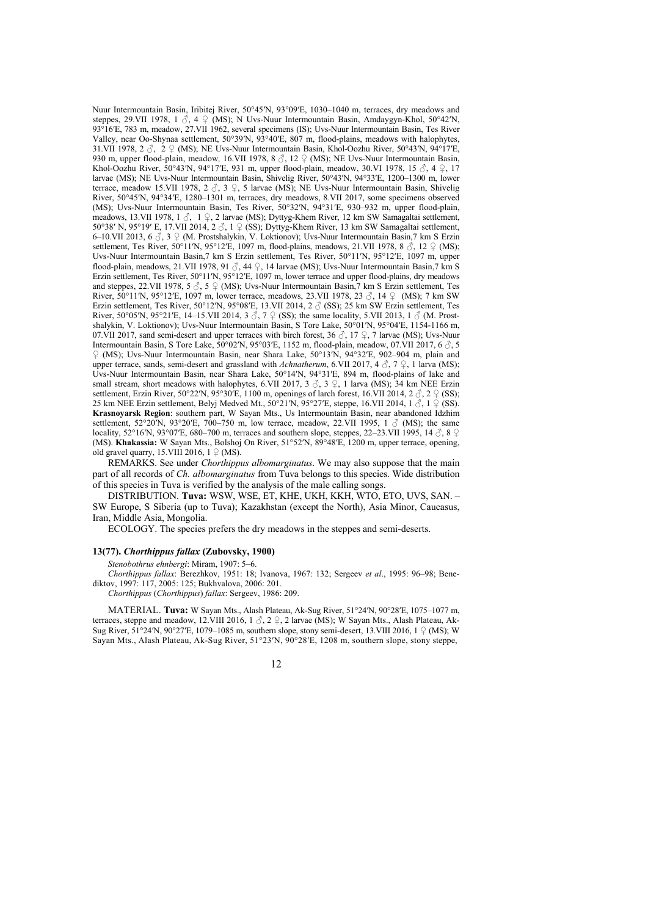Nuur Intermountain Basin, Iribitej River, 50°45′N, 93°09′E, 1030–1040 m, terraces, dry meadows and steppes, 29.VII 1978, 1 ♂, 4 ♀ (MS); N Uvs-Nuur Intermountain Basin, Amdaygyn-Khol, 50°42′N, 93°16′E, 783 m, meadow, 27.VII 1962, several specimens (IS); Uvs-Nuur Intermountain Basin, Tes River Valley, near Oo-Shynaa settlement, 50°39′N, 93°40′E, 807 m, flood-plains, meadows with halophytes, 31.VII 1978, 2 ♂, 2 ♀ (MS); NE Uvs-Nuur Intermountain Basin, Khol-Oozhu River, 50°43′N, 94°17′E, 930 m, upper flood-plain, meadow, 16.VII 1978, 8 ♂, 12 ♀ (MS); NE Uvs-Nuur Intermountain Basin, Khol-Oozhu River, 50°43′N, 94°17′E, 931 m, upper flood-plain, meadow, 30.VI 1978, 15 ♂, 4 ♀, 17 larvae (MS); NE Uvs-Nuur Intermountain Basin, Shivelig River, 50°43′N, 94°33′E, 1200–1300 m, lower terrace, meadow 15.VII 1978, 2 ♂, 3 ♀, 5 larvae (MS); NE Uvs-Nuur Intermountain Basin, Shivelig River, 50°45′N, 94°34′E, 1280–1301 m, terraces, dry meadows, 8.VII 2017, some specimens observed (MS); Uvs-Nuur Intermountain Basin, Tes River, 50°32′N, 94°31′E, 930–932 m, upper flood-plain, meadows, 13.VII 1978, 1 ♂, 1 ♀, 2 larvae (MS); Dyttyg-Khem River, 12 km SW Samagaltai settlement, 50°38′ N, 95°19′ E, 17.VII 2014, 2 ♂, 1 ♀ (SS); Dyttyg-Khem River, 13 km SW Samagaltai settlement, 6–10.VII 2013, 6 ♂, 3 ♀ (M. Prostshalykin, V. Loktionov); Uvs-Nuur Intermountain Basin,7 km S Erzin settlement, Tes River, 50°11′N, 95°12′E, 1097 m, flood-plains, meadows, 21.VII 1978, 8 ♂, 12 ♀ (MS); Uvs-Nuur Intermountain Basin,7 km S Erzin settlement, Tes River, 50°11′N, 95°12′E, 1097 m, upper flood-plain, meadows, 21.VII 1978, 91 ♂, 44 ♀, 14 larvae (MS); Uvs-Nuur Intermountain Basin,7 km S Erzin settlement, Tes River, 50°11′N, 95°12′E, 1097 m, lower terrace and upper flood-plains, dry meadows and steppes, 22.VII 1978, 5 ♂, 5 ♀ (MS); Uvs-Nuur Intermountain Basin,7 km S Erzin settlement, Tes River, 50°11′N, 95°12′E, 1097 m, lower terrace, meadows, 23.VII 1978, 23 ♂, 14 ♀ (MS); 7 km SW Erzin settlement, Tes River, 50°12′N, 95°08′E, 13.VII 2014, 2 ♂ (SS); 25 km SW Erzin settlement, Tes River, 50°05′N, 95°21′E, 14–15.VII 2014, 3 ♂, 7 ♀ (SS); the same locality, 5.VII 2013, 1 ♂ (M. Prostshalykin, V. Loktionov); Uvs-Nuur Intermountain Basin, S Tore Lake, 50°01′N, 95°04′E, 1154-1166 m, 07.VII 2017, sand semi-desert and upper terraces with birch forest, 36 ♂, 17 ♀, 7 larvae (MS); Uvs-Nuur Intermountain Basin, S Tore Lake, 50°02′N, 95°03′E, 1152 m, flood-plain, meadow, 07.VII 2017, 6 ♂, 5 ♀ (MS); Uvs-Nuur Intermountain Basin, near Shara Lake, 50°13′N, 94°32′E, 902–904 m, plain and upper terrace, sands, semi-desert and grassland with *Achnatherum*, 6.VII 2017, 4 ♂, 7 ♀, 1 larva (MS); Uvs-Nuur Intermountain Basin, near Shara Lake, 50°14′N, 94°31′E, 894 m, flood-plains of lake and small stream, short meadows with halophytes, 6.VII 2017, 3 ♂, 3 ♀, 1 larva (MS); 34 km NEE Erzin settlement, Erzin River, 50°22′N, 95°30′E, 1100 m, openings of larch forest, 16.VII 2014, 2 ♂, 2 ♀ (SS); 25 km NEE Erzin settlement, Belyj Medved Mt., 50°21′N, 95°27′E, steppe, 16.VII 2014, 1 ♂, 1 ♀ (SS). **Krasnoyarsk Region**: southern part, W Sayan Mts., Us Intermountain Basin, near abandoned Idzhim settlement, 52°20′N, 93°20′E, 700–750 m, low terrace, meadow, 22.VII 1995, 1 ♂ (MS); the same locality, 52°16′N, 93°07′E, 680–700 m, terraces and southern slope, steppes, 22–23.VII 1995, 14 ♂, 8 ♀ (MS). **Khakassia:** W Sayan Mts., Bolshoj On River, 51°52′N, 89°48′E, 1200 m, upper terrace, opening, old gravel quarry, 15.VIII 2016, 1 ♀ (MS).

REMARKS. See under *Chorthippus albomarginatus*. We may also suppose that the main part of all records of *Ch. albomarginatus* from Tuva belongs to this species. Wide distribution of this species in Tuva is verified by the analysis of the male calling songs.

DISTRIBUTION. **Tuva:** WSW, WSE, ET, KHE, UKH, KKH, WTO, ETO, UVS, SAN. – SW Europe, S Siberia (up to Tuva); Kazakhstan (except the North), Asia Minor, Caucasus, Iran, Middle Asia, Mongolia.

ECOLOGY. The species prefers the dry meadows in the steppes and semi-deserts.

### 13(77). *Chorthippus fallax* (Zubovsky, 1900)

*Stenobothrus ehnbergi*: Miram, 1907: 5–6.

*Chorthippus fallax*: Berezhkov, 1951: 18; Ivanova, 1967: 132; Sergeev *et al*., 1995: 96–98; Benediktov, 1997: 117, 2005: 125; Bukhvalova, 2006: 201.

*Chorthippus* (*Chorthippus*) *fallax*: Sergeev, 1986: 209.

MATERIAL. **Tuva:** W Sayan Mts., Alash Plateau, Ak-Sug River, 51°24′N, 90°28′E, 1075–1077 m, terraces, steppe and meadow, 12.VIII 2016, 1 ♂, 2 ♀, 2 larvae (MS); W Sayan Mts., Alash Plateau, Ak-Sug River, 51°24′N, 90°27′E, 1079–1085 m, southern slope, stony semi-desert, 13.VIII 2016, 1 ♀ (MS); W Sayan Mts., Alash Plateau, Ak-Sug River, 51°23′N, 90°28′E, 1208 m, southern slope, stony steppe,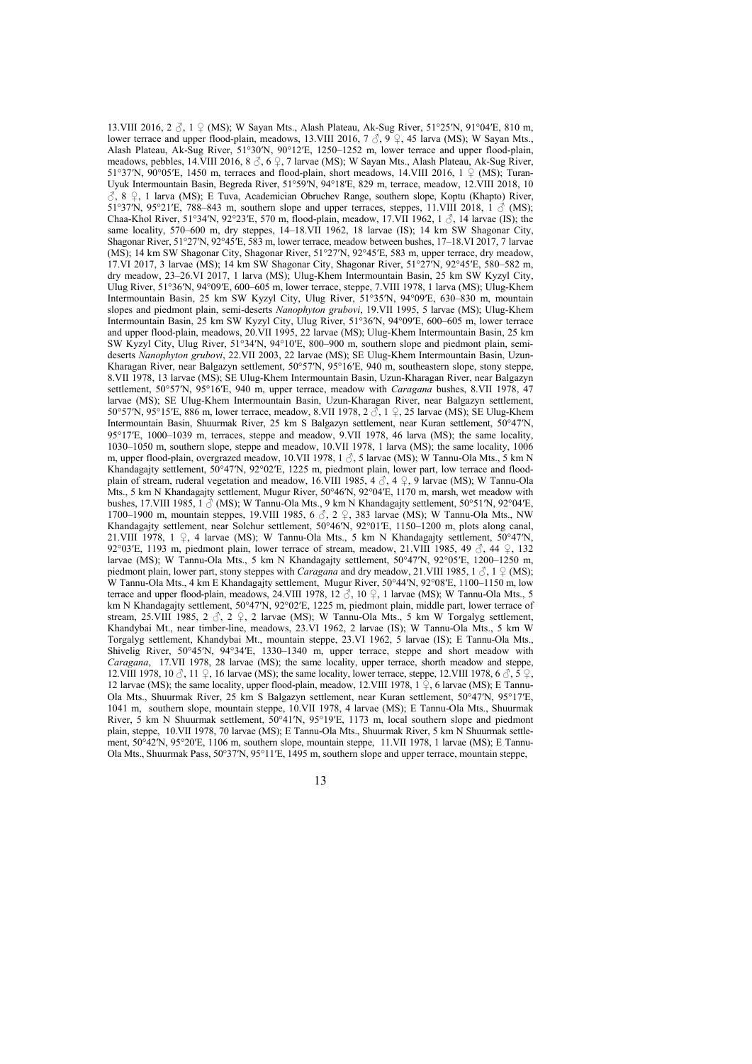13.VIII 2016, 2 ♂, 1 ♀ (MS); W Sayan Mts., Alash Plateau, Ak-Sug River, 51°25′N, 91°04′E, 810 m, lower terrace and upper flood-plain, meadows, 13.VIII 2016, 7 ♂, 9 ♀, 45 larva (MS); W Sayan Mts., Alash Plateau, Ak-Sug River, 51°30′N, 90°12′E, 1250–1252 m, lower terrace and upper flood-plain, meadows, pebbles, 14.VIII 2016, 8 ♂, 6 ♀, 7 larvae (MS); W Sayan Mts., Alash Plateau, Ak-Sug River, 51°37′N, 90°05′E, 1450 m, terraces and flood-plain, short meadows, 14.VIII 2016, 1 ♀ (MS); Turan-Uyuk Intermountain Basin, Begreda River, 51°59′N, 94°18′E, 829 m, terrace, meadow, 12.VIII 2018, 10 ♂, 8 ♀, 1 larva (MS); E Tuva, Academician Obruchev Range, southern slope, Koptu (Khapto) River, 51°37′N, 95°21′E, 788–843 m, southern slope and upper terraces, steppes, 11.VIII 2018, 1 ♂ (MS); Chaa-Khol River, 51°34′N, 92°23′E, 570 m, flood-plain, meadow, 17.VII 1962, 1 ♂, 14 larvae (IS); the same locality, 570–600 m, dry steppes, 14–18.VII 1962, 18 larvae (IS); 14 km SW Shagonar City, Shagonar River, 51°27′N, 92°45′E, 583 m, lower terrace, meadow between bushes, 17–18.VI 2017, 7 larvae (MS); 14 km SW Shagonar City, Shagonar River, 51°27′N, 92°45′E, 583 m, upper terrace, dry meadow, 17.VI 2017, 3 larvae (MS); 14 km SW Shagonar City, Shagonar River, 51°27′N, 92°45′E, 580–582 m, dry meadow, 23–26.VI 2017, 1 larva (MS); Ulug-Khem Intermountain Basin, 25 km SW Kyzyl City, Ulug River, 51°36′N, 94°09′E, 600–605 m, lower terrace, steppe, 7.VIII 1978, 1 larva (MS); Ulug-Khem Intermountain Basin, 25 km SW Kyzyl City, Ulug River, 51°35′N, 94°09′E, 630–830 m, mountain slopes and piedmont plain, semi-deserts *Nanophyton grubovi*, 19.VII 1995, 5 larvae (MS); Ulug-Khem Intermountain Basin, 25 km SW Kyzyl City, Ulug River, 51°36′N, 94°09′E, 600–605 m, lower terrace and upper flood-plain, meadows, 20.VII 1995, 22 larvae (MS); Ulug-Khem Intermountain Basin, 25 km SW Kyzyl City, Ulug River, 51°34′N, 94°10′E, 800–900 m, southern slope and piedmont plain, semi-deserts *Nanophyton grubovi*, 22.VII 2003, 22 larvae (MS); SE Ulug-Khem Intermountain Basin, Uzun-Kharagan River, near Balgazyn settlement, 50°57′N, 95°16′E, 940 m, southeastern slope, stony steppe, 8.VII 1978, 13 larvae (MS); SE Ulug-Khem Intermountain Basin, Uzun-Kharagan River, near Balgazyn settlement, 50°57′N, 95°16′E, 940 m, upper terrace, meadow with *Caragana* bushes, 8.VII 1978, 47 larvae (MS); SE Ulug-Khem Intermountain Basin, Uzun-Kharagan River, near Balgazyn settlement, 50°57′N, 95°15′E, 886 m, lower terrace, meadow, 8.VII 1978, 2 ♂, 1 ♀, 25 larvae (MS); SE Ulug-Khem Intermountain Basin, Shuurmak River, 25 km S Balgazyn settlement, near Kuran settlement, 50°47′N, 95°17′E, 1000–1039 m, terraces, steppe and meadow, 9.VII 1978, 46 larva (MS); the same locality, 1030–1050 m, southern slope, steppe and meadow, 10.VII 1978, 1 larva (MS); the same locality, 1006 m, upper flood-plain, overgrazed meadow, 10.VII 1978, 1 ♂, 5 larvae (MS); W Tannu-Ola Mts., 5 km N Khandagajty settlement, 50°47′N, 92°02′E, 1225 m, piedmont plain, lower part, low terrace and flood-plain of stream, ruderal vegetation and meadow, 16.VIII 1985, 4 ♂, 4 ♀, 9 larvae (MS); W Tannu-Ola Mts., 5 km N Khandagajty settlement, Mugur River, 50°46′N, 92°04′E, 1170 m, marsh, wet meadow with bushes, 17.VIII 1985, 1 ♂ (MS); W Tannu-Ola Mts., 9 km N Khandagajty settlement, 50°51′N, 92°04′E, 1700–1900 m, mountain steppes, 19.VIII 1985, 6 ♂, 2 ♀, 383 larvae (MS); W Tannu-Ola Mts., NW Khandagajty settlement, near Solchur settlement, 50°46′N, 92°01′E, 1150–1200 m, plots along canal, 21.VIII 1978, 1 ♀, 4 larvae (MS); W Tannu-Ola Mts., 5 km N Khandagajty settlement, 50°47′N, 92°03′E, 1193 m, piedmont plain, lower terrace of stream, meadow, 21.VIII 1985, 49 ♂, 44 ♀, 132 larvae (MS); W Tannu-Ola Mts., 5 km N Khandagajty settlement, 50°47′N, 92°05′E, 1200–1250 m, piedmont plain, lower part, stony steppes with *Caragana* and dry meadow, 21.VIII 1985, 1 ♂, 1 ♀ (MS); W Tannu-Ola Mts., 4 km E Khandagajty settlement, Mugur River, 50°44′N, 92°08′E, 1100–1150 m, low terrace and upper flood-plain, meadows, 24.VIII 1978, 12 ♂, 10 ♀, 1 larvae (MS); W Tannu-Ola Mts., 5 km N Khandagajty settlement, 50°47′N, 92°02′E, 1225 m, piedmont plain, middle part, lower terrace of stream, 25.VIII 1985, 2 ♂, 2 ♀, 2 larvae (MS); W Tannu-Ola Mts., 5 km W Torgalyg settlement, Khandybai Mt., near timber-line, meadows, 23.VI 1962, 2 larvae (IS); W Tannu-Ola Mts., 5 km W Torgalyg settlement, Khandybai Mt., mountain steppe, 23.VI 1962, 5 larvae (IS); E Tannu-Ola Mts., Shivelig River, 50°45′N, 94°34′E, 1330–1340 m, upper terrace, steppe and short meadow with *Caragana*, 17.VII 1978, 28 larvae (MS); the same locality, upper terrace, shorth meadow and steppe, 12.VIII 1978, 10 ♂, 11 ♀, 16 larvae (MS); the same locality, lower terrace, steppe, 12.VIII 1978, 6 ♂, 5 ♀, 12 larvae (MS); the same locality, upper flood-plain, meadow, 12.VIII 1978, 1 ♀, 6 larvae (MS); E Tannu-Ola Mts., Shuurmak River, 25 km S Balgazyn settlement, near Kuran settlement, 50°47′N, 95°17′E, 1041 m, southern slope, mountain steppe, 10.VII 1978, 4 larvae (MS); E Tannu-Ola Mts., Shuurmak River, 5 km N Shuurmak settlement, 50°41′N, 95°19′E, 1173 m, local southern slope and piedmont plain, steppe, 10.VII 1978, 70 larvae (MS); E Tannu-Ola Mts., Shuurmak River, 5 km N Shuurmak settlement, 50°42′N, 95°20′E, 1106 m, southern slope, mountain steppe, 11.VII 1978, 1 larvae (MS); E Tannu-Ola Mts., Shuurmak Pass, 50°37′N, 95°11′E, 1495 m, southern slope and upper terrace, mountain steppe,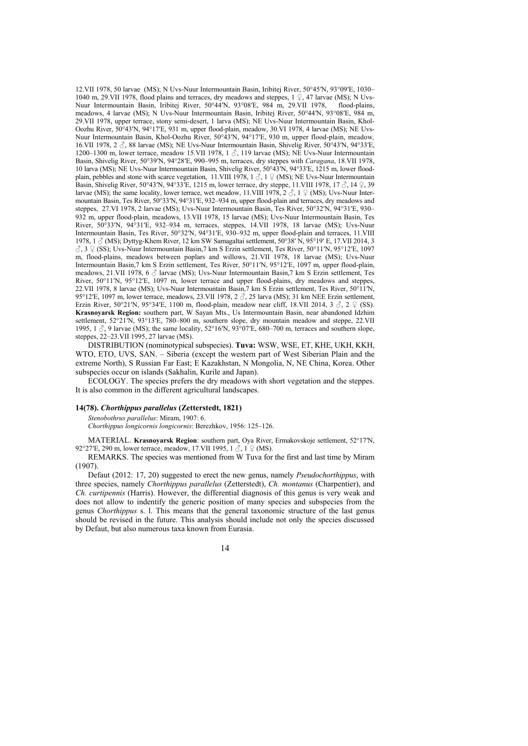12.VII 1978, 50 larvae (MS); N Uvs-Nuur Intermountain Basin, Iribitej River, 50°45′N, 93°09′E, 1030–1040 m, 29.VII 1978, flood plains and terraces, dry meadows and steppes, 1 ♀, 47 larvae (MS); N Uvs-Nuur Intermountain Basin, Iribitej River, 50°44′N, 93°08′E, 984 m, 29.VII 1978, flood-plains, meadows, 4 larvae (MS); N Uvs-Nuur Intermountain Basin, Iribitej River, 50°44′N, 93°08′E, 984 m, 29.VII 1978, upper terrace, stony semi-desert, 1 larva (MS); NE Uvs-Nuur Intermountain Basin, Khol-Oozhu River, 50°43′N, 94°17′E, 931 m, upper flood-plain, meadow, 30.VI 1978, 4 larvae (MS); NE Uvs-Nuur Intermountain Basin, Khol-Oozhu River, 50°43′N, 94°17′E, 930 m, upper flood-plain, meadow, 16.VII 1978, 2 ♂, 88 larvae (MS); NE Uvs-Nuur Intermountain Basin, Shivelig River, 50°43′N, 94°33′E, 1200–1300 m, lower terrace, meadow 15.VII 1978, 1 ♂, 119 larvae (MS); NE Uvs-Nuur Intermountain Basin, Shivelig River, 50°39′N, 94°28′E, 990–995 m, terraces, dry steppes with *Caragana*, 18.VII 1978, 10 larva (MS); NE Uvs-Nuur Intermountain Basin, Shivelig River, 50°43′N, 94°33′E, 1215 m, lower flood-plain, pebbles and stone with scarce vegetation, 11.VIII 1978, 1 ♂, 1 ♀ (MS); NE Uvs-Nuur Intermountain Basin, Shivelig River, 50°43′N, 94°33′E, 1215 m, lower terrace, dry steppe, 11.VIII 1978, 17 ♂, 14 ♀, 39 larvae (MS); the same locality, lower terrace, wet meadow, 11.VIII 1978, 2 ♂, 1 ♀ (MS); Uvs-Nuur Intermountain Basin, Tes River, 50°33′N, 94°31′E, 932–934 m, upper flood-plain and terraces, dry meadows and steppes, 27.VI 1978, 2 larvae (MS); Uvs-Nuur Intermountain Basin, Tes River, 50°32′N, 94°31′E, 930–932 m, upper flood-plain, meadows, 13.VII 1978, 15 larvae (MS); Uvs-Nuur Intermountain Basin, Tes River, 50°33′N, 94°31′E, 932–934 m, terraces, steppes, 14.VII 1978, 18 larvae (MS); Uvs-Nuur Intermountain Basin, Tes River, 50°32′N, 94°31′E, 930–932 m, upper flood-plain and terraces, 11.VIII 1978, 1 ♂ (MS); Dyttyg-Khem River, 12 km SW Samagaltai settlement, 50°38′ N, 95°19′ E, 17.VII 2014, 3 ♂, 3 ♀ (SS); Uvs-Nuur Intermountain Basin,7 km S Erzin settlement, Tes River, 50°11′N, 95°12′E, 1097 m, flood-plains, meadows between poplars and willows, 21.VII 1978, 18 larvae (MS); Uvs-Nuur Intermountain Basin,7 km S Erzin settlement, Tes River, 50°11′N, 95°12′E, 1097 m, upper flood-plain, meadows, 21.VII 1978, 6 ♂ larvae (MS); Uvs-Nuur Intermountain Basin,7 km S Erzin settlement, Tes River, 50°11′N, 95°12′E, 1097 m, lower terrace and upper flood-plains, dry meadows and steppes, 22.VII 1978, 8 larvae (MS); Uvs-Nuur Intermountain Basin,7 km S Erzin settlement, Tes River, 50°11′N, 95°12′E, 1097 m, lower terrace, meadows, 23.VII 1978, 2 ♂, 25 larva (MS); 31 km NEE Erzin settlement, Erzin River, 50°21′N, 95°34′E, 1100 m, flood-plain, meadow near cliff, 18.VII 2014, 3 ♂, 2 ♀ (SS). **Krasnoyarsk Region:** southern part, W Sayan Mts., Us Intermountain Basin, near abandoned Idzhim settlement, 52°21′N, 93°13′E, 780–800 m, southern slope, dry mountain meadow and steppe, 22.VII 1995, 1 ♂, 9 larvae (MS); the same locality, 52°16′N, 93°07′E, 680–700 m, terraces and southern slope, steppes, 22–23.VII 1995, 27 larvae (MS).

DISTRIBUTION (nominotypical subspecies). **Tuva:** WSW, WSE, ET, KHE, UKH, KKH, WTO, ETO, UVS, SAN. – Siberia (except the western part of West Siberian Plain and the extreme North), S Russian Far East; E Kazakhstan, N Mongolia, N, NE China, Korea. Other subspecies occur on islands (Sakhalin, Kurile and Japan).

ECOLOGY. The species prefers the dry meadows with short vegetation and the steppes. It is also common in the different agricultural landscapes.

### 14(78). *Chorthippus parallelus* (Zetterstedt, 1821)

*Stenobothrus parallelus*: Miram, 1907: 6.
*Chorthippus longicornis longicornis*: Berezhkov, 1956: 125–126.

MATERIAL. **Krasnoyarsk Region**: southern part, Oya River, Ermakovskoje settlement, 52°17′N, 92°27′E, 290 m, lower terrace, meadow, 17.VII 1995, 1 ♂, 1 ♀ (MS).

REMARKS. The species was mentioned from W Tuva for the first and last time by Miram (1907).

Defaut (2012: 17, 20) suggested to erect the new genus, namely *Pseudochorthippus*, with three species, namely *Chorthippus parallelus* (Zetterstedt), *Ch. montanus* (Charpentier), and *Ch. curtipennis* (Harris). However, the differential diagnosis of this genus is very weak and does not allow to indentify the generic position of many species and subspecies from the genus *Chorthippus* s. l. This means that the general taxonomic structure of the last genus should be revised in the future. This analysis should include not only the species discussed by Defaut, but also numerous taxa known from Eurasia.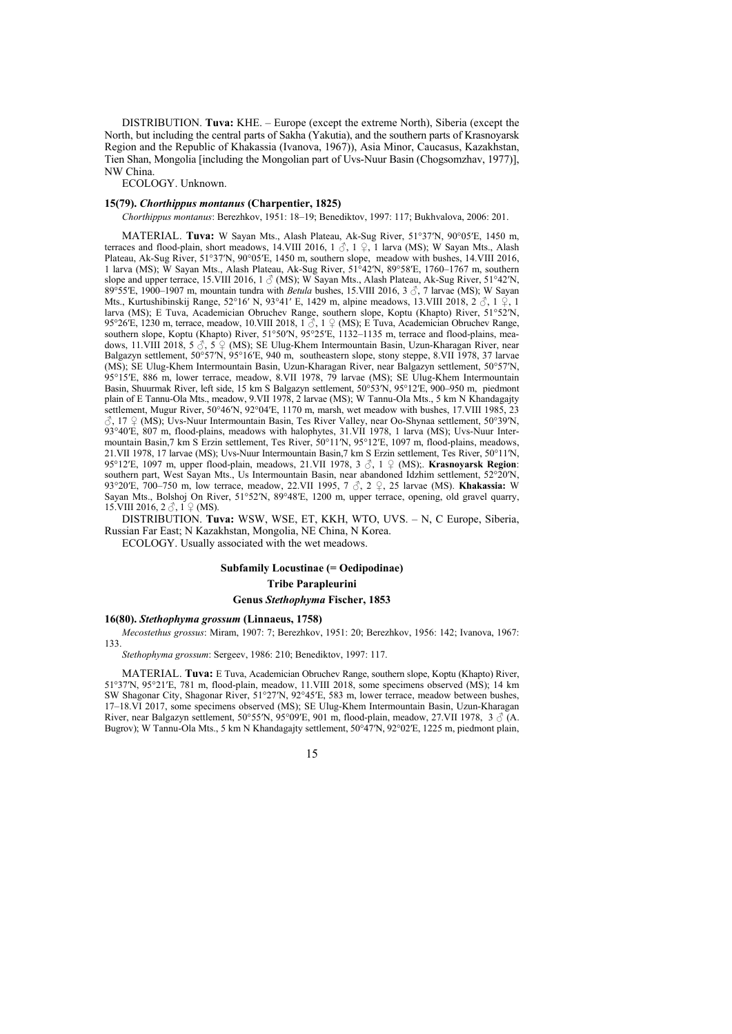DISTRIBUTION. **Tuva:** KHE. – Europe (except the extreme North), Siberia (except the North, but including the central parts of Sakha (Yakutia), and the southern parts of Krasnoyarsk Region and the Republic of Khakassia (Ivanova, 1967)), Asia Minor, Caucasus, Kazakhstan, Tien Shan, Mongolia [including the Mongolian part of Uvs-Nuur Basin (Chogsomzhav, 1977)], NW China.

ECOLOGY. Unknown.

### 15(79). *Chorthippus montanus* (Charpentier, 1825)

*Chorthippus montanus*: Berezhkov, 1951: 18–19; Benediktov, 1997: 117; Bukhvalova, 2006: 201.

MATERIAL. **Tuva:** W Sayan Mts., Alash Plateau, Ak-Sug River, 51°37′N, 90°05′E, 1450 m, terraces and flood-plain, short meadows, 14.VIII 2016, 1 ♂, 1 ♀, 1 larva (MS); W Sayan Mts., Alash Plateau, Ak-Sug River, 51°37′N, 90°05′E, 1450 m, southern slope, meadow with bushes, 14.VIII 2016, 1 larva (MS); W Sayan Mts., Alash Plateau, Ak-Sug River, 51°42′N, 89°58′E, 1760–1767 m, southern slope and upper terrace, 15.VIII 2016, 1 ♂ (MS); W Sayan Mts., Alash Plateau, Ak-Sug River, 51°42′N, 89°55′E, 1900–1907 m, mountain tundra with *Betula* bushes, 15.VIII 2016, 3 ♂, 7 larvae (MS); W Sayan Mts., Kurtushibinskij Range, 52°16′ N, 93°41′ E, 1429 m, alpine meadows, 13.VIII 2018, 2 ♂, 1 ♀, 1 larva (MS); E Tuva, Academician Obruchev Range, southern slope, Koptu (Khapto) River, 51°52′N, 95°26′E, 1230 m, terrace, meadow, 10.VIII 2018, 1 ♂, 1 ♀ (MS); E Tuva, Academician Obruchev Range, southern slope, Koptu (Khapto) River, 51°50′N, 95°25′E, 1132–1135 m, terrace and flood-plains, meadows, 11.VIII 2018, 5 ♂, 5 ♀ (MS); SE Ulug-Khem Intermountain Basin, Uzun-Kharagan River, near Balgazyn settlement, 50°57′N, 95°16′E, 940 m, southeastern slope, stony steppe, 8.VII 1978, 37 larvae (MS); SE Ulug-Khem Intermountain Basin, Uzun-Kharagan River, near Balgazyn settlement, 50°57′N, 95°15′E, 886 m, lower terrace, meadow, 8.VII 1978, 79 larvae (MS); SE Ulug-Khem Intermountain Basin, Shuurmak River, left side, 15 km S Balgazyn settlement, 50°53′N, 95°12′E, 900–950 m, piedmont plain of E Tannu-Ola Mts., meadow, 9.VII 1978, 2 larvae (MS); W Tannu-Ola Mts., 5 km N Khandagajty settlement, Mugur River, 50°46′N, 92°04′E, 1170 m, marsh, wet meadow with bushes, 17.VIII 1985, 23 ♂, 17 ♀ (MS); Uvs-Nuur Intermountain Basin, Tes River Valley, near Oo-Shynaa settlement, 50°39′N, 93°40′E, 807 m, flood-plains, meadows with halophytes, 31.VII 1978, 1 larva (MS); Uvs-Nuur Intermountain Basin,7 km S Erzin settlement, Tes River, 50°11′N, 95°12′E, 1097 m, flood-plains, meadows, 21.VII 1978, 17 larvae (MS); Uvs-Nuur Intermountain Basin,7 km S Erzin settlement, Tes River, 50°11′N, 95°12′E, 1097 m, upper flood-plain, meadows, 21.VII 1978, 3 ♂, 1 ♀ (MS);. **Krasnoyarsk Region**: southern part, West Sayan Mts., Us Intermountain Basin, near abandoned Idzhim settlement, 52°20′N, 93°20′E, 700–750 m, low terrace, meadow, 22.VII 1995, 7 ♂, 2 ♀, 25 larvae (MS). **Khakassia:** W Sayan Mts., Bolshoj On River, 51°52′N, 89°48′E, 1200 m, upper terrace, opening, old gravel quarry, 15.VIII 2016, 2 ♂, 1 ♀ (MS).

DISTRIBUTION. **Tuva:** WSW, WSE, ET, KKH, WTO, UVS. – N, C Europe, Siberia, Russian Far East; N Kazakhstan, Mongolia, NE China, N Korea.

ECOLOGY. Usually associated with the wet meadows.

## Subfamily Locustinae (= Oedipodinae)

### Tribe Parapleurini

### Genus *Stethophyma* Fischer, 1853

### 16(80). *Stethophyma grossum* (Linnaeus, 1758)

*Mecostethus grossus*: Miram, 1907: 7; Berezhkov, 1951: 20; Berezhkov, 1956: 142; Ivanova, 1967: 133.

*Stethophyma grossum*: Sergeev, 1986: 210; Benediktov, 1997: 117.

MATERIAL. **Tuva:** E Tuva, Academician Obruchev Range, southern slope, Koptu (Khapto) River, 51°37′N, 95°21′E, 781 m, flood-plain, meadow, 11.VIII 2018, some specimens observed (MS); 14 km SW Shagonar City, Shagonar River, 51°27′N, 92°45′E, 583 m, lower terrace, meadow between bushes, 17–18.VI 2017, some specimens observed (MS); SE Ulug-Khem Intermountain Basin, Uzun-Kharagan River, near Balgazyn settlement, 50°55′N, 95°09′E, 901 m, flood-plain, meadow, 27.VII 1978, 3 ♂ (A. Bugrov); W Tannu-Ola Mts., 5 km N Khandagajty settlement, 50°47′N, 92°02′E, 1225 m, piedmont plain,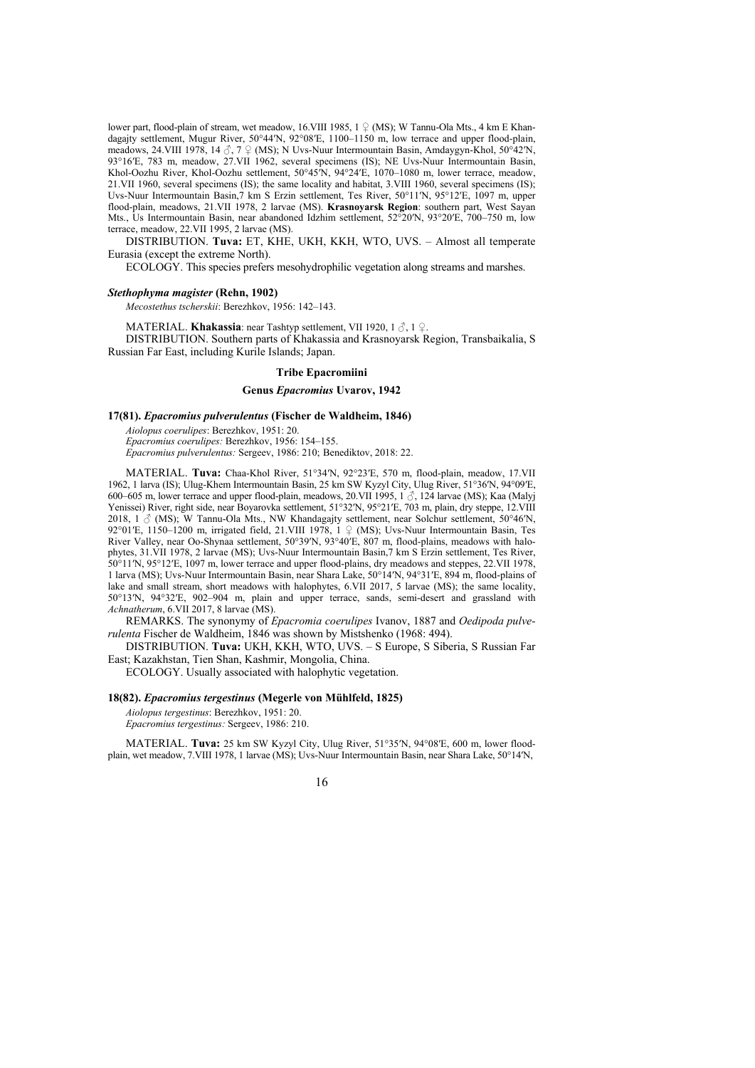lower part, flood-plain of stream, wet meadow, 16.VIII 1985, 1 ♀ (MS); W Tannu-Ola Mts., 4 km E Khandagajty settlement, Mugur River, 50°44′N, 92°08′E, 1100–1150 m, low terrace and upper flood-plain, meadows, 24.VIII 1978, 14 ♂, 7 ♀ (MS); N Uvs-Nuur Intermountain Basin, Amdaygyn-Khol, 50°42′N, 93°16′E, 783 m, meadow, 27.VII 1962, several specimens (IS); NE Uvs-Nuur Intermountain Basin, Khol-Oozhu River, Khol-Oozhu settlement, 50°45′N, 94°24′E, 1070–1080 m, lower terrace, meadow, 21.VII 1960, several specimens (IS); the same locality and habitat, 3.VIII 1960, several specimens (IS); Uvs-Nuur Intermountain Basin,7 km S Erzin settlement, Tes River, 50°11′N, 95°12′E, 1097 m, upper flood-plain, meadows, 21.VII 1978, 2 larvae (MS). **Krasnoyarsk Region**: southern part, West Sayan Mts., Us Intermountain Basin, near abandoned Idzhim settlement, 52°20′N, 93°20′E, 700–750 m, low terrace, meadow, 22.VII 1995, 2 larvae (MS).

DISTRIBUTION. **Tuva:** ET, KHE, UKH, KKH, WTO, UVS. – Almost all temperate Eurasia (except the extreme North).

ECOLOGY. This species prefers mesohydrophilic vegetation along streams and marshes.

#### *Stethophyma magister* (Rehn, 1902)

*Mecostethus tscherskii*: Berezhkov, 1956: 142–143.

MATERIAL. **Khakassia**: near Tashtyp settlement, VII 1920, 1 ♂, 1 ♀.

DISTRIBUTION. Southern parts of Khakassia and Krasnoyarsk Region, Transbaikalia, S Russian Far East, including Kurile Islands; Japan.

### Tribe Epacromiini

### Genus *Epacromius* Uvarov, 1942

#### 17(81). *Epacromius pulverulentus* (Fischer de Waldheim, 1846)

*Aiolopus coerulipes*: Berezhkov, 1951: 20.
*Epacromius coerulipes:* Berezhkov, 1956: 154–155.
*Epacromius pulverulentus:* Sergeev, 1986: 210; Benediktov, 2018: 22.

MATERIAL. **Tuva:** Chaa-Khol River, 51°34′N, 92°23′E, 570 m, flood-plain, meadow, 17.VII 1962, 1 larva (IS); Ulug-Khem Intermountain Basin, 25 km SW Kyzyl City, Ulug River, 51°36′N, 94°09′E, 600–605 m, lower terrace and upper flood-plain, meadows, 20.VII 1995, 1 ♂, 124 larvae (MS); Kaa (Malyj Yenissei) River, right side, near Boyarovka settlement, 51°32′N, 95°21′E, 703 m, plain, dry steppe, 12.VIII 2018, 1 ♂ (MS); W Tannu-Ola Mts., NW Khandagajty settlement, near Solchur settlement, 50°46′N, 92°01′E, 1150–1200 m, irrigated field, 21.VIII 1978, 1 ♀ (MS); Uvs-Nuur Intermountain Basin, Tes River Valley, near Oo-Shynaa settlement, 50°39′N, 93°40′E, 807 m, flood-plains, meadows with halophytes, 31.VII 1978, 2 larvae (MS); Uvs-Nuur Intermountain Basin,7 km S Erzin settlement, Tes River, 50°11′N, 95°12′E, 1097 m, lower terrace and upper flood-plains, dry meadows and steppes, 22.VII 1978, 1 larva (MS); Uvs-Nuur Intermountain Basin, near Shara Lake, 50°14′N, 94°31′E, 894 m, flood-plains of lake and small stream, short meadows with halophytes, 6.VII 2017, 5 larvae (MS); the same locality, 50°13′N, 94°32′E, 902–904 m, plain and upper terrace, sands, semi-desert and grassland with *Achnatherum*, 6.VII 2017, 8 larvae (MS).

REMARKS. The synonymy of *Epacromia coerulipes* Ivanov, 1887 and *Oedipoda pulverulenta* Fischer de Waldheim, 1846 was shown by Mistshenko (1968: 494).

DISTRIBUTION. **Tuva:** UKH, KKH, WTO, UVS. – S Europe, S Siberia, S Russian Far East; Kazakhstan, Tien Shan, Kashmir, Mongolia, China.

ECOLOGY. Usually associated with halophytic vegetation.

#### 18(82). *Epacromius tergestinus* (Megerle von Mühlfeld, 1825)

*Aiolopus tergestinus*: Berezhkov, 1951: 20.
*Epacromius tergestinus:* Sergeev, 1986: 210.

MATERIAL. **Tuva:** 25 km SW Kyzyl City, Ulug River, 51°35′N, 94°08′E, 600 m, lower flood-plain, wet meadow, 7.VIII 1978, 1 larvae (MS); Uvs-Nuur Intermountain Basin, near Shara Lake, 50°14′N,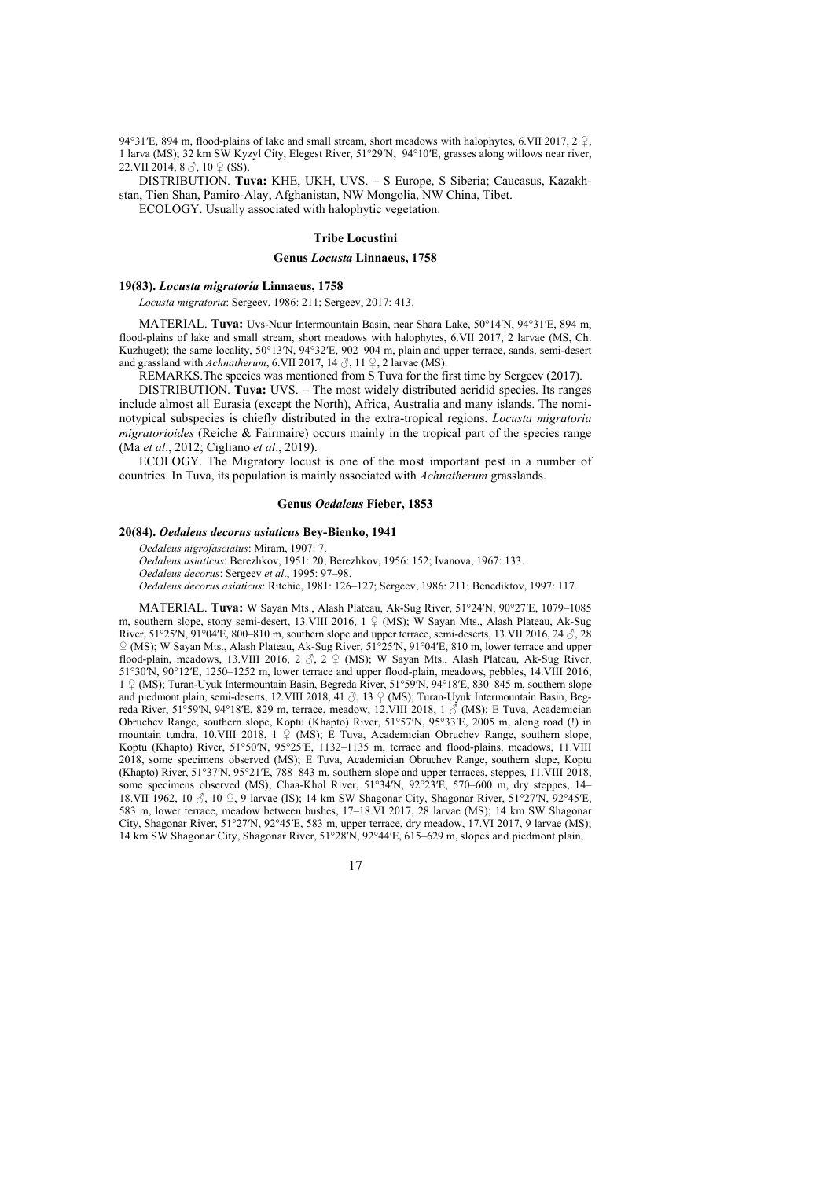94°31′E, 894 m, flood-plains of lake and small stream, short meadows with halophytes, 6.VII 2017, 2 ♀, 1 larva (MS); 32 km SW Kyzyl City, Elegest River, 51°29′N, 94°10′E, grasses along willows near river, 22.VII 2014, 8 ♂, 10 ♀ (SS).

DISTRIBUTION. **Tuva:** KHE, UKH, UVS. – S Europe, S Siberia; Caucasus, Kazakhstan, Tien Shan, Pamiro-Alay, Afghanistan, NW Mongolia, NW China, Tibet.

ECOLOGY. Usually associated with halophytic vegetation.

### Tribe Locustini

### Genus *Locusta* Linnaeus, 1758

**19(83).** ***Locusta migratoria*** **Linnaeus, 1758**

*Locusta migratoria*: Sergeev, 1986: 211; Sergeev, 2017: 413.

MATERIAL. **Tuva:** Uvs-Nuur Intermountain Basin, near Shara Lake, 50°14′N, 94°31′E, 894 m, flood-plains of lake and small stream, short meadows with halophytes, 6.VII 2017, 2 larvae (MS, Ch. Kuzhuget); the same locality, 50°13′N, 94°32′E, 902–904 m, plain and upper terrace, sands, semi-desert and grassland with *Achnatherum*, 6.VII 2017, 14 ♂, 11 ♀, 2 larvae (MS).

REMARKS.The species was mentioned from S Tuva for the first time by Sergeev (2017).

DISTRIBUTION. **Tuva:** UVS. – The most widely distributed acridid species. Its ranges include almost all Eurasia (except the North), Africa, Australia and many islands. The nominotypical subspecies is chiefly distributed in the extra-tropical regions. *Locusta migratoria migratorioides* (Reiche & Fairmaire) occurs mainly in the tropical part of the species range (Ma *et al*., 2012; Cigliano *et al*., 2019).

ECOLOGY. The Migratory locust is one of the most important pest in a number of countries. In Tuva, its population is mainly associated with *Achnatherum* grasslands.

### Genus *Oedaleus* Fieber, 1853

**20(84).** ***Oedaleus decorus asiaticus*** **Bey-Bienko, 1941**

*Oedaleus nigrofasciatus*: Miram, 1907: 7.
*Oedaleus asiaticus*: Berezhkov, 1951: 20; Berezhkov, 1956: 152; Ivanova, 1967: 133.
*Oedaleus decorus*: Sergeev *et al*., 1995: 97–98.
*Oedaleus decorus asiaticus*: Ritchie, 1981: 126–127; Sergeev, 1986: 211; Benediktov, 1997: 117.

MATERIAL. **Tuva:** W Sayan Mts., Alash Plateau, Ak-Sug River, 51°24′N, 90°27′E, 1079–1085 m, southern slope, stony semi-desert, 13.VIII 2016, 1 ♀ (MS); W Sayan Mts., Alash Plateau, Ak-Sug River, 51°25′N, 91°04′E, 800–810 m, southern slope and upper terrace, semi-deserts, 13.VII 2016, 24 ♂, 28 ♀ (MS); W Sayan Mts., Alash Plateau, Ak-Sug River, 51°25′N, 91°04′E, 810 m, lower terrace and upper flood-plain, meadows, 13.VIII 2016, 2 ♂, 2 ♀ (MS); W Sayan Mts., Alash Plateau, Ak-Sug River, 51°30′N, 90°12′E, 1250–1252 m, lower terrace and upper flood-plain, meadows, pebbles, 14.VIII 2016, 1 ♀ (MS); Turan-Uyuk Intermountain Basin, Begreda River, 51°59′N, 94°18′E, 830–845 m, southern slope and piedmont plain, semi-deserts, 12.VIII 2018, 41 ♂, 13 ♀ (MS); Turan-Uyuk Intermountain Basin, Begreda River, 51°59′N, 94°18′E, 829 m, terrace, meadow, 12.VIII 2018, 1 ♂ (MS); E Tuva, Academician Obruchev Range, southern slope, Koptu (Khapto) River, 51°57′N, 95°33′E, 2005 m, along road (!) in mountain tundra, 10.VIII 2018, 1 ♀ (MS); E Tuva, Academician Obruchev Range, southern slope, Koptu (Khapto) River, 51°50′N, 95°25′E, 1132–1135 m, terrace and flood-plains, meadows, 11.VIII 2018, some specimens observed (MS); E Tuva, Academician Obruchev Range, southern slope, Koptu (Khapto) River, 51°37′N, 95°21′E, 788–843 m, southern slope and upper terraces, steppes, 11.VIII 2018, some specimens observed (MS); Chaa-Khol River, 51°34′N, 92°23′E, 570–600 m, dry steppes, 14–18.VII 1962, 10 ♂, 10 ♀, 9 larvae (IS); 14 km SW Shagonar City, Shagonar River, 51°27′N, 92°45′E, 583 m, lower terrace, meadow between bushes, 17–18.VI 2017, 28 larvae (MS); 14 km SW Shagonar City, Shagonar River, 51°27′N, 92°45′E, 583 m, upper terrace, dry meadow, 17.VI 2017, 9 larvae (MS); 14 km SW Shagonar City, Shagonar River, 51°28′N, 92°44′E, 615–629 m, slopes and piedmont plain,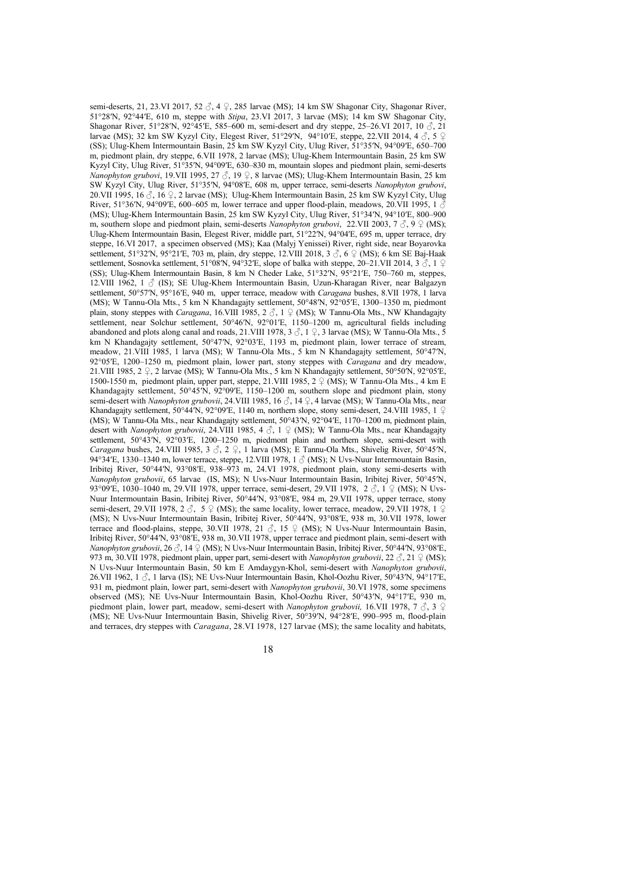semi-deserts, 21, 23.VI 2017, 52 ♂, 4 ♀, 285 larvae (MS); 14 km SW Shagonar City, Shagonar River, 51°28′N, 92°44′E, 610 m, steppe with *Stipa*, 23.VI 2017, 3 larvae (MS); 14 km SW Shagonar City, Shagonar River, 51°28′N, 92°45′E, 585–600 m, semi-desert and dry steppe, 25–26.VI 2017, 10 ♂, 21 larvae (MS); 32 km SW Kyzyl City, Elegest River, 51°29′N, 94°10′E, steppe, 22.VII 2014, 4 ♂, 5 ♀ (SS); Ulug-Khem Intermountain Basin, 25 km SW Kyzyl City, Ulug River, 51°35′N, 94°09′E, 650–700 m, piedmont plain, dry steppe, 6.VII 1978, 2 larvae (MS); Ulug-Khem Intermountain Basin, 25 km SW Kyzyl City, Ulug River, 51°35′N, 94°09′E, 630–830 m, mountain slopes and piedmont plain, semi-deserts *Nanophyton grubovi*, 19.VII 1995, 27 ♂, 19 ♀, 8 larvae (MS); Ulug-Khem Intermountain Basin, 25 km SW Kyzyl City, Ulug River, 51°35′N, 94°08′E, 608 m, upper terrace, semi-deserts *Nanophyton grubovi*, 20.VII 1995, 16 ♂, 16 ♀, 2 larvae (MS); Ulug-Khem Intermountain Basin, 25 km SW Kyzyl City, Ulug River, 51°36′N, 94°09′E, 600–605 m, lower terrace and upper flood-plain, meadows, 20.VII 1995, 1 ♂ (MS); Ulug-Khem Intermountain Basin, 25 km SW Kyzyl City, Ulug River, 51°34′N, 94°10′E, 800–900 m, southern slope and piedmont plain, semi-deserts *Nanophyton grubovi*, 22.VII 2003, 7 ♂, 9 ♀ (MS); Ulug-Khem Intermountain Basin, Elegest River, middle part, 51°22′N, 94°04′E, 695 m, upper terrace, dry steppe, 16.VI 2017, a specimen observed (MS); Kaa (Malyj Yenissei) River, right side, near Boyarovka settlement, 51°32′N, 95°21′E, 703 m, plain, dry steppe, 12.VIII 2018, 3 ♂, 6 ♀ (MS); 6 km SE Baj-Haak settlement, Sosnovka settlement, 51°08′N, 94°32′E, slope of balka with steppe, 20–21.VII 2014, 3 ♂, 1 ♀ (SS); Ulug-Khem Intermountain Basin, 8 km N Cheder Lake, 51°32′N, 95°21′E, 750–760 m, steppes, 12.VIII 1962, 1 ♂ (IS); SE Ulug-Khem Intermountain Basin, Uzun-Kharagan River, near Balgazyn settlement, 50°57′N, 95°16′E, 940 m, upper terrace, meadow with *Caragana* bushes, 8.VII 1978, 1 larva (MS); W Tannu-Ola Mts., 5 km N Khandagajty settlement, 50°48′N, 92°05′E, 1300–1350 m, piedmont plain, stony steppes with *Caragana*, 16.VIII 1985, 2 ♂, 1 ♀ (MS); W Tannu-Ola Mts., NW Khandagajty settlement, near Solchur settlement, 50°46′N, 92°01′E, 1150–1200 m, agricultural fields including abandoned and plots along canal and roads, 21.VIII 1978, 3 ♂, 1 ♀, 3 larvae (MS); W Tannu-Ola Mts., 5 km N Khandagajty settlement, 50°47′N, 92°03′E, 1193 m, piedmont plain, lower terrace of stream, meadow, 21.VIII 1985, 1 larva (MS); W Tannu-Ola Mts., 5 km N Khandagajty settlement, 50°47′N, 92°05′E, 1200–1250 m, piedmont plain, lower part, stony steppes with *Caragana* and dry meadow, 21.VIII 1985, 2 ♀, 2 larvae (MS); W Tannu-Ola Mts., 5 km N Khandagajty settlement, 50°50′N, 92°05′E, 1500-1550 m, piedmont plain, upper part, steppe, 21.VIII 1985, 2 ♀ (MS); W Tannu-Ola Mts., 4 km E Khandagajty settlement, 50°45′N, 92°09′E, 1150–1200 m, southern slope and piedmont plain, stony semi-desert with *Nanophyton grubovii*, 24.VIII 1985, 16 ♂, 14 ♀, 4 larvae (MS); W Tannu-Ola Mts., near Khandagajty settlement, 50°44′N, 92°09′E, 1140 m, northern slope, stony semi-desert, 24.VIII 1985, 1 ♀ (MS); W Tannu-Ola Mts., near Khandagajty settlement, 50°43′N, 92°04′E, 1170–1200 m, piedmont plain, desert with *Nanophyton grubovii*, 24.VIII 1985, 4 ♂, 1 ♀ (MS); W Tannu-Ola Mts., near Khandagajty settlement, 50°43′N, 92°03′E, 1200–1250 m, piedmont plain and northern slope, semi-desert with *Caragana* bushes, 24.VIII 1985, 3 ♂, 2 ♀, 1 larva (MS); E Tannu-Ola Mts., Shivelig River, 50°45′N, 94°34′E, 1330–1340 m, lower terrace, steppe, 12.VIII 1978, 1 ♂ (MS); N Uvs-Nuur Intermountain Basin, Iribitej River, 50°44′N, 93°08′E, 938–973 m, 24.VI 1978, piedmont plain, stony semi-deserts with *Nanophyton grubovii*, 65 larvae (IS, MS); N Uvs-Nuur Intermountain Basin, Iribitej River, 50°45′N, 93°09′E, 1030–1040 m, 29.VII 1978, upper terrace, semi-desert, 29.VII 1978, 2 ♂, 1 ♀ (MS); N Uvs-Nuur Intermountain Basin, Iribitej River, 50°44′N, 93°08′E, 984 m, 29.VII 1978, upper terrace, stony semi-desert, 29.VII 1978, 2 ♂, 5 ♀ (MS); the same locality, lower terrace, meadow, 29.VII 1978, 1 ♀ (MS); N Uvs-Nuur Intermountain Basin, Iribitej River, 50°44′N, 93°08′E, 938 m, 30.VII 1978, lower terrace and flood-plains, steppe, 30.VII 1978, 21 ♂, 15 ♀ (MS); N Uvs-Nuur Intermountain Basin, Iribitej River, 50°44′N, 93°08′E, 938 m, 30.VII 1978, upper terrace and piedmont plain, semi-desert with *Nanophyton grubovii*, 26 ♂, 14 ♀ (MS); N Uvs-Nuur Intermountain Basin, Iribitej River, 50°44′N, 93°08′E, 973 m, 30.VII 1978, piedmont plain, upper part, semi-desert with *Nanophyton grubovii*, 22 ♂, 21 ♀ (MS); N Uvs-Nuur Intermountain Basin, 50 km E Amdaygyn-Khol, semi-desert with *Nanophyton grubovii*, 26.VII 1962, 1 ♂, 1 larva (IS); NE Uvs-Nuur Intermountain Basin, Khol-Oozhu River, 50°43′N, 94°17′E, 931 m, piedmont plain, lower part, semi-desert with *Nanophyton grubovii*, 30.VI 1978, some specimens observed (MS); NE Uvs-Nuur Intermountain Basin, Khol-Oozhu River, 50°43′N, 94°17′E, 930 m, piedmont plain, lower part, meadow, semi-desert with *Nanophyton grubovii,* 16.VII 1978, 7 ♂, 3 ♀ (MS); NE Uvs-Nuur Intermountain Basin, Shivelig River, 50°39′N, 94°28′E, 990–995 m, flood-plain and terraces, dry steppes with *Caragana*, 28.VI 1978, 127 larvae (MS); the same locality and habitats,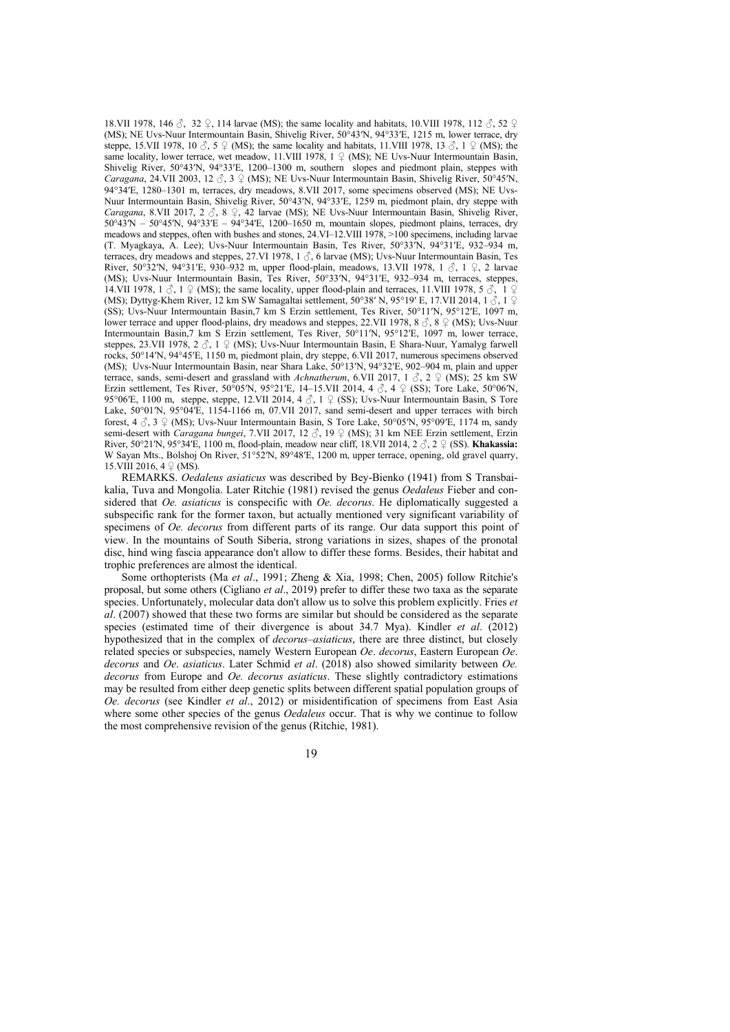18.VII 1978, 146 ♂, 32 ♀, 114 larvae (MS); the same locality and habitats, 10.VIII 1978, 112 ♂, 52 ♀ (MS); NE Uvs-Nuur Intermountain Basin, Shivelig River, 50°43′N, 94°33′E, 1215 m, lower terrace, dry steppe, 15.VII 1978, 10 ♂, 5 ♀ (MS); the same locality and habitats, 11.VIII 1978, 13 ♂, 1 ♀ (MS); the same locality, lower terrace, wet meadow, 11.VIII 1978, 1 ♀ (MS); NE Uvs-Nuur Intermountain Basin, Shivelig River, 50°43′N, 94°33′E, 1200–1300 m, southern slopes and piedmont plain, steppes with *Caragana*, 24.VII 2003, 12 ♂, 3 ♀ (MS); NE Uvs-Nuur Intermountain Basin, Shivelig River, 50°45′N, 94°34′E, 1280–1301 m, terraces, dry meadows, 8.VII 2017, some specimens observed (MS); NE Uvs-Nuur Intermountain Basin, Shivelig River, 50°43′N, 94°33′E, 1259 m, piedmont plain, dry steppe with *Caragana*, 8.VII 2017, 2 ♂, 8 ♀, 42 larvae (MS); NE Uvs-Nuur Intermountain Basin, Shivelig River, 50°43′N – 50°45′N, 94°33′E – 94°34′E, 1200–1650 m, mountain slopes, piedmont plains, terraces, dry meadows and steppes, often with bushes and stones, 24.VI–12.VIII 1978, >100 specimens, including larvae (T. Myagkaya, A. Lee); Uvs-Nuur Intermountain Basin, Tes River, 50°33′N, 94°31′E, 932–934 m, terraces, dry meadows and steppes, 27.VI 1978, 1 ♂, 6 larvae (MS); Uvs-Nuur Intermountain Basin, Tes River, 50°32′N, 94°31′E, 930–932 m, upper flood-plain, meadows, 13.VII 1978, 1 ♂, 1 ♀, 2 larvae (MS); Uvs-Nuur Intermountain Basin, Tes River, 50°33′N, 94°31′E, 932–934 m, terraces, steppes, 14.VII 1978, 1 ♂, 1 ♀ (MS); the same locality, upper flood-plain and terraces, 11.VIII 1978, 5 ♂, 1 ♀ (MS); Dyttyg-Khem River, 12 km SW Samagaltai settlement, 50°38′ N, 95°19′ E, 17.VII 2014, 1 ♂, 1 ♀ (SS); Uvs-Nuur Intermountain Basin, 5 km S Erzin settlement, Tes River, 50°11′N, 95°12′E, 1097 m, lower terrace and upper flood-plains, dry meadows and steppes, 22.VII 1978, 8 ♂, 8 ♀ (MS); Uvs-Nuur Intermountain Basin,7 km S Erzin settlement, Tes River, 50°11′N, 95°12′E, 1097 m, lower terrace, steppes, 23.VII 1978, 2 ♂, 1 ♀ (MS); Uvs-Nuur Intermountain Basin, E Shara-Nuur, Yamalyg farwell rocks, 50°14′N, 94°45′E, 1150 m, piedmont plain, dry steppe, 6.VII 2017, numerous specimens observed (MS); Uvs-Nuur Intermountain Basin, near Shara Lake, 50°13′N, 94°32′E, 902–904 m, plain and upper terrace, sands, semi-desert and grassland with *Achnatherum*, 6.VII 2017, 1 ♂, 2 ♀ (MS); 25 km SW Erzin settlement, Tes River, 50°05′N, 95°21′E, 14–15.VII 2014, 4 ♂, 4 ♀ (SS); Tore Lake, 50°06′N, 95°06′E, 1100 m, steppe, steppe, 12.VII 2014, 4 ♂, 1 ♀ (SS); Uvs-Nuur Intermountain Basin, S Tore Lake, 50°01′N, 95°04′E, 1154-1166 m, 07.VII 2017, sand semi-desert and upper terraces with birch forest, 4 ♂, 3 ♀ (MS); Uvs-Nuur Intermountain Basin, S Tore Lake, 50°05′N, 95°09′E, 1174 m, sandy semi-desert with *Caragana bungei*, 7.VII 2017, 12 ♂, 19 ♀ (MS); 31 km NEE Erzin settlement, Erzin River, 50°21′N, 95°34′E, 1100 m, flood-plain, meadow near cliff, 18.VII 2014, 2 ♂, 2 ♀ (SS). **Khakassia:** W Sayan Mts., Bolshoj On River, 51°52′N, 89°48′E, 1200 m, upper terrace, opening, old gravel quarry, 15.VIII 2016, 4 ♀ (MS).

REMARKS. *Oedaleus asiaticus* was described by Bey-Bienko (1941) from S Transbaikalia, Tuva and Mongolia. Later Ritchie (1981) revised the genus *Oedaleus* Fieber and considered that *Oe. asiaticus* is conspecific with *Oe. decorus*. He diplomatically suggested a subspecific rank for the former taxon, but actually mentioned very significant variability of specimens of *Oe. decorus* from different parts of its range. Our data support this point of view. In the mountains of South Siberia, strong variations in sizes, shapes of the pronotal disc, hind wing fascia appearance don't allow to differ these forms. Besides, their habitat and trophic preferences are almost the identical.

Some orthopterists (Ma *et al*., 1991; Zheng & Xia, 1998; Chen, 2005) follow Ritchie's proposal, but some others (Cigliano *et al*., 2019) prefer to differ these two taxa as the separate species. Unfortunately, molecular data don't allow us to solve this problem explicitly. Fries *et al*. (2007) showed that these two forms are similar but should be considered as the separate species (estimated time of their divergence is about 34.7 Mya). Kindler *et al*. (2012) hypothesized that in the complex of *decorus–asiaticus*, there are three distinct, but closely related species or subspecies, namely Western European *Oe*. *decorus*, Eastern European *Oe*. *decorus* and *Oe*. *asiaticus*. Later Schmid *et al*. (2018) also showed similarity between *Oe. decorus* from Europe and *Oe. decorus asiaticus*. These slightly contradictory estimations may be resulted from either deep genetic splits between different spatial population groups of *Oe. decorus* (see Kindler *et al*., 2012) or misidentification of specimens from East Asia where some other species of the genus *Oedaleus* occur. That is why we continue to follow the most comprehensive revision of the genus (Ritchie, 1981).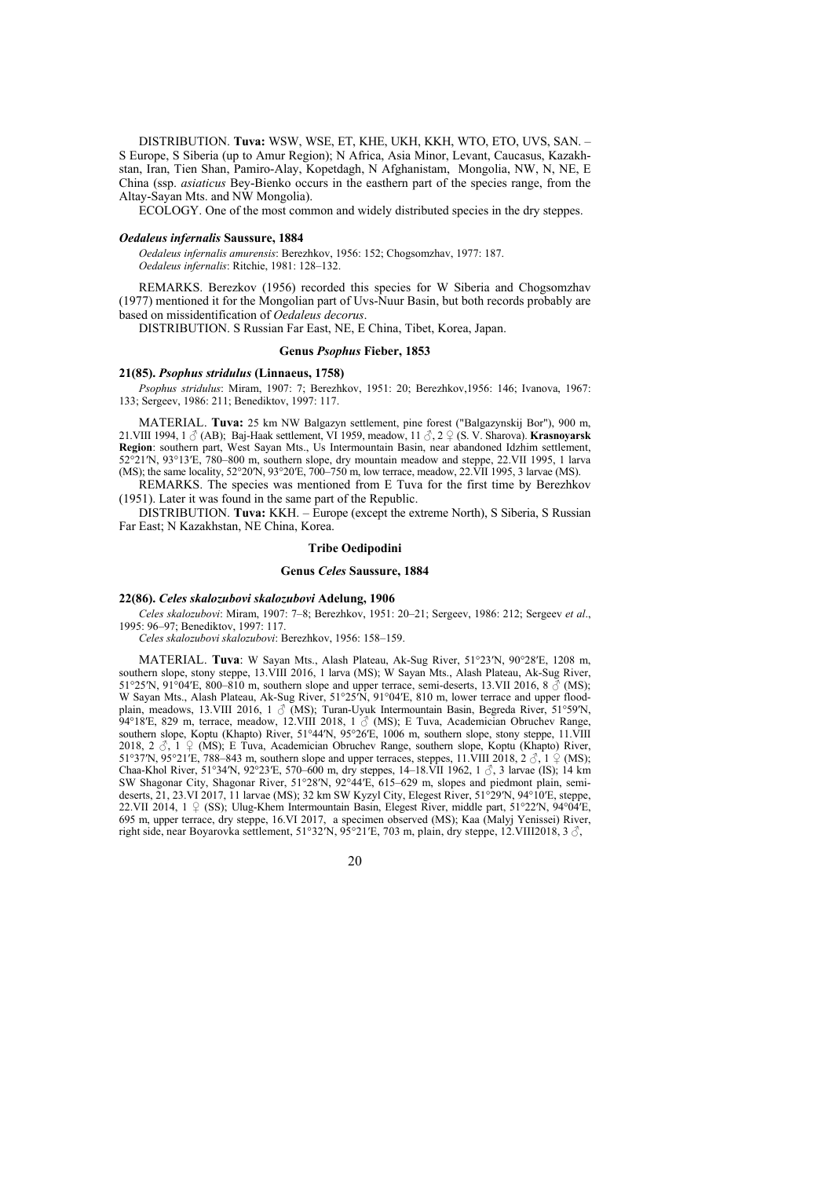DISTRIBUTION. **Tuva:** WSW, WSE, ET, KHE, UKH, KKH, WTO, ETO, UVS, SAN. – S Europe, S Siberia (up to Amur Region); N Africa, Asia Minor, Levant, Caucasus, Kazakhstan, Iran, Tien Shan, Pamiro-Alay, Kopetdagh, N Afghanistam, Mongolia, NW, N, NE, E China (ssp. *asiaticus* Bey-Bienko occurs in the easthern part of the species range, from the Altay-Sayan Mts. and NW Mongolia).

ECOLOGY. One of the most common and widely distributed species in the dry steppes.

### *Oedaleus infernalis* Saussure, 1884

*Oedaleus infernalis amurensis*: Berezhkov, 1956: 152; Chogsomzhav, 1977: 187.
*Oedaleus infernalis*: Ritchie, 1981: 128–132.

REMARKS. Berezkov (1956) recorded this species for W Siberia and Chogsomzhav (1977) mentioned it for the Mongolian part of Uvs-Nuur Basin, but both records probably are based on missidentification of *Oedaleus decorus*.

DISTRIBUTION. S Russian Far East, NE, E China, Tibet, Korea, Japan.

## Genus *Psophus* Fieber, 1853

### 21(85). *Psophus stridulus* (Linnaeus, 1758)

*Psophus stridulus*: Miram, 1907: 7; Berezhkov, 1951: 20; Berezhkov,1956: 146; Ivanova, 1967: 133; Sergeev, 1986: 211; Benediktov, 1997: 117.

MATERIAL. **Tuva:** 25 km NW Balgazyn settlement, pine forest ("Balgazynskij Bor"), 900 m, 21.VIII 1994, 1 ♂ (AB); Baj-Haak settlement, VI 1959, meadow, 11 ♂, 2 ♀ (S. V. Sharova). **Krasnoyarsk Region**: southern part, West Sayan Mts., Us Intermountain Basin, near abandoned Idzhim settlement, 52°21′N, 93°13′E, 780–800 m, southern slope, dry mountain meadow and steppe, 22.VII 1995, 1 larva (MS); the same locality, 52°20′N, 93°20′E, 700–750 m, low terrace, meadow, 22.VII 1995, 3 larvae (MS).

REMARKS. The species was mentioned from E Tuva for the first time by Berezhkov (1951). Later it was found in the same part of the Republic.

DISTRIBUTION. **Tuva:** KKH. – Europe (except the extreme North), S Siberia, S Russian Far East; N Kazakhstan, NE China, Korea.

## Tribe Oedipodini

## Genus *Celes* Saussure, 1884

### 22(86). *Celes skalozubovi skalozubovi* Adelung, 1906

*Celes skalozubovi*: Miram, 1907: 7–8; Berezhkov, 1951: 20–21; Sergeev, 1986: 212; Sergeev *et al*., 1995: 96–97; Benediktov, 1997: 117.
*Celes skalozubovi skalozubovi*: Berezhkov, 1956: 158–159.

MATERIAL. **Tuva**: W Sayan Mts., Alash Plateau, Ak-Sug River, 51°23′N, 90°28′E, 1208 m, southern slope, stony steppe, 13.VIII 2016, 1 larva (MS); W Sayan Mts., Alash Plateau, Ak-Sug River, 51°25′N, 91°04′E, 800–810 m, southern slope and upper terrace, semi-deserts, 13.VII 2016, 8 ♂ (MS); W Sayan Mts., Alash Plateau, Ak-Sug River, 51°25′N, 91°04′E, 810 m, lower terrace and upper floodplain, meadows, 13.VIII 2016, 1 ♂ (MS); Turan-Uyuk Intermountain Basin, Begreda River, 51°59′N, 94°18′E, 829 m, terrace, meadow, 12.VIII 2018, 1 ♂ (MS); E Tuva, Academician Obruchev Range, southern slope, Koptu (Khapto) River, 51°44′N, 95°26′E, 1006 m, southern slope, stony steppe, 11.VIII 2018, 2 ♂, 1 ♀ (MS); E Tuva, Academician Obruchev Range, southern slope, Koptu (Khapto) River, 51°37′N, 95°21′E, 788–843 m, southern slope and upper terraces, steppes, 11.VIII 2018, 2 ♂, 1 ♀ (MS); Chaa-Khol River, 51°34′N, 92°23′E, 570–600 m, dry steppes, 14–18.VII 1962, 1 ♂, 3 larvae (IS); 14 km SW Shagonar City, Shagonar River, 51°28′N, 92°44′E, 615–629 m, slopes and piedmont plain, semi-deserts, 21, 23.VI 2017, 11 larvae (MS); 32 km SW Kyzyl City, Elegest River, 51°29′N, 94°10′E, steppe, 22.VII 2014, 1 ♀ (SS); Ulug-Khem Intermountain Basin, Elegest River, middle part, 51°22′N, 94°04′E, 695 m, upper terrace, dry steppe, 16.VI 2017, a specimen observed (MS); Kaa (Malyj Yenissei) River, right side, near Boyarovka settlement, 51°32′N, 95°21′E, 703 m, plain, dry steppe, 12.VIII2018, 3 ♂,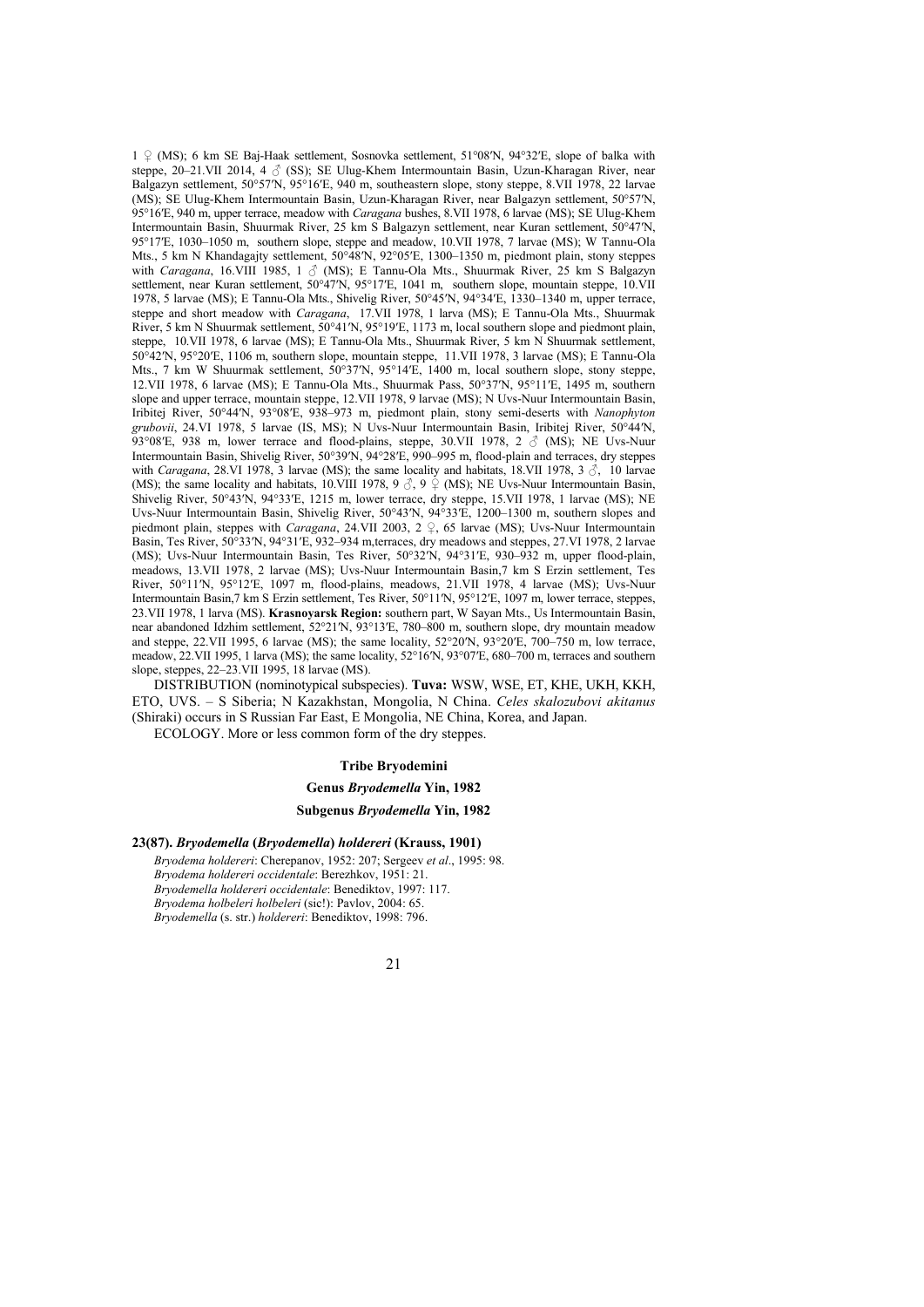1 ♀ (MS); 6 km SE Baj-Haak settlement, Sosnovka settlement, 51°08′N, 94°32′E, slope of balka with steppe, 20–21.VII 2014, 4 ♂ (SS); SE Ulug-Khem Intermountain Basin, Uzun-Kharagan River, near Balgazyn settlement, 50°57′N, 95°16′E, 940 m, southeastern slope, stony steppe, 8.VII 1978, 22 larvae (MS); SE Ulug-Khem Intermountain Basin, Uzun-Kharagan River, near Balgazyn settlement, 50°57′N, 95°16′E, 940 m, upper terrace, meadow with *Caragana* bushes, 8.VII 1978, 6 larvae (MS); SE Ulug-Khem Intermountain Basin, Shuurmak River, 25 km S Balgazyn settlement, near Kuran settlement, 50°47′N, 95°17′E, 1030–1050 m, southern slope, steppe and meadow, 10.VII 1978, 7 larvae (MS); W Tannu-Ola Mts., 5 km N Khandagajty settlement, 50°48′N, 92°05′E, 1300–1350 m, piedmont plain, stony steppes with *Caragana*, 16.VIII 1985, 1 ♂ (MS); E Tannu-Ola Mts., Shuurmak River, 25 km S Balgazyn settlement, near Kuran settlement, 50°47′N, 95°17′E, 1041 m, southern slope, mountain steppe, 10.VII 1978, 5 larvae (MS); E Tannu-Ola Mts., Shivelig River, 50°45′N, 94°34′E, 1330–1340 m, upper terrace, steppe and short meadow with *Caragana*, 17.VII 1978, 1 larva (MS); E Tannu-Ola Mts., Shuurmak River, 5 km N Shuurmak settlement, 50°41′N, 95°19′E, 1173 m, local southern slope and piedmont plain, steppe, 10.VII 1978, 6 larvae (MS); E Tannu-Ola Mts., Shuurmak River, 5 km N Shuurmak settlement, 50°42′N, 95°20′E, 1106 m, southern slope, mountain steppe, 11.VII 1978, 3 larvae (MS); E Tannu-Ola Mts., 7 km W Shuurmak settlement, 50°37′N, 95°14′E, 1400 m, local southern slope, stony steppe, 12.VII 1978, 6 larvae (MS); E Tannu-Ola Mts., Shuurmak Pass, 50°37′N, 95°11′E, 1495 m, southern slope and upper terrace, mountain steppe, 12.VII 1978, 9 larvae (MS); N Uvs-Nuur Intermountain Basin, Iribitej River, 50°44′N, 93°08′E, 938–973 m, piedmont plain, stony semi-deserts with *Nanophyton grubovii*, 24.VI 1978, 5 larvae (IS, MS); N Uvs-Nuur Intermountain Basin, Iribitej River, 50°44′N, 93°08′E, 938 m, lower terrace and flood-plains, steppe, 30.VII 1978, 2 ♂ (MS); NE Uvs-Nuur Intermountain Basin, Shivelig River, 50°39′N, 94°28′E, 990–995 m, flood-plain and terraces, dry steppes with *Caragana*, 28.VI 1978, 3 larvae (MS); the same locality and habitats, 18.VII 1978, 3 ♂, 10 larvae (MS); the same locality and habitats, 10.VIII 1978, 9 ♂, 9 ♀ (MS); NE Uvs-Nuur Intermountain Basin, Shivelig River, 50°43′N, 94°33′E, 1215 m, lower terrace, dry steppe, 15.VII 1978, 1 larvae (MS); NE Uvs-Nuur Intermountain Basin, Shivelig River, 50°43′N, 94°33′E, 1200–1300 m, southern slopes and piedmont plain, steppes with *Caragana*, 24.VII 2003, 2 ♀, 65 larvae (MS); Uvs-Nuur Intermountain Basin, Tes River, 50°33′N, 94°31′E, 932–934 m,terraces, dry meadows and steppes, 27.VI 1978, 2 larvae (MS); Uvs-Nuur Intermountain Basin, Tes River, 50°32′N, 94°31′E, 930–932 m, upper flood-plain, meadows, 13.VII 1978, 2 larvae (MS); Uvs-Nuur Intermountain Basin,7 km S Erzin settlement, Tes River, 50°11′N, 95°12′E, 1097 m, flood-plains, meadows, 21.VII 1978, 4 larvae (MS); Uvs-Nuur Intermountain Basin,7 km S Erzin settlement, Tes River, 50°11′N, 95°12′E, 1097 m, lower terrace, steppes, 23.VII 1978, 1 larva (MS). **Krasnoyarsk Region:** southern part, W Sayan Mts., Us Intermountain Basin, near abandoned Idzhim settlement, 52°21′N, 93°13′E, 780–800 m, southern slope, dry mountain meadow and steppe, 22.VII 1995, 6 larvae (MS); the same locality, 52°20′N, 93°20′E, 700–750 m, low terrace, meadow, 22.VII 1995, 1 larva (MS); the same locality, 52°16′N, 93°07′E, 680–700 m, terraces and southern slope, steppes, 22–23.VII 1995, 18 larvae (MS).

DISTRIBUTION (nominotypical subspecies). **Tuva:** WSW, WSE, ET, KHE, UKH, KKH, ETO, UVS. – S Siberia; N Kazakhstan, Mongolia, N China. *Celes skalozubovi akitanus* (Shiraki) occurs in S Russian Far East, E Mongolia, NE China, Korea, and Japan.

ECOLOGY. More or less common form of the dry steppes.

### Tribe Bryodemini

### Genus *Bryodemella* Yin, 1982

### Subgenus *Bryodemella* Yin, 1982

#### 23(87). *Bryodemella* (*Bryodemella*) *holdereri* (Krauss, 1901)

*Bryodema holdereri*: Cherepanov, 1952: 207; Sergeev *et al*., 1995: 98.
*Bryodema holdereri occidentale*: Berezhkov, 1951: 21.
*Bryodemella holdereri occidentale*: Benediktov, 1997: 117.
*Bryodema holbeleri holbeleri* (sic!): Pavlov, 2004: 65.
*Bryodemella* (s. str.) *holdereri*: Benediktov, 1998: 796.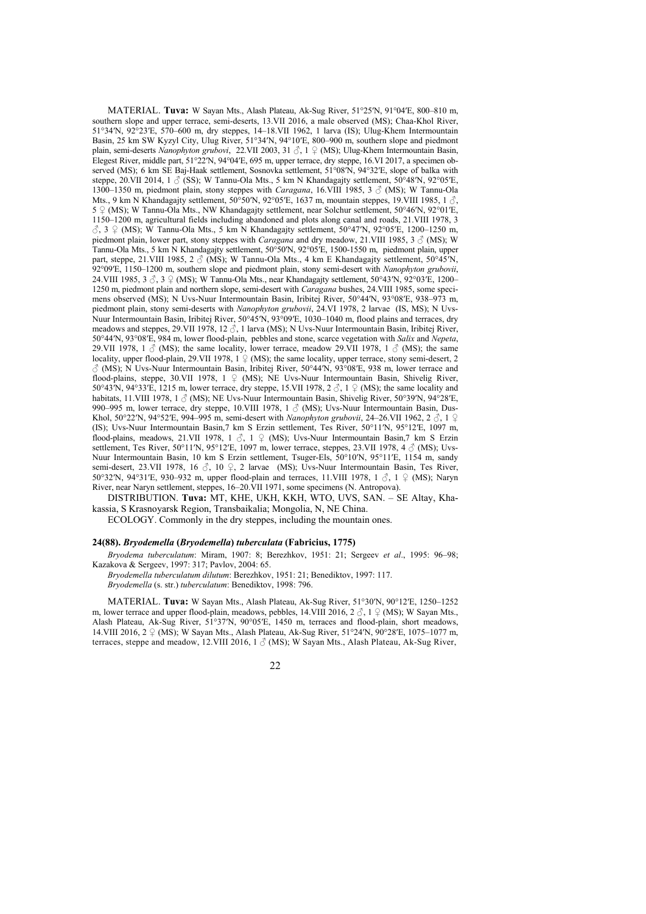MATERIAL. **Tuva:** W Sayan Mts., Alash Plateau, Ak-Sug River, 51°25′N, 91°04′E, 800–810 m, southern slope and upper terrace, semi-deserts, 13.VII 2016, a male observed (MS); Chaa-Khol River, 51°34′N, 92°23′E, 570–600 m, dry steppes, 14–18.VII 1962, 1 larva (IS); Ulug-Khem Intermountain Basin, 25 km SW Kyzyl City, Ulug River, 51°34′N, 94°10′E, 800–900 m, southern slope and piedmont plain, semi-deserts *Nanophyton grubovi*, 22.VII 2003, 31 ♂, 1 ♀ (MS); Ulug-Khem Intermountain Basin, Elegest River, middle part, 51°22′N, 94°04′E, 695 m, upper terrace, dry steppe, 16.VI 2017, a specimen observed (MS); 6 km SE Baj-Haak settlement, Sosnovka settlement, 51°08′N, 94°32′E, slope of balka with steppe, 20.VII 2014, 1 ♂ (SS); W Tannu-Ola Mts., 5 km N Khandagajty settlement, 50°48′N, 92°05′E, 1300–1350 m, piedmont plain, stony steppes with *Caragana*, 16.VIII 1985, 3 ♂ (MS); W Tannu-Ola Mts., 9 km N Khandagajty settlement, 50°50′N, 92°05′E, 1637 m, mountain steppes, 19.VIII 1985, 1 ♂, 5 ♀ (MS); W Tannu-Ola Mts., NW Khandagajty settlement, near Solchur settlement, 50°46′N, 92°01′E, 1150–1200 m, agricultural fields including abandoned and plots along canal and roads, 21.VIII 1978, 3 ♂, 3 ♀ (MS); W Tannu-Ola Mts., 5 km N Khandagajty settlement, 50°47′N, 92°05′E, 1200–1250 m, piedmont plain, lower part, stony steppes with *Caragana* and dry meadow, 21.VIII 1985, 3 ♂ (MS); W Tannu-Ola Mts., 5 km N Khandagajty settlement, 50°50′N, 92°05′E, 1500-1550 m, piedmont plain, upper part, steppe, 21.VIII 1985, 2 ♂ (MS); W Tannu-Ola Mts., 4 km E Khandagajty settlement, 50°45′N, 92°09′E, 1150–1200 m, southern slope and piedmont plain, stony semi-desert with *Nanophyton grubovii*, 24.VIII 1985, 3 ♂, 3 ♀ (MS); W Tannu-Ola Mts., near Khandagajty settlement, 50°43′N, 92°03′E, 1200–1250 m, piedmont plain and northern slope, semi-desert with *Caragana* bushes, 24.VIII 1985, some specimens observed (MS); N Uvs-Nuur Intermountain Basin, Iribitej River, 50°44′N, 93°08′E, 938–973 m, piedmont plain, stony semi-deserts with *Nanophyton grubovii*, 24.VI 1978, 2 larvae (IS, MS); N Uvs-Nuur Intermountain Basin, Iribitej River, 50°45′N, 93°09′E, 1030–1040 m, flood plains and terraces, dry meadows and steppes, 29.VII 1978, 12 ♂, 1 larva (MS); N Uvs-Nuur Intermountain Basin, Iribitej River, 50°44′N, 93°08′E, 984 m, lower flood-plain, pebbles and stone, scarce vegetation with *Salix* and *Nepeta*, 29.VII 1978, 1 ♂ (MS); the same locality, lower terrace, meadow 29.VII 1978, 1 ♂ (MS); the same locality, upper flood-plain, 29.VII 1978, 1 ♀ (MS); the same locality, upper terrace, stony semi-desert, 2 ♂ (MS); N Uvs-Nuur Intermountain Basin, Iribitej River, 50°44′N, 93°08′E, 938 m, lower terrace and flood-plains, steppe, 30.VII 1978, 1 ♀ (MS); NE Uvs-Nuur Intermountain Basin, Shivelig River, 50°43′N, 94°33′E, 1215 m, lower terrace, dry steppe, 15.VII 1978, 2 ♂, 1 ♀ (MS); the same locality and habitats, 11.VIII 1978, 1 ♂ (MS); NE Uvs-Nuur Intermountain Basin, Shivelig River, 50°39′N, 94°28′E, 990–995 m, lower terrace, dry steppe, 10.VIII 1978, 1 ♂ (MS); Uvs-Nuur Intermountain Basin, Dus-Khol, 50°22′N, 94°52′E, 994–995 m, semi-desert with *Nanophyton grubovii*, 24–26.VII 1962, 2 ♂, 1 ♀ (IS); Uvs-Nuur Intermountain Basin,7 km S Erzin settlement, Tes River, 50°11′N, 95°12′E, 1097 m, flood-plains, meadows, 21.VII 1978, 1 ♂, 1 ♀ (MS); Uvs-Nuur Intermountain Basin,7 km S Erzin settlement, Tes River, 50°11′N, 95°12′E, 1097 m, lower terrace, steppes, 23.VII 1978, 4 ♂ (MS); Uvs-Nuur Intermountain Basin, 10 km S Erzin settlement, Tsuger-Els, 50°10′N, 95°11′E, 1154 m, sandy semi-desert, 23.VII 1978, 16 ♂, 10 ♀, 2 larvae (MS); Uvs-Nuur Intermountain Basin, Tes River, 50°32′N, 94°31′E, 930–932 m, upper flood-plain and terraces, 11.VIII 1978, 1 ♂, 1 ♀ (MS); Naryn River, near Naryn settlement, steppes, 16–20.VII 1971, some specimens (N. Antropova).

DISTRIBUTION. **Tuva:** MT, KHE, UKH, KKH, WTO, UVS, SAN. – SE Altay, Khakassia, S Krasnoyarsk Region, Transbaikalia; Mongolia, N, NE China.

ECOLOGY. Commonly in the dry steppes, including the mountain ones.

#### 24(88). *Bryodemella* (*Bryodemella*) *tuberculata* (Fabricius, 1775)

*Bryodema tuberculatum*: Miram, 1907: 8; Berezhkov, 1951: 21; Sergeev *et al*., 1995: 96–98; Kazakova & Sergeev, 1997: 317; Pavlov, 2004: 65.

*Bryodemella tuberculatum dilutum*: Berezhkov, 1951: 21; Benediktov, 1997: 117.

*Bryodemella* (s. str.) *tuberculatum*: Benediktov, 1998: 796.

MATERIAL. **Tuva:** W Sayan Mts., Alash Plateau, Ak-Sug River, 51°30′N, 90°12′E, 1250–1252 m, lower terrace and upper flood-plain, meadows, pebbles, 14.VIII 2016, 2 ♂, 1 ♀ (MS); W Sayan Mts., Alash Plateau, Ak-Sug River, 51°37′N, 90°05′E, 1450 m, terraces and flood-plain, short meadows, 14.VIII 2016, 2 ♀ (MS); W Sayan Mts., Alash Plateau, Ak-Sug River, 51°24′N, 90°28′E, 1075–1077 m, terraces, steppe and meadow, 12.VIII 2016, 1 ♂ (MS); W Sayan Mts., Alash Plateau, Ak-Sug River,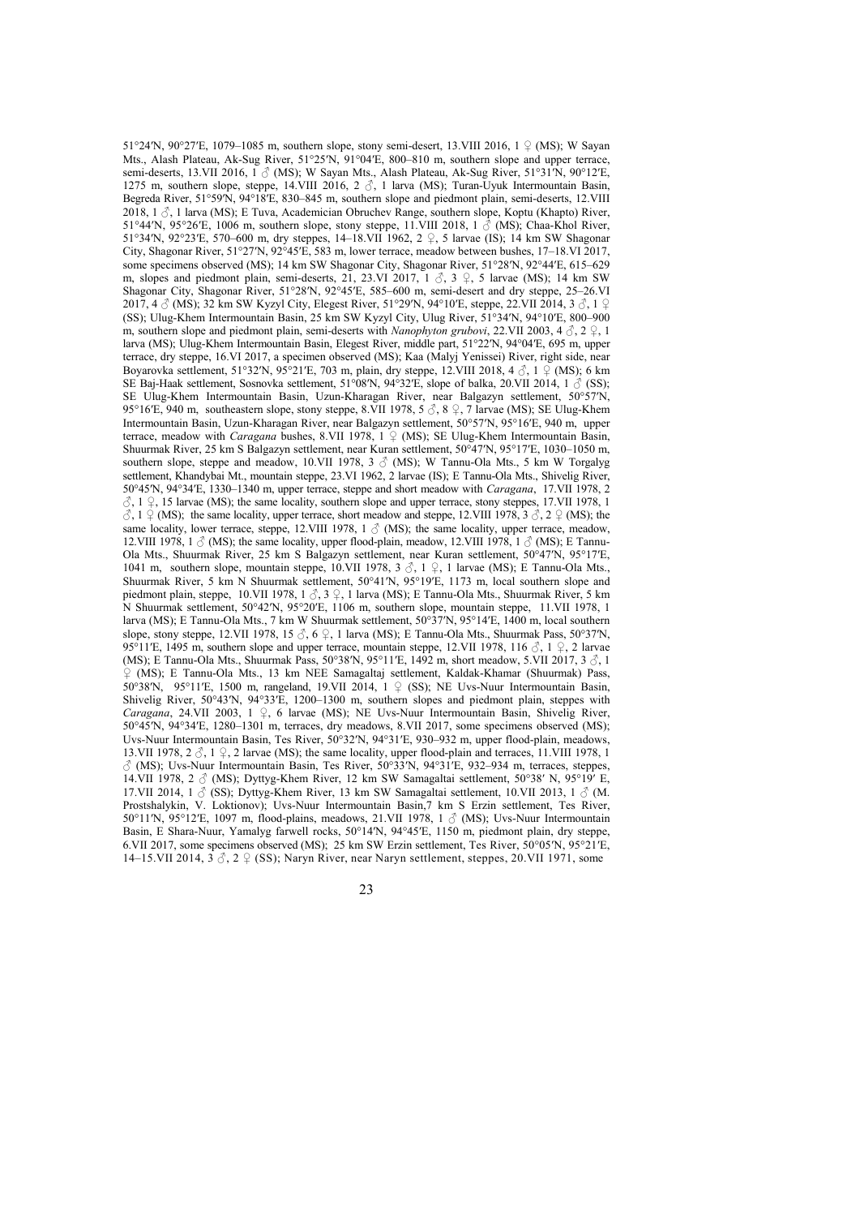51°24′N, 90°27′E, 1079–1085 m, southern slope, stony semi-desert, 13.VIII 2016, 1 ♀ (MS); W Sayan Mts., Alash Plateau, Ak-Sug River, 51°25′N, 91°04′E, 800–810 m, southern slope and upper terrace, semi-deserts, 13.VII 2016, 1 ♂ (MS); W Sayan Mts., Alash Plateau, Ak-Sug River, 51°31′N, 90°12′E, 1275 m, southern slope, steppe, 14.VIII 2016, 2 ♂, 1 larva (MS); Turan-Uyuk Intermountain Basin, Begreda River, 51°59′N, 94°18′E, 830–845 m, southern slope and piedmont plain, semi-deserts, 12.VIII 2018, 1 ♂, 1 larva (MS); E Tuva, Academician Obruchev Range, southern slope, Koptu (Khapto) River, 51°44′N, 95°26′E, 1006 m, southern slope, stony steppe, 11.VIII 2018, 1 ♂ (MS); Chaa-Khol River, 51°34′N, 92°23′E, 570–600 m, dry steppes, 14–18.VII 1962, 2 ♀, 5 larvae (IS); 14 km SW Shagonar City, Shagonar River, 51°27′N, 92°45′E, 583 m, lower terrace, meadow between bushes, 17–18.VI 2017, some specimens observed (MS); 14 km SW Shagonar City, Shagonar River, 51°28′N, 92°44′E, 615–629 m, slopes and piedmont plain, semi-deserts, 21, 23.VI 2017, 1 ♂, 3 ♀, 5 larvae (MS); 14 km SW Shagonar City, Shagonar River, 51°28′N, 92°45′E, 585–600 m, semi-desert and dry steppe, 25–26.VI 2017, 4 ♂ (MS); 32 km SW Kyzyl City, Elegest River, 51°29′N, 94°10′E, steppe, 22.VII 2014, 3 ♂, 1 ♀ (SS); Ulug-Khem Intermountain Basin, 25 km SW Kyzyl City, Ulug River, 51°34′N, 94°10′E, 800–900 m, southern slope and piedmont plain, semi-deserts with *Nanophyton grubovi*, 22.VII 2003, 4 ♂, 2 ♀, 1 larva (MS); Ulug-Khem Intermountain Basin, Elegest River, middle part, 51°22′N, 94°04′E, 695 m, upper terrace, dry steppe, 16.VI 2017, a specimen observed (MS); Kaa (Malyj Yenissei) River, right side, near Boyarovka settlement, 51°32′N, 95°21′E, 703 m, plain, dry steppe, 12.VIII 2018, 4 ♂, 1 ♀ (MS); 6 km SE Baj-Haak settlement, Sosnovka settlement, 51°08′N, 94°32′E, slope of balka, 20.VII 2014, 1 ♂ (SS); SE Ulug-Khem Intermountain Basin, Uzun-Kharagan River, near Balgazyn settlement, 50°57′N, 95°16′E, 940 m, southeastern slope, stony steppe, 8.VII 1978, 5 ♂, 8 ♀, 7 larvae (MS); SE Ulug-Khem Intermountain Basin, Uzun-Kharagan River, near Balgazyn settlement, 50°57′N, 95°16′E, 940 m, upper terrace, meadow with *Caragana* bushes, 8.VII 1978, 1 ♀ (MS); SE Ulug-Khem Intermountain Basin, Shuurmak River, 25 km S Balgazyn settlement, near Kuran settlement, 50°47′N, 95°17′E, 1030–1050 m, southern slope, steppe and meadow, 10.VII 1978, 3 ♂ (MS); W Tannu-Ola Mts., 5 km W Torgalyg settlement, Khandybai Mt., mountain steppe, 23.VI 1962, 2 larvae (IS); E Tannu-Ola Mts., Shivelig River, 50°45′N, 94°34′E, 1330–1340 m, upper terrace, steppe and short meadow with *Caragana*, 17.VII 1978, 2 ♂, 1 ♀, 15 larvae (MS); the same locality, southern slope and upper terrace, stony steppes, 17.VII 1978, 1 ♂, 1 ♀ (MS); the same locality, upper terrace, short meadow and steppe, 12.VIII 1978, 3 ♂, 2 ♀ (MS); the same locality, lower terrace, steppe, 12.VIII 1978, 1 ♂ (MS); the same locality, upper terrace, meadow, 12.VIII 1978, 1 ♂ (MS); the same locality, upper flood-plain, meadow, 12.VIII 1978, 1 ♂ (MS); E Tannu-Ola Mts., Shuurmak River, 25 km S Balgazyn settlement, near Kuran settlement, 50°47′N, 95°17′E, 1041 m, southern slope, mountain steppe, 10.VII 1978, 3 ♂, 1 ♀, 1 larvae (MS); E Tannu-Ola Mts., Shuurmak River, 5 km N Shuurmak settlement, 50°41′N, 95°19′E, 1173 m, local southern slope and piedmont plain, steppe, 10.VII 1978, 1 ♂, 3 ♀, 1 larva (MS); E Tannu-Ola Mts., Shuurmak River, 5 km N Shuurmak settlement, 50°42′N, 95°20′E, 1106 m, southern slope, mountain steppe, 11.VII 1978, 1 larva (MS); E Tannu-Ola Mts., 7 km W Shuurmak settlement, 50°37′N, 95°14′E, 1400 m, local southern slope, stony steppe, 12.VII 1978, 15 ♂, 6 ♀, 1 larva (MS); E Tannu-Ola Mts., Shuurmak Pass, 50°37′N, 95°11′E, 1495 m, southern slope and upper terrace, mountain steppe, 12.VII 1978, 116 ♂, 1 ♀, 2 larvae (MS); E Tannu-Ola Mts., Shuurmak Pass, 50°38′N, 95°11′E, 1492 m, short meadow, 5.VII 2017, 3 ♂, 1 ♀ (MS); E Tannu-Ola Mts., 13 km NEE Samagaltaj settlement, Kaldak-Khamar (Shuurmak) Pass, 50°38′N, 95°11′E, 1500 m, rangeland, 19.VII 2014, 1 ♀ (SS); NE Uvs-Nuur Intermountain Basin, Shivelig River, 50°43′N, 94°33′E, 1200–1300 m, southern slopes and piedmont plain, steppes with *Caragana*, 24.VII 2003, 1 ♀, 6 larvae (MS); NE Uvs-Nuur Intermountain Basin, Shivelig River, 50°45′N, 94°34′E, 1280–1301 m, terraces, dry meadows, 8.VII 2017, some specimens observed (MS); Uvs-Nuur Intermountain Basin, Tes River, 50°32′N, 94°31′E, 930–932 m, upper flood-plain, meadows, 13.VII 1978, 2 ♂, 1 ♀, 2 larvae (MS); the same locality, upper flood-plain and terraces, 11.VIII 1978, 1 ♂ (MS); Uvs-Nuur Intermountain Basin, Tes River, 50°33′N, 94°31′E, 932–934 m, terraces, steppes, 14.VII 1978, 2 ♂ (MS); Dyttyg-Khem River, 12 km SW Samagaltai settlement, 50°38′ N, 95°19′ E, 17.VII 2014, 1 ♂ (SS); Dyttyg-Khem River, 13 km SW Samagaltai settlement, 10.VII 2013, 1 ♂ (M. Prostshalykin, V. Loktionov); Uvs-Nuur Intermountain Basin,7 km S Erzin settlement, Tes River, 50°11′N, 95°12′E, 1097 m, flood-plains, meadows, 21.VII 1978, 1 ♂ (MS); Uvs-Nuur Intermountain Basin, E Shara-Nuur, Yamalyg farwell rocks, 50°14′N, 94°45′E, 1150 m, piedmont plain, dry steppe, 6.VII 2017, some specimens observed (MS); 25 km SW Erzin settlement, Tes River, 50°05′N, 95°21′E, 14–15.VII 2014, 3 ♂, 2 ♀ (SS); Naryn River, near Naryn settlement, steppes, 20.VII 1971, some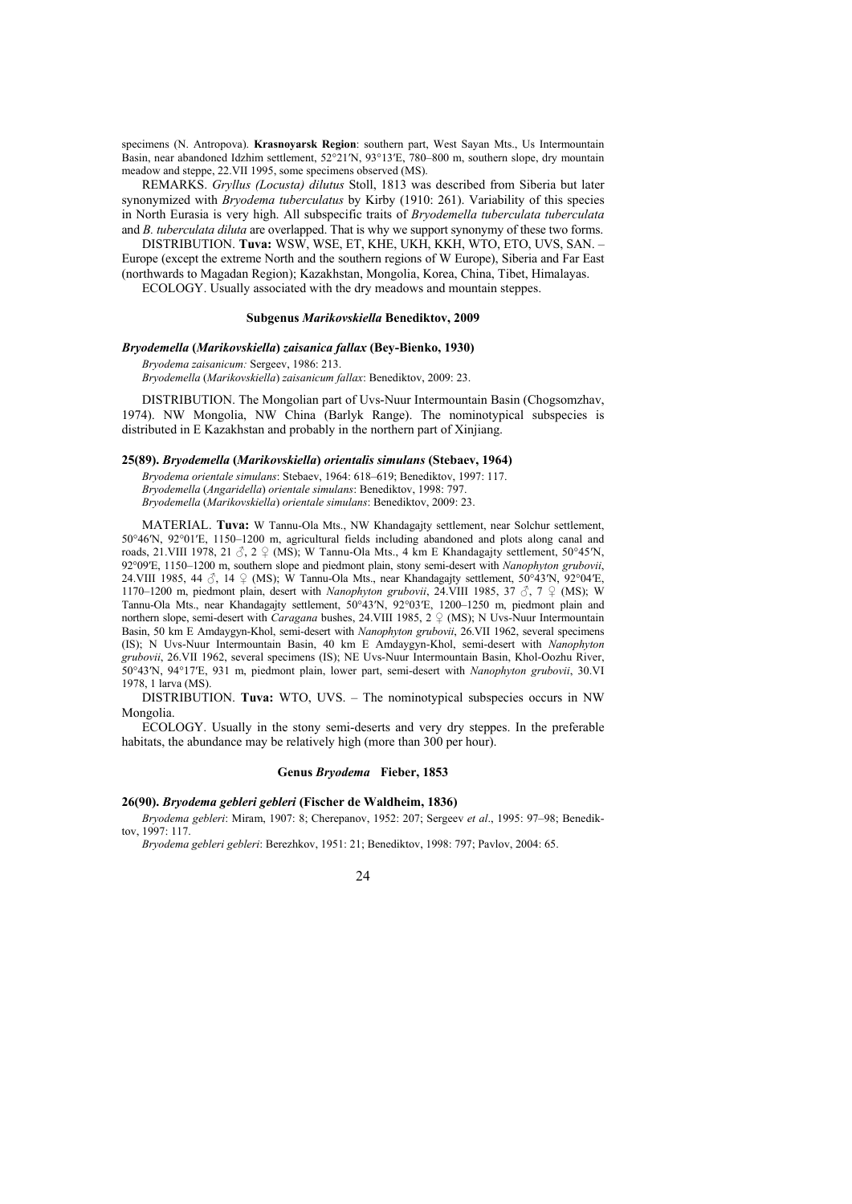specimens (N. Antropova). **Krasnoyarsk Region**: southern part, West Sayan Mts., Us Intermountain Basin, near abandoned Idzhim settlement, 52°21′N, 93°13′E, 780–800 m, southern slope, dry mountain meadow and steppe, 22.VII 1995, some specimens observed (MS).

REMARKS. *Gryllus (Locusta) dilutus* Stoll, 1813 was described from Siberia but later synonymized with *Bryodema tuberculatus* by Kirby (1910: 261). Variability of this species in North Eurasia is very high. All subspecific traits of *Bryodemella tuberculata tuberculata* and *B. tuberculata diluta* are overlapped. That is why we support synonymy of these two forms.

DISTRIBUTION. **Tuva:** WSW, WSE, ET, KHE, UKH, KKH, WTO, ETO, UVS, SAN. – Europe (except the extreme North and the southern regions of W Europe), Siberia and Far East (northwards to Magadan Region); Kazakhstan, Mongolia, Korea, China, Tibet, Himalayas.

ECOLOGY. Usually associated with the dry meadows and mountain steppes.

### Subgenus *Marikovskiella* Benediktov, 2009

#### *Bryodemella* (*Marikovskiella*) *zaisanica fallax* (Bey-Bienko, 1930)

*Bryodema zaisanicum:* Sergeev, 1986: 213.
*Bryodemella* (*Marikovskiella*) *zaisanicum fallax*: Benediktov, 2009: 23.

DISTRIBUTION. The Mongolian part of Uvs-Nuur Intermountain Basin (Chogsomzhav, 1974). NW Mongolia, NW China (Barlyk Range). The nominotypical subspecies is distributed in E Kazakhstan and probably in the northern part of Xinjiang.

#### 25(89). *Bryodemella* (*Marikovskiella*) *orientalis simulans* (Stebaev, 1964)

*Bryodema orientale simulans*: Stebaev, 1964: 618–619; Benediktov, 1997: 117.
*Bryodemella* (*Angaridella*) *orientale simulans*: Benediktov, 1998: 797.
*Bryodemella* (*Marikovskiella*) *orientale simulans*: Benediktov, 2009: 23.

MATERIAL. **Tuva:** W Tannu-Ola Mts., NW Khandagajty settlement, near Solchur settlement, 50°46′N, 92°01′E, 1150–1200 m, agricultural fields including abandoned and plots along canal and roads, 21.VIII 1978, 21 ♂, 2 ♀ (MS); W Tannu-Ola Mts., 4 km E Khandagajty settlement, 50°45′N, 92°09′E, 1150–1200 m, southern slope and piedmont plain, stony semi-desert with *Nanophyton grubovii*, 24.VIII 1985, 44 ♂, 14 ♀ (MS); W Tannu-Ola Mts., near Khandagajty settlement, 50°43′N, 92°04′E, 1170–1200 m, piedmont plain, desert with *Nanophyton grubovii*, 24.VIII 1985, 37 ♂, 7 ♀ (MS); W Tannu-Ola Mts., near Khandagajty settlement, 50°43′N, 92°03′E, 1200–1250 m, piedmont plain and northern slope, semi-desert with *Caragana* bushes, 24.VIII 1985, 2 ♀ (MS); N Uvs-Nuur Intermountain Basin, 50 km E Amdaygyn-Khol, semi-desert with *Nanophyton grubovii*, 26.VII 1962, several specimens (IS); N Uvs-Nuur Intermountain Basin, 40 km E Amdaygyn-Khol, semi-desert with *Nanophyton grubovii*, 26.VII 1962, several specimens (IS); NE Uvs-Nuur Intermountain Basin, Khol-Oozhu River, 50°43′N, 94°17′E, 931 m, piedmont plain, lower part, semi-desert with *Nanophyton grubovii*, 30.VI 1978, 1 larva (MS).

DISTRIBUTION. **Tuva:** WTO, UVS. – The nominotypical subspecies occurs in NW Mongolia.

ECOLOGY. Usually in the stony semi-deserts and very dry steppes. In the preferable habitats, the abundance may be relatively high (more than 300 per hour).

### Genus *Bryodema* Fieber, 1853

#### 26(90). *Bryodema gebleri gebleri* (Fischer de Waldheim, 1836)

*Bryodema gebleri*: Miram, 1907: 8; Cherepanov, 1952: 207; Sergeev *et al*., 1995: 97–98; Benediktov, 1997: 117.
*Bryodema gebleri gebleri*: Berezhkov, 1951: 21; Benediktov, 1998: 797; Pavlov, 2004: 65.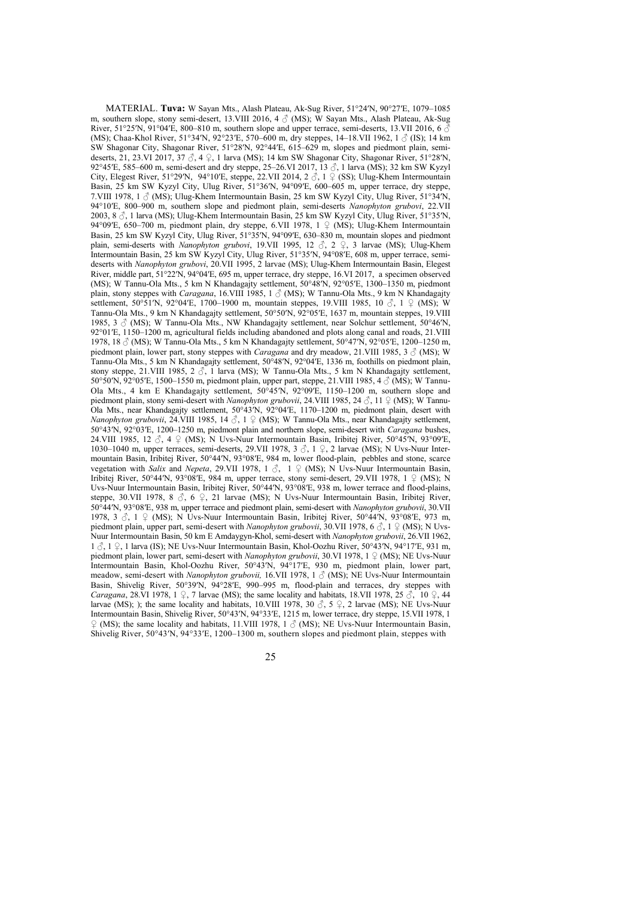MATERIAL. **Tuva:** W Sayan Mts., Alash Plateau, Ak-Sug River, 51°24′N, 90°27′E, 1079–1085 m, southern slope, stony semi-desert, 13.VIII 2016, 4 ♂ (MS); W Sayan Mts., Alash Plateau, Ak-Sug River, 51°25′N, 91°04′E, 800–810 m, southern slope and upper terrace, semi-deserts, 13.VII 2016, 6 ♂ (MS); Chaa-Khol River, 51°34′N, 92°23′E, 570–600 m, dry steppes, 14–18.VII 1962, 1 ♂ (IS); 14 km SW Shagonar City, Shagonar River, 51°28′N, 92°44′E, 615–629 m, slopes and piedmont plain, semi-deserts, 21, 23.VI 2017, 37 ♂, 4 ♀, 1 larva (MS); 14 km SW Shagonar City, Shagonar River, 51°28′N, 92°45′E, 585–600 m, semi-desert and dry steppe, 25–26.VI 2017, 13 ♂, 1 larva (MS); 32 km SW Kyzyl City, Elegest River, 51°29′N, 94°10′E, steppe, 22.VII 2014, 2 ♂, 1 ♀ (SS); Ulug-Khem Intermountain Basin, 25 km SW Kyzyl City, Ulug River, 51°36′N, 94°09′E, 600–605 m, upper terrace, dry steppe, 7.VIII 1978, 1 ♂ (MS); Ulug-Khem Intermountain Basin, 25 km SW Kyzyl City, Ulug River, 51°34′N, 94°10′E, 800–900 m, southern slope and piedmont plain, semi-deserts *Nanophyton grubovi*, 22.VII 2003, 8 ♂, 1 larva (MS); Ulug-Khem Intermountain Basin, 25 km SW Kyzyl City, Ulug River, 51°35′N, 94°09′E, 650–700 m, piedmont plain, dry steppe, 6.VII 1978, 1 ♀ (MS); Ulug-Khem Intermountain Basin, 25 km SW Kyzyl City, Ulug River, 51°35′N, 94°09′E, 630–830 m, mountain slopes and piedmont plain, semi-deserts with *Nanophyton grubovi*, 19.VII 1995, 12 ♂, 2 ♀, 3 larvae (MS); Ulug-Khem Intermountain Basin, 25 km SW Kyzyl City, Ulug River, 51°35′N, 94°08′E, 608 m, upper terrace, semi-deserts with *Nanophyton grubovi*, 20.VII 1995, 2 larvae (MS); Ulug-Khem Intermountain Basin, Elegest River, middle part, 51°22′N, 94°04′E, 695 m, upper terrace, dry steppe, 16.VI 2017, a specimen observed (MS); W Tannu-Ola Mts., 5 km N Khandagajty settlement, 50°48′N, 92°05′E, 1300–1350 m, piedmont plain, stony steppes with *Caragana*, 16.VIII 1985, 1 ♂ (MS); W Tannu-Ola Mts., 9 km N Khandagajty settlement, 50°51′N, 92°04′E, 1700–1900 m, mountain steppes, 19.VIII 1985, 10 ♂, 1 ♀ (MS); W Tannu-Ola Mts., 9 km N Khandagajty settlement, 50°50′N, 92°05′E, 1637 m, mountain steppes, 19.VIII 1985, 3 ♂ (MS); W Tannu-Ola Mts., NW Khandagajty settlement, near Solchur settlement, 50°46′N, 92°01′E, 1150–1200 m, agricultural fields including abandoned and plots along canal and roads, 21.VIII 1978, 18 ♂ (MS); W Tannu-Ola Mts., 5 km N Khandagajty settlement, 50°47′N, 92°05′E, 1200–1250 m, piedmont plain, lower part, stony steppes with *Caragana* and dry meadow, 21.VIII 1985, 3 ♂ (MS); W Tannu-Ola Mts., 5 km N Khandagajty settlement, 50°48′N, 92°04′E, 1336 m, foothills on piedmont plain, stony steppe, 21.VIII 1985, 2 ♂, 1 larva (MS); W Tannu-Ola Mts., 5 km N Khandagajty settlement, 50°50′N, 92°05′E, 1500–1550 m, piedmont plain, upper part, steppe, 21.VIII 1985, 4 ♂ (MS); W Tannu-Ola Mts., 4 km E Khandagajty settlement, 50°45′N, 92°09′E, 1150–1200 m, southern slope and piedmont plain, stony semi-desert with *Nanophyton grubovii*, 24.VIII 1985, 24 ♂, 11 ♀ (MS); W Tannu-Ola Mts., near Khandagajty settlement, 50°43′N, 92°04′E, 1170–1200 m, piedmont plain, desert with *Nanophyton grubovii*, 24.VIII 1985, 14 ♂, 1 ♀ (MS); W Tannu-Ola Mts., near Khandagajty settlement, 50°43′N, 92°03′E, 1200–1250 m, piedmont plain and northern slope, semi-desert with *Caragana* bushes, 24.VIII 1985, 12 ♂, 4 ♀ (MS); N Uvs-Nuur Intermountain Basin, Iribitej River, 50°45′N, 93°09′E, 1030–1040 m, upper terraces, semi-deserts, 29.VII 1978, 3 ♂, 1 ♀, 2 larvae (MS); N Uvs-Nuur Intermountain Basin, Iribitej River, 50°44′N, 93°08′E, 984 m, lower flood-plain, pebbles and stone, scarce vegetation with *Salix* and *Nepeta*, 29.VII 1978, 1 ♂, 1 ♀ (MS); N Uvs-Nuur Intermountain Basin, Iribitej River, 50°44′N, 93°08′E, 984 m, upper terrace, stony semi-desert, 29.VII 1978, 1 ♀ (MS); N Uvs-Nuur Intermountain Basin, Iribitej River, 50°44′N, 93°08′E, 938 m, lower terrace and flood-plains, steppe, 30.VII 1978, 8 ♂, 6 ♀, 21 larvae (MS); N Uvs-Nuur Intermountain Basin, Iribitej River, 50°44′N, 93°08′E, 938 m, upper terrace and piedmont plain, semi-desert with *Nanophyton grubovii*, 30.VII 1978, 3 ♂, 1 ♀ (MS); N Uvs-Nuur Intermountain Basin, Iribitej River, 50°44′N, 93°08′E, 973 m, piedmont plain, upper part, semi-desert with *Nanophyton grubovii*, 30.VII 1978, 6 ♂, 1 ♀ (MS); N Uvs-Nuur Intermountain Basin, 50 km E Amdaygyn-Khol, semi-desert with *Nanophyton grubovii*, 26.VII 1962, 1 ♂, 1 ♀, 1 larva (IS); NE Uvs-Nuur Intermountain Basin, Khol-Oozhu River, 50°43′N, 94°17′E, 931 m, piedmont plain, lower part, semi-desert with *Nanophyton grubovii*, 30.VI 1978, 1 ♀ (MS); NE Uvs-Nuur Intermountain Basin, Khol-Oozhu River, 50°43′N, 94°17′E, 930 m, piedmont plain, lower part, meadow, semi-desert with *Nanophyton grubovii,* 16.VII 1978, 1 ♂ (MS); NE Uvs-Nuur Intermountain Basin, Shivelig River, 50°39′N, 94°28′E, 990–995 m, flood-plain and terraces, dry steppes with *Caragana*, 28.VI 1978, 1 ♀, 7 larvae (MS); the same locality and habitats, 18.VII 1978, 25 ♂, 10 ♀, 44 larvae (MS); ); the same locality and habitats, 10.VIII 1978, 30 ♂, 5 ♀, 2 larvae (MS); NE Uvs-Nuur Intermountain Basin, Shivelig River, 50°43′N, 94°33′E, 1215 m, lower terrace, dry steppe, 15.VII 1978, 1 ♀ (MS); the same locality and habitats, 11.VIII 1978, 1 ♂ (MS); NE Uvs-Nuur Intermountain Basin, Shivelig River, 50°43′N, 94°33′E, 1200–1300 m, southern slopes and piedmont plain, steppes with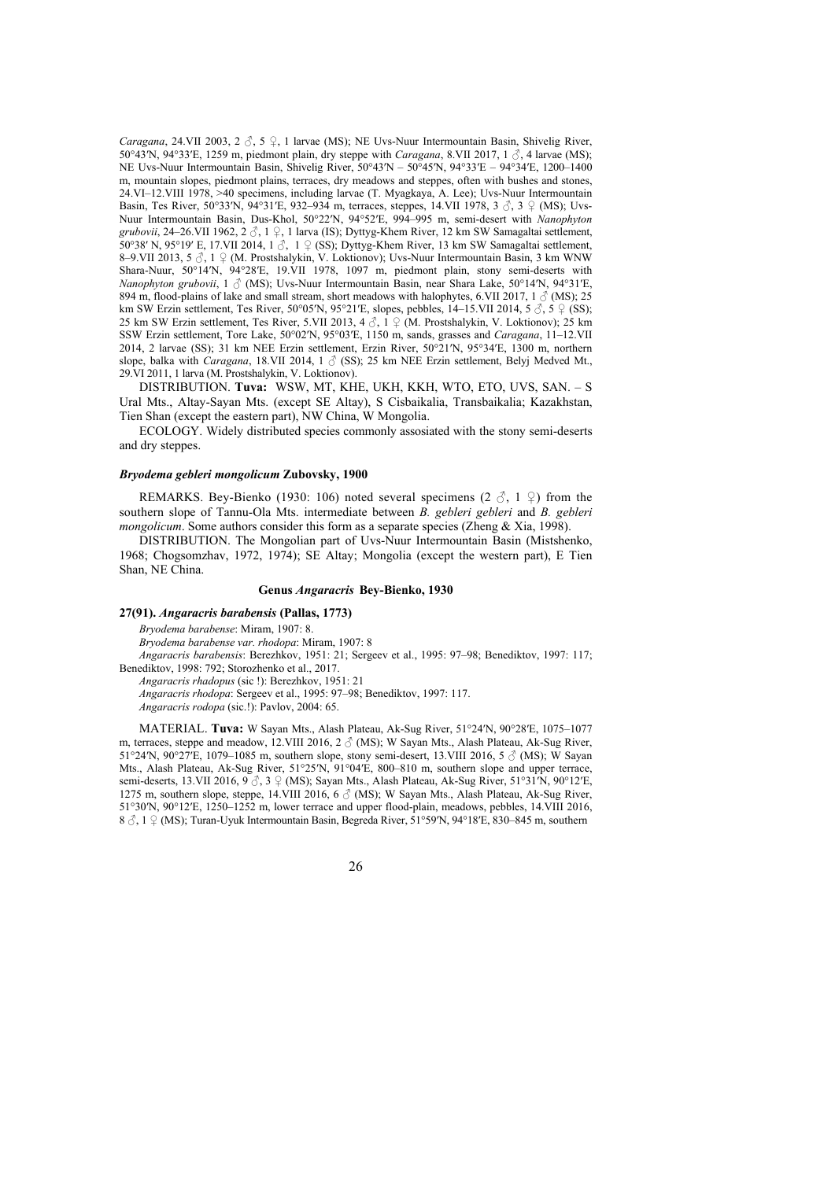*Caragana*, 24.VII 2003, 2 ♂, 5 ♀, 1 larvae (MS); NE Uvs-Nuur Intermountain Basin, Shivelig River, 50°43′N, 94°33′E, 1259 m, piedmont plain, dry steppe with *Caragana*, 8.VII 2017, 1 ♂, 4 larvae (MS); NE Uvs-Nuur Intermountain Basin, Shivelig River, 50°43′N – 50°45′N, 94°33′E – 94°34′E, 1200–1400 m, mountain slopes, piedmont plains, terraces, dry meadows and steppes, often with bushes and stones, 24.VI–12.VIII 1978, >40 specimens, including larvae (T. Myagkaya, A. Lee); Uvs-Nuur Intermountain Basin, Tes River, 50°33′N, 94°31′E, 932–934 m, terraces, steppes, 14.VII 1978, 3 ♂, 3 ♀ (MS); Uvs-Nuur Intermountain Basin, Dus-Khol, 50°22′N, 94°52′E, 994–995 m, semi-desert with *Nanophyton grubovii*, 24–26.VII 1962, 2 ♂, 1 ♀, 1 larva (IS); Dyttyg-Khem River, 12 km SW Samagaltai settlement, 50°38′ N, 95°19′ E, 17.VII 2014, 1 ♂, 1 ♀ (SS); Dyttyg-Khem River, 13 km SW Samagaltai settlement, 8–9.VII 2013, 5 ♂, 1 ♀ (M. Prostshalykin, V. Loktionov); Uvs-Nuur Intermountain Basin, 3 km WNW Shara-Nuur, 50°14′N, 94°28′E, 19.VII 1978, 1097 m, piedmont plain, stony semi-deserts with *Nanophyton grubovii*, 1 ♂ (MS); Uvs-Nuur Intermountain Basin, near Shara Lake, 50°14′N, 94°31′E, 894 m, flood-plains of lake and small stream, short meadows with halophytes, 6.VII 2017, 1 ♂ (MS); 25 km SW Erzin settlement, Tes River, 50°05′N, 95°21′E, slopes, pebbles, 14–15.VII 2014, 5 ♂, 5 ♀ (SS); 25 km SW Erzin settlement, Tes River, 5.VII 2013, 4 ♂, 1 ♀ (M. Prostshalykin, V. Loktionov); 25 km SSW Erzin settlement, Tore Lake, 50°02′N, 95°03′E, 1150 m, sands, grasses and *Caragana*, 11–12.VII 2014, 2 larvae (SS); 31 km NEE Erzin settlement, Erzin River, 50°21′N, 95°34′E, 1300 m, northern slope, balka with *Caragana*, 18.VII 2014, 1 ♂ (SS); 25 km NEE Erzin settlement, Belyj Medved Mt., 29.VI 2011, 1 larva (M. Prostshalykin, V. Loktionov).

DISTRIBUTION. **Tuva:** WSW, MT, KHE, UKH, KKH, WTO, ETO, UVS, SAN. – S Ural Mts., Altay-Sayan Mts. (except SE Altay), S Cisbaikalia, Transbaikalia; Kazakhstan, Tien Shan (except the eastern part), NW China, W Mongolia.

ECOLOGY. Widely distributed species commonly assosiated with the stony semi-deserts and dry steppes.

#### *Bryodema gebleri mongolicum* Zubovsky, 1900

REMARKS. Bey-Bienko (1930: 106) noted several specimens (2 ♂, 1 ♀) from the southern slope of Tannu-Ola Mts. intermediate between *B. gebleri gebleri* and *B. gebleri mongolicum*. Some authors consider this form as a separate species (Zheng & Xia, 1998).

DISTRIBUTION. The Mongolian part of Uvs-Nuur Intermountain Basin (Mistshenko, 1968; Chogsomzhav, 1972, 1974); SE Altay; Mongolia (except the western part), E Tien Shan, NE China.

### Genus *Angaracris* Bey-Bienko, 1930

#### 27(91). *Angaracris barabensis* (Pallas, 1773)

*Bryodema barabense*: Miram, 1907: 8.

*Bryodema barabense var. rhodopa*: Miram, 1907: 8

*Angaracris barabensis*: Berezhkov, 1951: 21; Sergeev et al., 1995: 97–98; Benediktov, 1997: 117; Benediktov, 1998: 792; Storozhenko et al., 2017.

*Angaracris rhadopus* (sic !): Berezhkov, 1951: 21

*Angaracris rhodopa*: Sergeev et al., 1995: 97–98; Benediktov, 1997: 117.

*Angaracris rodopa* (sic.!): Pavlov, 2004: 65.

MATERIAL. **Tuva:** W Sayan Mts., Alash Plateau, Ak-Sug River, 51°24′N, 90°28′E, 1075–1077 m, terraces, steppe and meadow, 12.VIII 2016, 2 ♂ (MS); W Sayan Mts., Alash Plateau, Ak-Sug River, 51°24′N, 90°27′E, 1079–1085 m, southern slope, stony semi-desert, 13.VIII 2016, 5 ♂ (MS); W Sayan Mts., Alash Plateau, Ak-Sug River, 51°25′N, 91°04′E, 800–810 m, southern slope and upper terrace, semi-deserts, 13.VII 2016, 9 ♂, 3 ♀ (MS); Sayan Mts., Alash Plateau, Ak-Sug River, 51°31′N, 90°12′E, 1275 m, southern slope, steppe, 14.VIII 2016, 6 ♂ (MS); W Sayan Mts., Alash Plateau, Ak-Sug River, 51°30′N, 90°12′E, 1250–1252 m, lower terrace and upper flood-plain, meadows, pebbles, 14.VIII 2016, 8 ♂, 1 ♀ (MS); Turan-Uyuk Intermountain Basin, Begreda River, 51°59′N, 94°18′E, 830–845 m, southern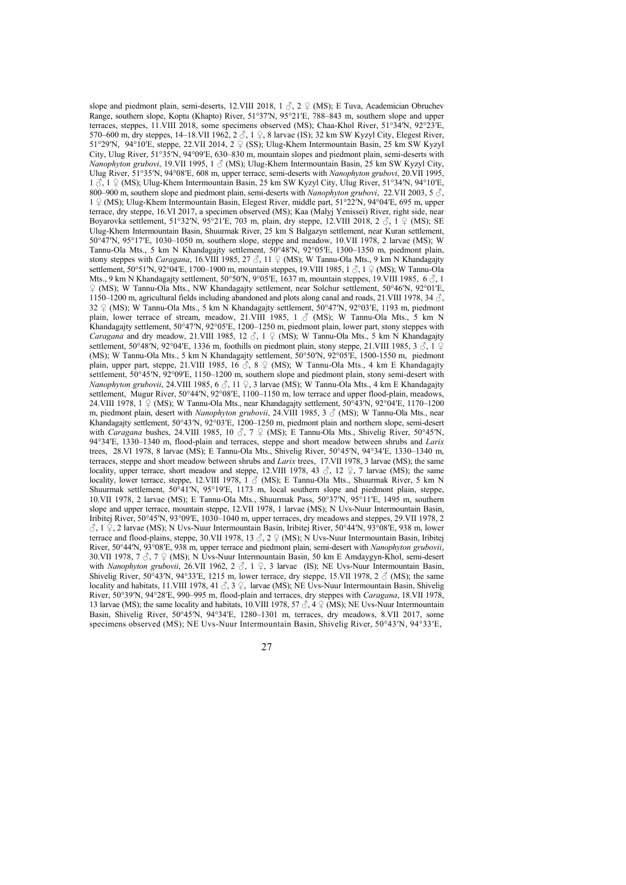slope and piedmont plain, semi-deserts, 12.VIII 2018, 1 ♂, 2 ♀ (MS); E Tuva, Academician Obruchev Range, southern slope, Koptu (Khapto) River, 51°37′N, 95°21′E, 788–843 m, southern slope and upper terraces, steppes, 11.VIII 2018, some specimens observed (MS); Chaa-Khol River, 51°34′N, 92°23′E, 570–600 m, dry steppes, 14–18.VII 1962, 2 ♂, 1 ♀, 8 larvae (IS); 32 km SW Kyzyl City, Elegest River, 51°29′N, 94°10′E, steppe, 22.VII 2014, 2 ♀ (SS); Ulug-Khem Intermountain Basin, 25 km SW Kyzyl City, Ulug River, 51°35′N, 94°09′E, 630–830 m, mountain slopes and piedmont plain, semi-deserts with *Nanophyton grubovi*, 19.VII 1995, 1 ♂ (MS); Ulug-Khem Intermountain Basin, 25 km SW Kyzyl City, Ulug River, 51°35′N, 94°08′E, 608 m, upper terrace, semi-deserts with *Nanophyton grubovi*, 20.VII 1995, 1 ♂, 1 ♀ (MS); Ulug-Khem Intermountain Basin, 25 km SW Kyzyl City, Ulug River, 51°34′N, 94°10′E, 800–900 m, southern slope and piedmont plain, semi-deserts with *Nanophyton grubovi*, 22.VII 2003, 5 ♂, 1 ♀ (MS); Ulug-Khem Intermountain Basin, Elegest River, middle part, 51°22′N, 94°04′E, 695 m, upper terrace, dry steppe, 16.VI 2017, a specimen observed (MS); Kaa (Malyj Yenissei) River, right side, near Boyarovka settlement, 51°32′N, 95°21′E, 703 m, plain, dry steppe, 12.VIII 2018, 2 ♂, 1 ♀ (MS); SE Ulug-Khem Intermountain Basin, Shuurmak River, 25 km S Balgazyn settlement, near Kuran settlement, 50°47′N, 95°17′E, 1030–1050 m, southern slope, steppe and meadow, 10.VII 1978, 2 larvae (MS); W Tannu-Ola Mts., 5 km N Khandagajty settlement, 50°48′N, 92°05′E, 1300–1350 m, piedmont plain, stony steppes with *Caragana*, 16.VIII 1985, 27 ♂, 11 ♀ (MS); W Tannu-Ola Mts., 9 km N Khandagajty settlement, 50°51′N, 92°04′E, 1700–1900 m, mountain steppes, 19.VIII 1985, 1 ♂, 1 ♀ (MS); W Tannu-Ola Mts., 9 km N Khandagajty settlement, 50°50′N, 9°05′E, 1637 m, mountain steppes, 19.VIII 1985, 6 ♂, 1 ♀ (MS); W Tannu-Ola Mts., NW Khandagajty settlement, near Solchur settlement, 50°46′N, 92°01′E, 1150–1200 m, agricultural fields including abandoned and plots along canal and roads, 21.VIII 1978, 34 ♂, 32 ♀ (MS); W Tannu-Ola Mts., 5 km N Khandagajty settlement, 50°47′N, 92°03′E, 1193 m, piedmont plain, lower terrace of stream, meadow, 21.VIII 1985, 1 ♂ (MS); W Tannu-Ola Mts., 5 km N Khandagajty settlement, 50°47′N, 92°05′E, 1200–1250 m, piedmont plain, lower part, stony steppes with *Caragana* and dry meadow, 21.VIII 1985, 12 ♂, 1 ♀ (MS); W Tannu-Ola Mts., 5 km N Khandagajty settlement, 50°48′N, 92°04′E, 1336 m, foothills on piedmont plain, stony steppe, 21.VIII 1985, 3 ♂, 1 ♀ (MS); W Tannu-Ola Mts., 5 km N Khandagajty settlement, 50°50′N, 92°05′E, 1500-1550 m, piedmont plain, upper part, steppe, 21.VIII 1985, 16 ♂, 8 ♀ (MS); W Tannu-Ola Mts., 4 km E Khandagajty settlement, 50°45′N, 92°09′E, 1150–1200 m, southern slope and piedmont plain, stony semi-desert with *Nanophyton grubovii*, 24.VIII 1985, 6 ♂, 11 ♀, 3 larvae (MS); W Tannu-Ola Mts., 4 km E Khandagajty settlement, Mugur River, 50°44′N, 92°08′E, 1100–1150 m, low terrace and upper flood-plain, meadows, 24.VIII 1978, 1 ♀ (MS); W Tannu-Ola Mts., near Khandagajty settlement, 50°43′N, 92°04′E, 1170–1200 m, piedmont plain, desert with *Nanophyton grubovii*, 24.VIII 1985, 3 ♂ (MS); W Tannu-Ola Mts., near Khandagajty settlement, 50°43′N, 92°03′E, 1200–1250 m, piedmont plain and northern slope, semi-desert with *Caragana* bushes, 24.VIII 1985, 10 ♂, 7 ♀ (MS); E Tannu-Ola Mts., Shivelig River, 50°45′N, 94°34′E, 1330–1340 m, flood-plain and terraces, steppe and short meadow between shrubs and *Larix* trees, 28.VI 1978, 8 larvae (MS); E Tannu-Ola Mts., Shivelig River, 50°45′N, 94°34′E, 1330–1340 m, terraces, steppe and short meadow between shrubs and *Larix* trees, 17.VII 1978, 3 larvae (MS); the same locality, upper terrace, short meadow and steppe, 12.VIII 1978, 43 ♂, 12 ♀, 7 larvae (MS); the same locality, lower terrace, steppe, 12.VIII 1978, 1 ♂ (MS); E Tannu-Ola Mts., Shuurmak River, 5 km N Shuurmak settlement, 50°41′N, 95°19′E, 1173 m, local southern slope and piedmont plain, steppe, 10.VII 1978, 2 larvae (MS); E Tannu-Ola Mts., Shuurmak Pass, 50°37′N, 95°11′E, 1495 m, southern slope and upper terrace, mountain steppe, 12.VII 1978, 1 larvae (MS); N Uvs-Nuur Intermountain Basin, Iribitej River, 50°45′N, 93°09′E, 1030–1040 m, upper terraces, dry meadows and steppes, 29.VII 1978, 2 ♂, 1 ♀, 2 larvae (MS); N Uvs-Nuur Intermountain Basin, Iribitej River, 50°44′N, 93°08′E, 938 m, lower terrace and flood-plains, steppe, 30.VII 1978, 13 ♂, 2 ♀ (MS); N Uvs-Nuur Intermountain Basin, Iribitej River, 50°44′N, 93°08′E, 938 m, upper terrace and piedmont plain, semi-desert with *Nanophyton grubovii*, 30.VII 1978, 7 ♂, 7 ♀ (MS); N Uvs-Nuur Intermountain Basin, 50 km E Amdaygyn-Khol, semi-desert with *Nanophyton grubovii*, 26.VII 1962, 2 ♂, 1 ♀, 3 larvae (IS); NE Uvs-Nuur Intermountain Basin, Shivelig River, 50°43′N, 94°33′E, 1215 m, lower terrace, dry steppe, 15.VII 1978, 2 ♂ (MS); the same locality and habitats, 11.VIII 1978, 41 ♂, 3 ♀, larvae (MS); NE Uvs-Nuur Intermountain Basin, Shivelig River, 50°39′N, 94°28′E, 990–995 m, flood-plain and terraces, dry steppes with *Caragana*, 18.VII 1978, 13 larvae (MS); the same locality and habitats, 10.VIII 1978, 57 ♂, 4 ♀ (MS); NE Uvs-Nuur Intermountain Basin, Shivelig River, 50°45′N, 94°34′E, 1280–1301 m, terraces, dry meadows, 8.VII 2017, some specimens observed (MS); NE Uvs-Nuur Intermountain Basin, Shivelig River, 50°43′N, 94°33′E,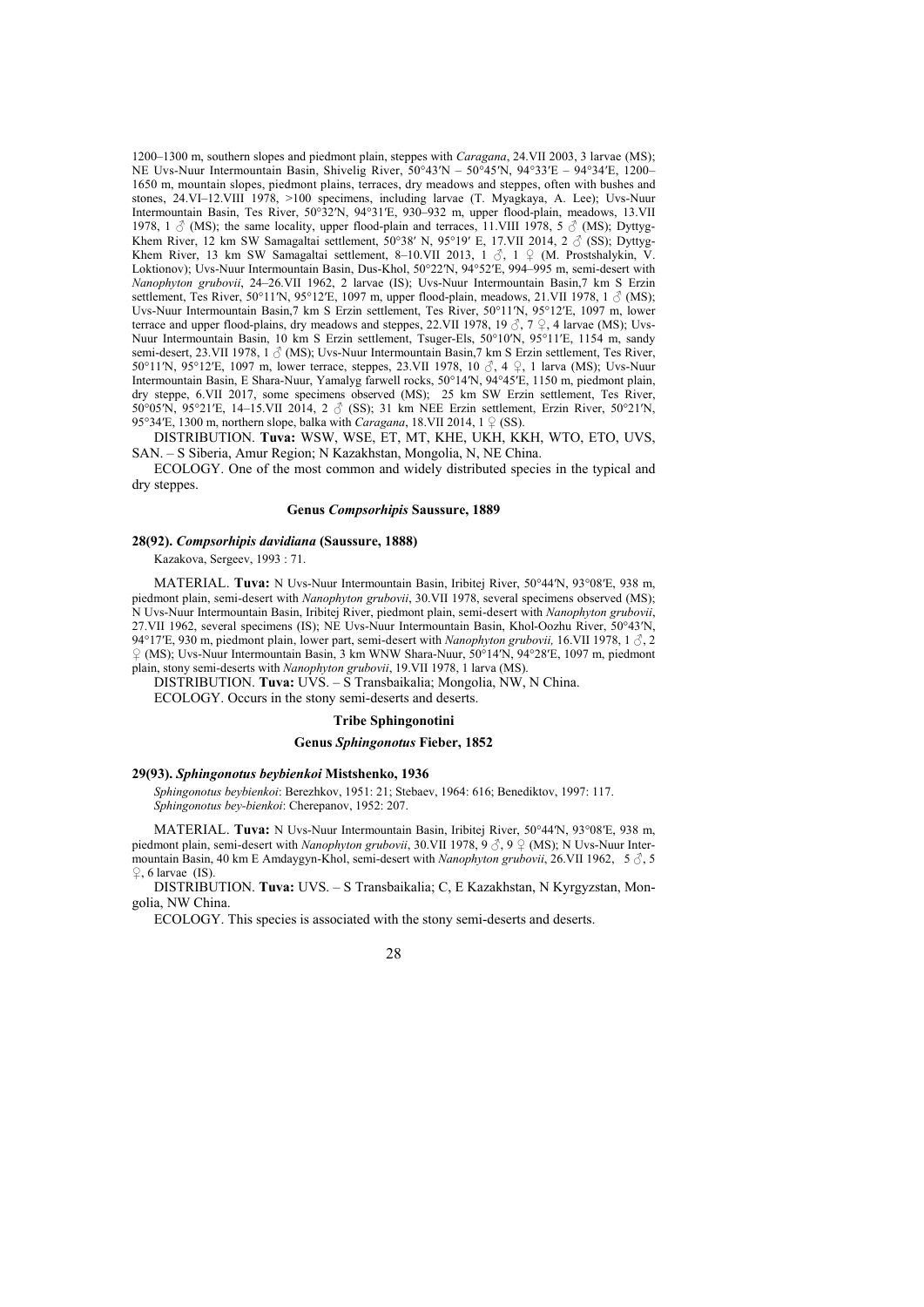1200–1300 m, southern slopes and piedmont plain, steppes with *Caragana*, 24.VII 2003, 3 larvae (MS); NE Uvs-Nuur Intermountain Basin, Shivelig River, 50°43′N – 50°45′N, 94°33′E – 94°34′E, 1200–1650 m, mountain slopes, piedmont plains, terraces, dry meadows and steppes, often with bushes and stones, 24.VI–12.VIII 1978, >100 specimens, including larvae (T. Myagkaya, A. Lee); Uvs-Nuur Intermountain Basin, Tes River, 50°32′N, 94°31′E, 930–932 m, upper flood-plain, meadows, 13.VII 1978, 1 ♂ (MS); the same locality, upper flood-plain and terraces, 11.VIII 1978, 5 ♂ (MS); Dyttyg-Khem River, 12 km SW Samagaltai settlement, 50°38′ N, 95°19′ E, 17.VII 2014, 2 ♂ (SS); Dyttyg-Khem River, 13 km SW Samagaltai settlement, 8–10.VII 2013, 1 ♂, 1 ♀ (M. Prostshalykin, V. Loktionov); Uvs-Nuur Intermountain Basin, Dus-Khol, 50°22′N, 94°52′E, 994–995 m, semi-desert with *Nanophyton grubovii*, 24–26.VII 1962, 2 larvae (IS); Uvs-Nuur Intermountain Basin,7 km S Erzin settlement, Tes River, 50°11′N, 95°12′E, 1097 m, upper flood-plain, meadows, 21.VII 1978, 1 ♂ (MS); Uvs-Nuur Intermountain Basin,7 km S Erzin settlement, Tes River, 50°11′N, 95°12′E, 1097 m, lower terrace and upper flood-plains, dry meadows and steppes, 22.VII 1978, 19 ♂, 7 ♀, 4 larvae (MS); Uvs-Nuur Intermountain Basin, 10 km S Erzin settlement, Tsuger-Els, 50°10′N, 95°11′E, 1154 m, sandy semi-desert, 23.VII 1978, 1 ♂ (MS); Uvs-Nuur Intermountain Basin,7 km S Erzin settlement, Tes River, 50°11′N, 95°12′E, 1097 m, lower terrace, steppes, 23.VII 1978, 10 ♂, 4 ♀, 1 larva (MS); Uvs-Nuur Intermountain Basin, E Shara-Nuur, Yamalyg farwell rocks, 50°14′N, 94°45′E, 1150 m, piedmont plain, dry steppe, 6.VII 2017, some specimens observed (MS); 25 km SW Erzin settlement, Tes River, 50°05′N, 95°21′E, 14–15.VII 2014, 2 ♂ (SS); 31 km NEE Erzin settlement, Erzin River, 50°21′N, 95°34′E, 1300 m, northern slope, balka with *Caragana*, 18.VII 2014, 1 ♀ (SS).

DISTRIBUTION. **Tuva:** WSW, WSE, ET, MT, KHE, UKH, KKH, WTO, ETO, UVS, SAN. – S Siberia, Amur Region; N Kazakhstan, Mongolia, N, NE China.

ECOLOGY. One of the most common and widely distributed species in the typical and dry steppes.

### Genus *Compsorhipis* Saussure, 1889

#### 28(92). *Compsorhipis davidiana* (Saussure, 1888)

Kazakova, Sergeev, 1993 : 71.

MATERIAL. **Tuva:** N Uvs-Nuur Intermountain Basin, Iribitej River, 50°44′N, 93°08′E, 938 m, piedmont plain, semi-desert with *Nanophyton grubovii*, 30.VII 1978, several specimens observed (MS); N Uvs-Nuur Intermountain Basin, Iribitej River, piedmont plain, semi-desert with *Nanophyton grubovii*, 27.VII 1962, several specimens (IS); NE Uvs-Nuur Intermountain Basin, Khol-Oozhu River, 50°43′N, 94°17′E, 930 m, piedmont plain, lower part, semi-desert with *Nanophyton grubovii,* 16.VII 1978, 1 ♂, 2 ♀ (MS); Uvs-Nuur Intermountain Basin, 3 km WNW Shara-Nuur, 50°14′N, 94°28′E, 1097 m, piedmont plain, stony semi-deserts with *Nanophyton grubovii*, 19.VII 1978, 1 larva (MS).

DISTRIBUTION. **Tuva:** UVS. – S Transbaikalia; Mongolia, NW, N China.

ECOLOGY. Occurs in the stony semi-deserts and deserts.

### Tribe Sphingonotini

### Genus *Sphingonotus* Fieber, 1852

#### 29(93). *Sphingonotus beybienkoi* Mistshenko, 1936

*Sphingonotus beybienkoi*: Berezhkov, 1951: 21; Stebaev, 1964: 616; Benediktov, 1997: 117.
*Sphingonotus bey-bienkoi*: Cherepanov, 1952: 207.

MATERIAL. **Tuva:** N Uvs-Nuur Intermountain Basin, Iribitej River, 50°44′N, 93°08′E, 938 m, piedmont plain, semi-desert with *Nanophyton grubovii*, 30.VII 1978, 9 ♂, 9 ♀ (MS); N Uvs-Nuur Intermountain Basin, 40 km E Amdaygyn-Khol, semi-desert with *Nanophyton grubovii*, 26.VII 1962, 5 ♂, 5 ♀, 6 larvae (IS).

DISTRIBUTION. **Tuva:** UVS. – S Transbaikalia; C, E Kazakhstan, N Kyrgyzstan, Mongolia, NW China.

ECOLOGY. This species is associated with the stony semi-deserts and deserts.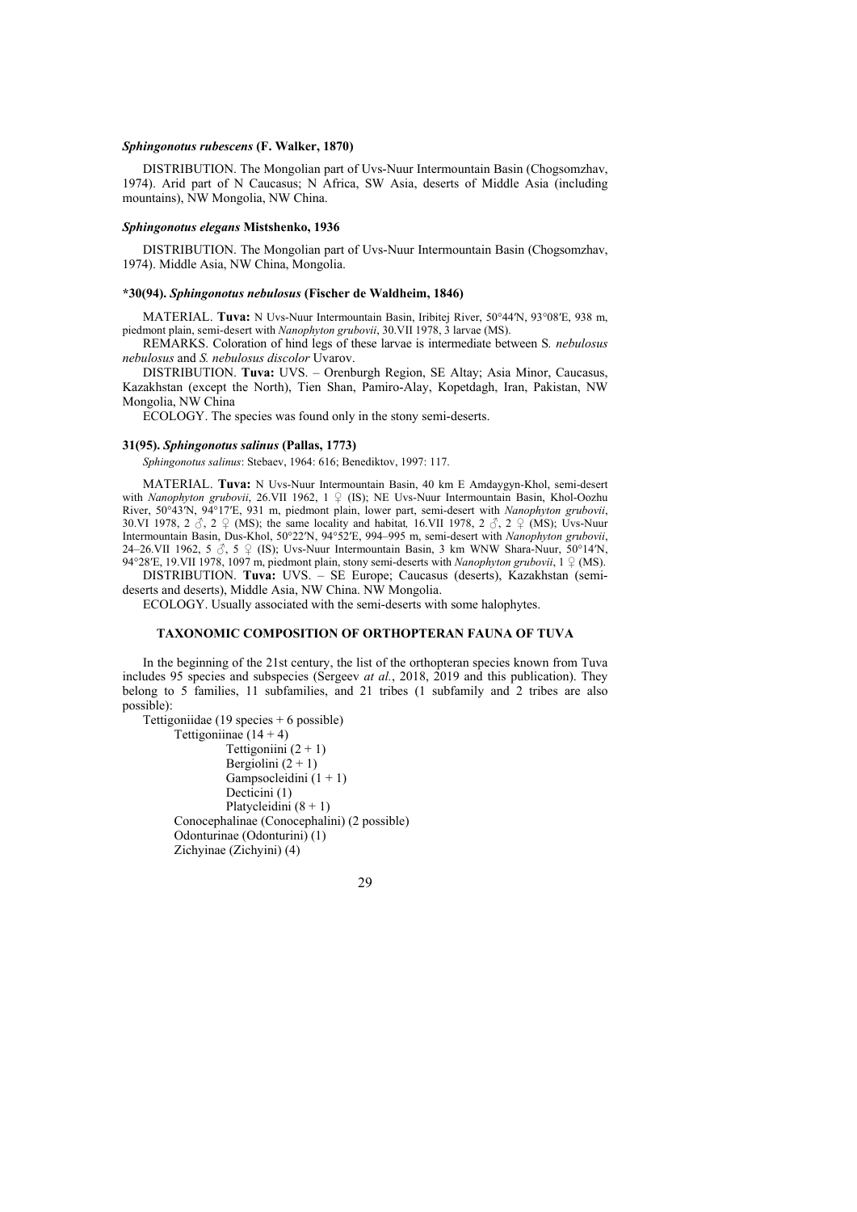### *Sphingonotus rubescens* (F. Walker, 1870)

DISTRIBUTION. The Mongolian part of Uvs-Nuur Intermountain Basin (Chogsomzhav, 1974). Arid part of N Caucasus; N Africa, SW Asia, deserts of Middle Asia (including mountains), NW Mongolia, NW China.

### *Sphingonotus elegans* Mistshenko, 1936

DISTRIBUTION. The Mongolian part of Uvs-Nuur Intermountain Basin (Chogsomzhav, 1974). Middle Asia, NW China, Mongolia.

### *30(94). *Sphingonotus nebulosus* (Fischer de Waldheim, 1846)

MATERIAL. **Tuva:** N Uvs-Nuur Intermountain Basin, Iribitej River, 50°44′N, 93°08′E, 938 m, piedmont plain, semi-desert with *Nanophyton grubovii*, 30.VII 1978, 3 larvae (MS).

REMARKS. Coloration of hind legs of these larvae is intermediate between S*. nebulosus nebulosus* and *S. nebulosus discolor* Uvarov.

DISTRIBUTION. **Tuva:** UVS. – Orenburgh Region, SE Altay; Asia Minor, Caucasus, Kazakhstan (except the North), Tien Shan, Pamiro-Alay, Kopetdagh, Iran, Pakistan, NW Mongolia, NW China

ECOLOGY. The species was found only in the stony semi-deserts.

### 31(95). *Sphingonotus salinus* (Pallas, 1773)

*Sphingonotus salinus*: Stebaev, 1964: 616; Benediktov, 1997: 117.

MATERIAL. **Tuva:** N Uvs-Nuur Intermountain Basin, 40 km E Amdaygyn-Khol, semi-desert with *Nanophyton grubovii*, 26.VII 1962, 1 ♀ (IS); NE Uvs-Nuur Intermountain Basin, Khol-Oozhu River, 50°43′N, 94°17′E, 931 m, piedmont plain, lower part, semi-desert with *Nanophyton grubovii*, 30.VI 1978, 2 ♂, 2 ♀ (MS); the same locality and habitat*,* 16.VII 1978, 2 ♂, 2 ♀ (MS); Uvs-Nuur Intermountain Basin, Dus-Khol, 50°22′N, 94°52′E, 994–995 m, semi-desert with *Nanophyton grubovii*, 24–26.VII 1962, 5 ♂, 5 ♀ (IS); Uvs-Nuur Intermountain Basin, 3 km WNW Shara-Nuur, 50°14′N, 94°28′E, 19.VII 1978, 1097 m, piedmont plain, stony semi-deserts with *Nanophyton grubovii*, 1 ♀ (MS).

DISTRIBUTION. **Tuva:** UVS. – SE Europe; Caucasus (deserts), Kazakhstan (semi-deserts and deserts), Middle Asia, NW China. NW Mongolia.

ECOLOGY. Usually associated with the semi-deserts with some halophytes.

## TAXONOMIC COMPOSITION OF ORTHOPTERAN FAUNA OF TUVA

In the beginning of the 21st century, the list of the orthopteran species known from Tuva includes 95 species and subspecies (Sergeev *at al.*, 2018, 2019 and this publication). They belong to 5 families, 11 subfamilies, and 21 tribes (1 subfamily and 2 tribes are also possible):

- Tettigoniidae (19 species + 6 possible)
  - Tettigoniinae (14 + 4)
    - Tettigoniini (2 + 1)
    - Bergiolini (2 + 1)
    - Gampsocleidini (1 + 1)
    - Decticini (1)
    - Platycleidini (8 + 1)
  - Conocephalinae (Conocephalini) (2 possible)
  - Odonturinae (Odonturini) (1)
  - Zichyinae (Zichyini) (4)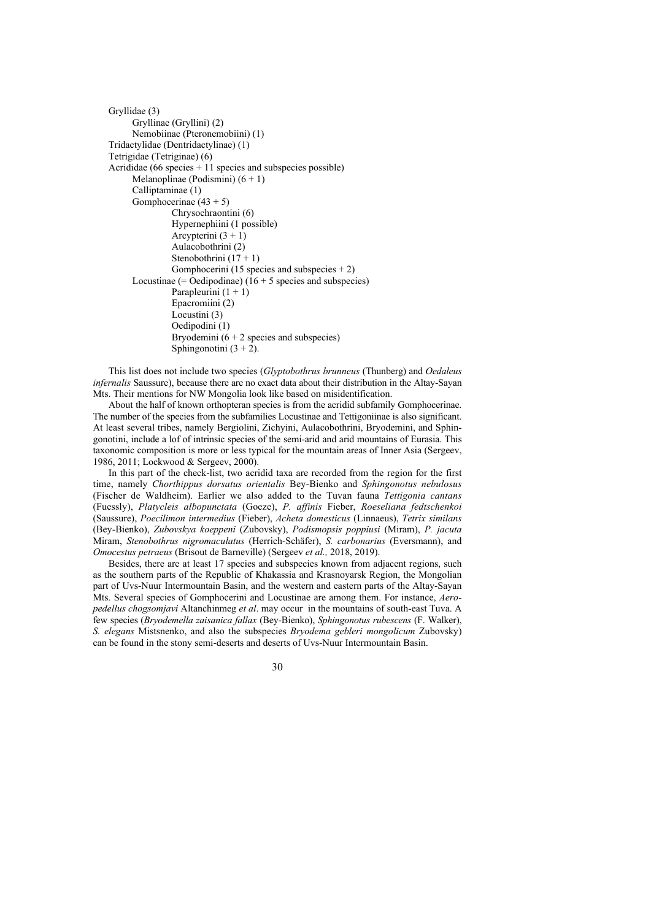- Gryllidae (3)
  - Gryllinae (Gryllini) (2)
  - Nemobiinae (Pteronemobiini) (1)
- Tridactylidae (Dentridactylinae) (1)
- Tetrigidae (Tetriginae) (6)
- Acrididae (66 species + 11 species and subspecies possible)
  - Melanoplinae (Podismini) (6 + 1)
  - Calliptaminae (1)
  - Gomphocerinae (43 + 5)
    - Chrysochraontini (6)
    - Hypernephiini (1 possible)
    - Arcypterini (3 + 1)
    - Aulacobothrini (2)
    - Stenobothrini (17 + 1)
    - Gomphocerini (15 species and subspecies + 2)
  - Locustinae (= Oedipodinae) (16 + 5 species and subspecies)
    - Parapleurini (1 + 1)
    - Epacromiini (2)
    - Locustini (3)
    - Oedipodini (1)
    - Bryodemini (6 + 2 species and subspecies)
    - Sphingonotini (3 + 2).

This list does not include two species (*Glyptobothrus brunneus* (Thunberg) and *Oedaleus infernalis* Saussure), because there are no exact data about their distribution in the Altay-Sayan Mts. Their mentions for NW Mongolia look like based on misidentification.

About the half of known orthopteran species is from the acridid subfamily Gomphocerinae. The number of the species from the subfamilies Locustinae and Tettigoniinae is also significant. At least several tribes, namely Bergiolini, Zichyini, Aulacobothrini, Bryodemini, and Sphingonotini, include a lof of intrinsic species of the semi-arid and arid mountains of Eurasia. This taxonomic composition is more or less typical for the mountain areas of Inner Asia (Sergeev, 1986, 2011; Lockwood & Sergeev, 2000).

In this part of the check-list, two acridid taxa are recorded from the region for the first time, namely *Chorthippus dorsatus orientalis* Bey-Bienko and *Sphingonotus nebulosus* (Fischer de Waldheim). Earlier we also added to the Tuvan fauna *Tettigonia cantans* (Fuessly), *Platycleis albopunctata* (Goeze), *P. affinis* Fieber, *Roeseliana fedtschenkoi* (Saussure), *Poecilimon intermedius* (Fieber), *Acheta domesticus* (Linnaeus), *Tetrix similans* (Bey-Bienko), *Zubovskya koeppeni* (Zubovsky), *Podismopsis poppiusi* (Miram), *P. jacuta* Miram, *Stenobothrus nigromaculatus* (Herrich-Schäfer), *S. carbonarius* (Eversmann), and *Omocestus petraeus* (Brisout de Barneville) (Sergeev *et al.,* 2018, 2019).

Besides, there are at least 17 species and subspecies known from adjacent regions, such as the southern parts of the Republic of Khakassia and Krasnoyarsk Region, the Mongolian part of Uvs-Nuur Intermountain Basin, and the western and eastern parts of the Altay-Sayan Mts. Several species of Gomphocerini and Locustinae are among them. For instance, *Aeropedellus chogsomjavi* Altanchinmeg *et al*. may occur in the mountains of south-east Tuva. A few species (*Bryodemella zaisanica fallax* (Bey-Bienko), *Sphingonotus rubescens* (F. Walker), *S. elegans* Mistsnenko, and also the subspecies *Bryodema gebleri mongolicum* Zubovsky) can be found in the stony semi-deserts and deserts of Uvs-Nuur Intermountain Basin.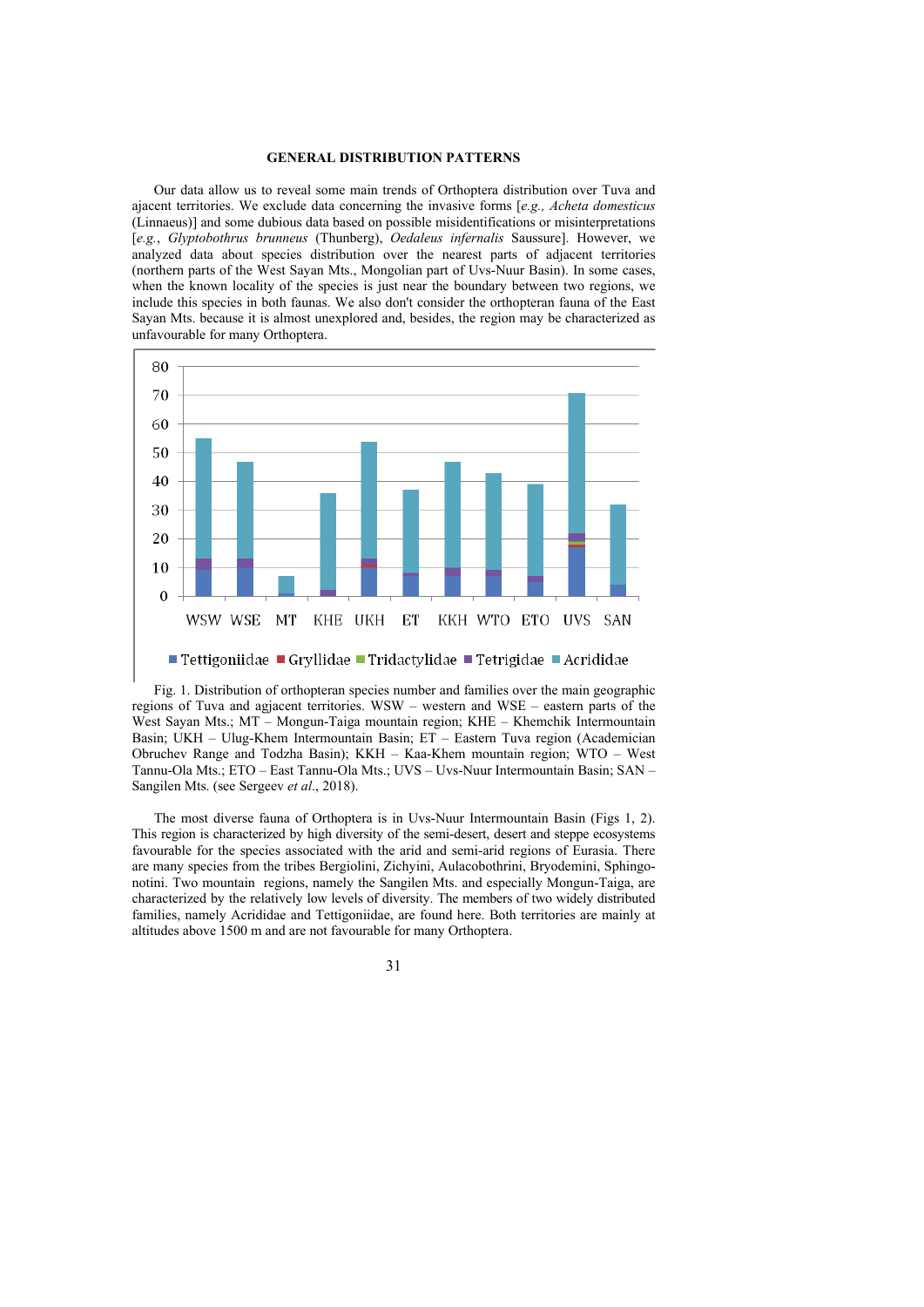## GENERAL DISTRIBUTION PATTERNS

Our data allow us to reveal some main trends of Orthoptera distribution over Tuva and ajacent territories. We exclude data concerning the invasive forms [*e.g., Acheta domesticus* (Linnaeus)] and some dubious data based on possible misidentifications or misinterpretations [*e.g., Glyptobothrus brunneus* (Thunberg), *Oedaleus infernalis* Saussure]. However, we analyzed data about species distribution over the nearest parts of adjacent territories (northern parts of the West Sayan Mts., Mongolian part of Uvs-Nuur Basin). In some cases, when the known locality of the species is just near the boundary between two regions, we include this species in both faunas. We also don't consider the orthopteran fauna of the East Sayan Mts. because it is almost unexplored and, besides, the region may be characterized as unfavourable for many Orthoptera.

Fig. 1. Distribution of orthopteran species number and families over the main geographic regions of Tuva and agjacent territories. WSW – western and WSE – eastern parts of the West Sayan Mts.; MT – Mongun-Taiga mountain region; KHE – Khemchik Intermountain Basin; UKH – Ulug-Khem Intermountain Basin; ET – Eastern Tuva region (Academician Obruchev Range and Todzha Basin); KKH – Kaa-Khem mountain region; WTO – West Tannu-Ola Mts.; ETO – East Tannu-Ola Mts.; UVS – Uvs-Nuur Intermountain Basin; SAN – Sangilen Mts. (see Sergeev *et al*., 2018).

The most diverse fauna of Orthoptera is in Uvs-Nuur Intermountain Basin (Figs 1, 2). This region is characterized by high diversity of the semi-desert, desert and steppe ecosystems favourable for the species associated with the arid and semi-arid regions of Eurasia. There are many species from the tribes Bergiolini, Zichyini, Aulacobothrini, Bryodemini, Sphingonotini. Two mountain regions, namely the Sangilen Mts. and especially Mongun-Taiga, are characterized by the relatively low levels of diversity. The members of two widely distributed families, namely Acrididae and Tettigoniidae, are found here. Both territories are mainly at altitudes above 1500 m and are not favourable for many Orthoptera.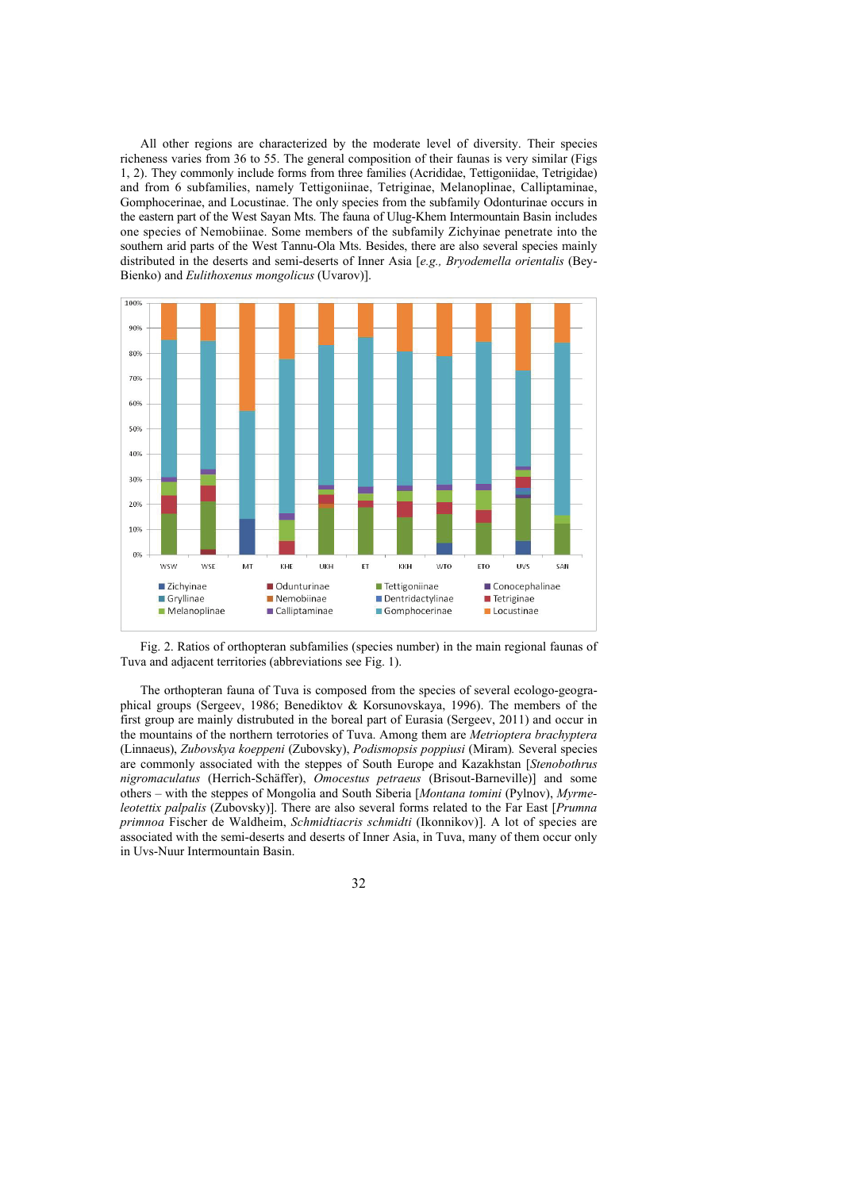All other regions are characterized by the moderate level of diversity. Their species richness varies from 36 to 55. The general composition of their faunas is very similar (Figs 1, 2). They commonly include forms from three families (Acrididae, Tettigoniidae, Tetrigidae) and from 6 subfamilies, namely Tettigoniinae, Tetriginae, Melanoplinae, Calliptaminae, Gomphocerinae, and Locustinae. The only species from the subfamily Odonturinae occurs in the eastern part of the West Sayan Mts. The fauna of Ulug-Khem Intermountain Basin includes one species of Nemobiinae. Some members of the subfamily Zichyinae penetrate into the southern arid parts of the West Tannu-Ola Mts. Besides, there are also several species mainly distributed in the deserts and semi-deserts of Inner Asia [*e.g., Bryodemella orientalis* (Bey-Bienko) and *Eulithoxenus mongolicus* (Uvarov)].

Fig. 2. Ratios of orthopteran subfamilies (species number) in the main regional faunas of Tuva and adjacent territories (abbreviations see Fig. 1).

The orthopteran fauna of Tuva is composed from the species of several ecologo-geographical groups (Sergeev, 1986; Benediktov & Korsunovskaya, 1996). The members of the first group are mainly distrubuted in the boreal part of Eurasia (Sergeev, 2011) and occur in the mountains of the northern terrotories of Tuva. Among them are *Metrioptera brachyptera* (Linnaeus), *Zubovskya koeppeni* (Zubovsky), *Podismopsis poppiusi* (Miram). Several species are commonly associated with the steppes of South Europe and Kazakhstan [*Stenobothrus nigromaculatus* (Herrich-Schäffer), *Omocestus petraeus* (Brisout-Barneville)] and some others – with the steppes of Mongolia and South Siberia [*Montana tomini* (Pylnov), *Myrmeleotettix palpalis* (Zubovsky)]. There are also several forms related to the Far East [*Prumna primnoa* Fischer de Waldheim, *Schmidtiacris schmidti* (Ikonnikov)]. A lot of species are associated with the semi-deserts and deserts of Inner Asia, in Tuva, many of them occur only in Uvs-Nuur Intermountain Basin.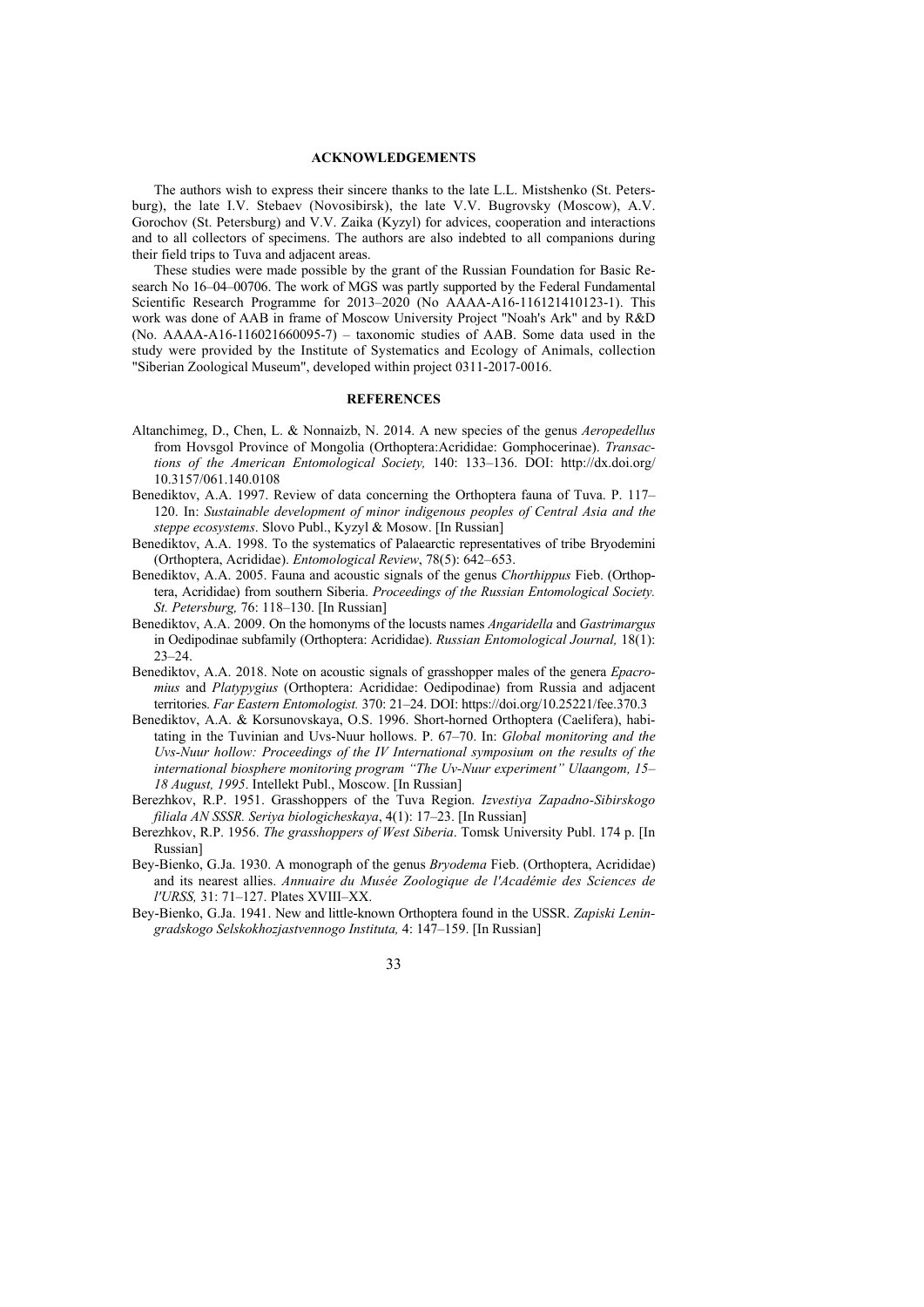## ACKNOWLEDGEMENTS

The authors wish to express their sincere thanks to the late L.L. Mistshenko (St. Petersburg), the late I.V. Stebaev (Novosibirsk), the late V.V. Bugrovsky (Moscow), A.V. Gorochov (St. Petersburg) and V.V. Zaika (Kyzyl) for advices, cooperation and interactions and to all collectors of specimens. The authors are also indebted to all companions during their field trips to Tuva and adjacent areas.

These studies were made possible by the grant of the Russian Foundation for Basic Research No 16–04–00706. The work of MGS was partly supported by the Federal Fundamental Scientific Research Programme for 2013–2020 (No AAAA-A16-116121410123-1). This work was done of AAB in frame of Moscow University Project "Noah's Ark" and by R&D (No. AAAA-A16-116021660095-7) – taxonomic studies of AAB. Some data used in the study were provided by the Institute of Systematics and Ecology of Animals, collection "Siberian Zoological Museum", developed within project 0311-2017-0016.

## REFERENCES

Altanchimeg, D., Chen, L. & Nonnaizb, N. 2014. A new species of the genus *Aeropedellus* from Hovsgol Province of Mongolia (Orthoptera:Acrididae: Gomphocerinae). *Transactions of the American Entomological Society,* 140: 133–136. DOI: http://dx.doi.org/10.3157/061.140.0108

Benediktov, A.A. 1997. Review of data concerning the Orthoptera fauna of Tuva. P. 117–120. In: *Sustainable development of minor indigenous peoples of Central Asia and the steppe ecosystems*. Slovo Publ., Kyzyl & Mosow. [In Russian]

Benediktov, A.A. 1998. To the systematics of Palaearctic representatives of tribe Bryodemini (Orthoptera, Acrididae). *Entomological Review*, 78(5): 642–653.

Benediktov, A.A. 2005. Fauna and acoustic signals of the genus *Chorthippus* Fieb. (Orthoptera, Acrididae) from southern Siberia. *Proceedings of the Russian Entomological Society. St. Petersburg,* 76: 118–130. [In Russian]

Benediktov, A.A. 2009. On the homonyms of the locusts names *Angaridella* and *Gastrimargus* in Oedipodinae subfamily (Orthoptera: Acrididae). *Russian Entomological Journal,* 18(1): 23–24.

Benediktov, A.A. 2018. Note on acoustic signals of grasshopper males of the genera *Epacromius* and *Platypygius* (Orthoptera: Acrididae: Oedipodinae) from Russia and adjacent territories. *Far Eastern Entomologist.* 370: 21–24. DOI: https://doi.org/10.25221/fee.370.3

Benediktov, A.A. & Korsunovskaya, O.S. 1996. Short-horned Orthoptera (Caelifera), habitating in the Tuvinian and Uvs-Nuur hollows. P. 67–70. In: *Global monitoring and the Uvs-Nuur hollow: Proceedings of the IV International symposium on the results of the international biosphere monitoring program "The Uv-Nuur experiment" Ulaangom, 15–18 August, 1995*. Intellekt Publ., Moscow. [In Russian]

Berezhkov, R.P. 1951. Grasshoppers of the Tuva Region. *Izvestiya Zapadno-Sibirskogo filiala AN SSSR. Seriya biologicheskaya*, 4(1): 17–23. [In Russian]

Berezhkov, R.P. 1956. *The grasshoppers of West Siberia*. Tomsk University Publ. 174 p. [In Russian]

Bey-Bienko, G.Ja. 1930. A monograph of the genus *Bryodema* Fieb. (Orthoptera, Acrididae) and its nearest allies. *Annuaire du Musée Zoologique de l'Académie des Sciences de l'URSS,* 31: 71–127. Plates XVIII–XX.

Bey-Bienko, G.Ja. 1941. New and little-known Orthoptera found in the USSR. *Zapiski Leningradskogo Selskokhozjastvennogo Instituta,* 4: 147–159. [In Russian]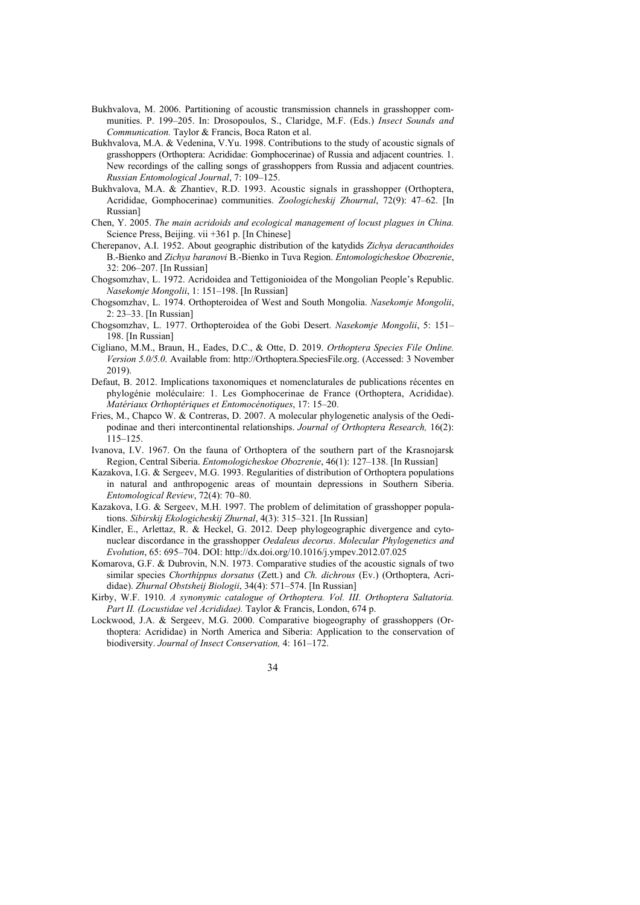Bukhvalova, M. 2006. Partitioning of acoustic transmission channels in grasshopper communities. P. 199–205. In: Drosopoulos, S., Claridge, M.F. (Eds.) *Insect Sounds and Communication.* Taylor & Francis, Boca Raton et al.

Bukhvalova, M.A. & Vedenina, V.Yu. 1998. Contributions to the study of acoustic signals of grasshoppers (Orthoptera: Acrididae: Gomphocerinae) of Russia and adjacent countries. 1. New recordings of the calling songs of grasshoppers from Russia and adjacent countries. *Russian Entomological Journal*, 7: 109–125.

Bukhvalova, M.A. & Zhantiev, R.D. 1993. Acoustic signals in grasshopper (Orthoptera, Acrididae, Gomphocerinae) communities. *Zoologicheskij Zhournal*, 72(9): 47–62. [In Russian]

Chen, Y. 2005. *The main acridoids and ecological management of locust plagues in China.* Science Press, Beijing. vii +361 p. [In Chinese]

Cherepanov, A.I. 1952. About geographic distribution of the katydids *Zichya deracanthoides* B.-Bienko and *Zichya baranovi* B.-Bienko in Tuva Region. *Entomologicheskoe Obozrenie*, 32: 206–207. [In Russian]

Chogsomzhav, L. 1972. Acridoidea and Tettigonioidea of the Mongolian People's Republic. *Nasekomje Mongolii*, 1: 151–198. [In Russian]

Chogsomzhav, L. 1974. Orthopteroidea of West and South Mongolia. *Nasekomje Mongolii*, 2: 23–33. [In Russian]

Chogsomzhav, L. 1977. Orthopteroidea of the Gobi Desert. *Nasekomje Mongolii*, 5: 151–198. [In Russian]

Cigliano, M.M., Braun, H., Eades, D.C., & Otte, D. 2019. *Orthoptera Species File Online. Version 5.0/5.0*. Available from: http://Orthoptera.SpeciesFile.org. (Accessed: 3 November 2019).

Defaut, B. 2012. Implications taxonomiques et nomenclaturales de publications récentes en phylogénie moléculaire: 1. Les Gomphocerinae de France (Orthoptera, Acrididae). *Matériaux Orthoptériques et Entomocénotiques*, 17: 15–20.

Fries, M., Chapco W. & Contreras, D. 2007. A molecular phylogenetic analysis of the Oedipodinae and theri intercontinental relationships. *Journal of Orthoptera Research,* 16(2): 115–125.

Ivanova, I.V. 1967. On the fauna of Orthoptera of the southern part of the Krasnojarsk Region, Central Siberia. *Entomologicheskoe Obozrenie*, 46(1): 127–138. [In Russian]

Kazakova, I.G. & Sergeev, M.G. 1993. Regularities of distribution of Orthoptera populations in natural and anthropogenic areas of mountain depressions in Southern Siberia. *Entomological Review*, 72(4): 70–80.

Kazakova, I.G. & Sergeev, M.H. 1997. The problem of delimitation of grasshopper populations. *Sibirskij Ekologicheskij Zhurnal*, 4(3): 315–321. [In Russian]

Kindler, E., Arlettaz, R. & Heckel, G. 2012. Deep phylogeographic divergence and cytonuclear discordance in the grasshopper *Oedaleus decorus*. *Molecular Phylogenetics and Evolution*, 65: 695–704. DOI: http://dx.doi.org/10.1016/j.ympev.2012.07.025

Komarova, G.F. & Dubrovin, N.N. 1973. Comparative studies of the acoustic signals of two similar species *Chorthippus dorsatus* (Zett.) and *Ch. dichrous* (Ev.) (Orthoptera, Acrididae). *Zhurnal Obstsheij Biologii*, 34(4): 571–574. [In Russian]

Kirby, W.F. 1910. *A synonymic catalogue of Orthoptera. Vol. III. Orthoptera Saltatoria. Part II. (Locustidae vel Acrididae).* Taylor & Francis, London, 674 p.

Lockwood, J.A. & Sergeev, M.G. 2000. Comparative biogeography of grasshoppers (Orthoptera: Acrididae) in North America and Siberia: Application to the conservation of biodiversity. *Journal of Insect Conservation,* 4: 161–172.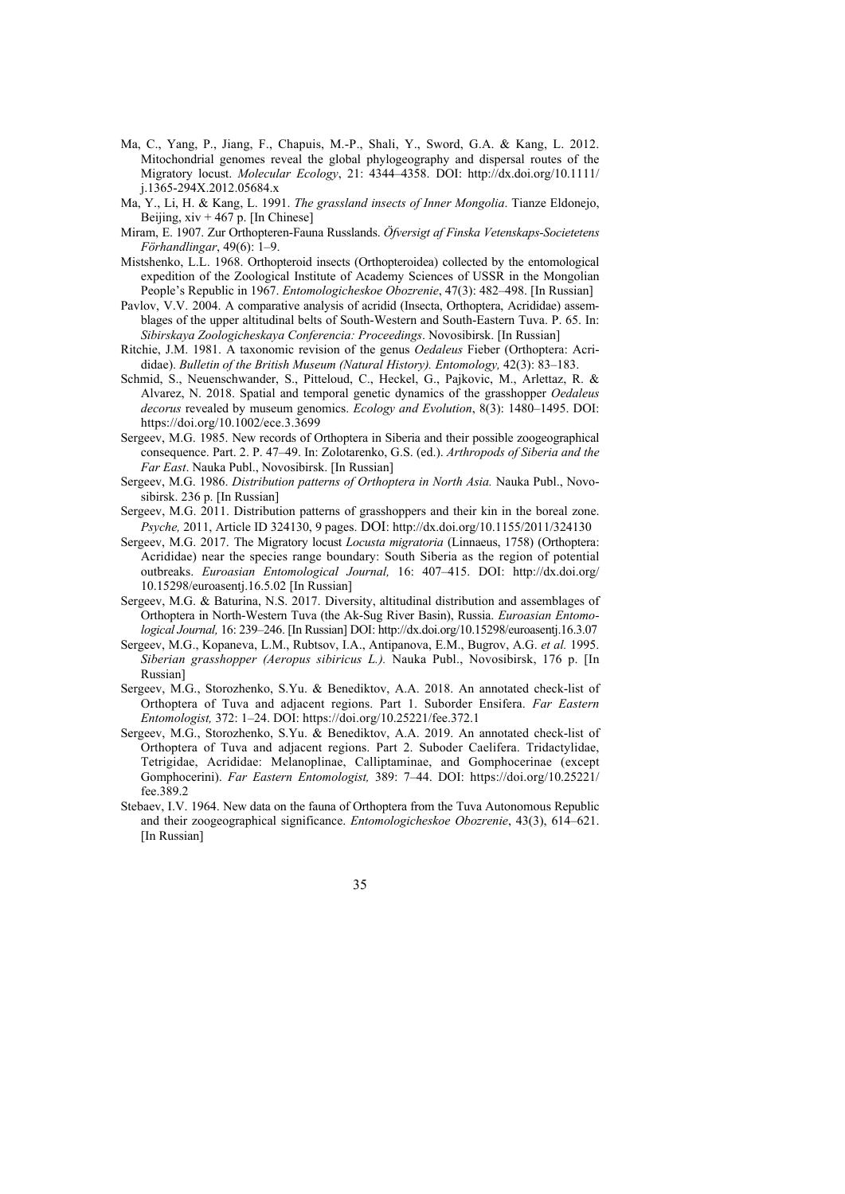Ma, C., Yang, P., Jiang, F., Chapuis, M.-P., Shali, Y., Sword, G.A. & Kang, L. 2012. Mitochondrial genomes reveal the global phylogeography and dispersal routes of the Migratory locust. *Molecular Ecology*, 21: 4344–4358. DOI: http://dx.doi.org/10.1111/j.1365-294X.2012.05684.x

Ma, Y., Li, H. & Kang, L. 1991. *The grassland insects of Inner Mongolia*. Tianze Eldonejo, Beijing, xiv + 467 p. [In Chinese]

Miram, E. 1907. Zur Orthopteren-Fauna Russlands. *Öfversigt af Finska Vetenskaps-Societetens Förhandlingar*, 49(6): 1–9.

Mistshenko, L.L. 1968. Orthopteroid insects (Orthopteroidea) collected by the entomological expedition of the Zoological Institute of Academy Sciences of USSR in the Mongolian People's Republic in 1967. *Entomologicheskoe Obozrenie*, 47(3): 482–498. [In Russian]

Pavlov, V.V. 2004. A comparative analysis of acridid (Insecta, Orthoptera, Acrididae) assemblages of the upper altitudinal belts of South-Western and South-Eastern Tuva. P. 65. In: *Sibirskaya Zoologicheskaya Conferencia: Proceedings*. Novosibirsk. [In Russian]

Ritchie, J.M. 1981. A taxonomic revision of the genus *Oedaleus* Fieber (Orthoptera: Acrididae). *Bulletin of the British Museum (Natural History). Entomology,* 42(3): 83–183.

Schmid, S., Neuenschwander, S., Pitteloud, C., Heckel, G., Pajkovic, M., Arlettaz, R. & Alvarez, N. 2018. Spatial and temporal genetic dynamics of the grasshopper *Oedaleus decorus* revealed by museum genomics. *Ecology and Evolution*, 8(3): 1480–1495. DOI: https://doi.org/10.1002/ece.3.3699

Sergeev, M.G. 1985. New records of Orthoptera in Siberia and their possible zoogeographical consequence. Part. 2. P. 47–49. In: Zolotarenko, G.S. (ed.). *Arthropods of Siberia and the Far East*. Nauka Publ., Novosibirsk. [In Russian]

Sergeev, M.G. 1986. *Distribution patterns of Orthoptera in North Asia.* Nauka Publ., Novosibirsk. 236 p. [In Russian]

Sergeev, M.G. 2011. Distribution patterns of grasshoppers and their kin in the boreal zone. *Psyche,* 2011, Article ID 324130, 9 pages. DOI: http://dx.doi.org/10.1155/2011/324130

Sergeev, M.G. 2017. The Migratory locust *Locusta migratoria* (Linnaeus, 1758) (Orthoptera: Acrididae) near the species range boundary: South Siberia as the region of potential outbreaks. *Euroasian Entomological Journal,* 16: 407–415. DOI: http://dx.doi.org/10.15298/euroasentj.16.5.02 [In Russian]

Sergeev, M.G. & Baturina, N.S. 2017. Diversity, altitudinal distribution and assemblages of Orthoptera in North-Western Tuva (the Ak-Sug River Basin), Russia. *Euroasian Entomological Journal,* 16: 239–246. [In Russian] DOI: http://dx.doi.org/10.15298/euroasentj.16.3.07

Sergeev, M.G., Kopaneva, L.M., Rubtsov, I.A., Antipanova, E.M., Bugrov, A.G. *et al.* 1995. *Siberian grasshopper (Aeropus sibiricus L.).* Nauka Publ., Novosibirsk, 176 p. [In Russian]

Sergeev, M.G., Storozhenko, S.Yu. & Benediktov, A.A. 2018. An annotated check-list of Orthoptera of Tuva and adjacent regions. Part 1. Suborder Ensifera. *Far Eastern Entomologist,* 372: 1–24. DOI: https://doi.org/10.25221/fee.372.1

Sergeev, M.G., Storozhenko, S.Yu. & Benediktov, A.A. 2019. An annotated check-list of Orthoptera of Tuva and adjacent regions. Part 2. Suboder Caelifera. Tridactylidae, Tetrigidae, Acrididae: Melanoplinae, Calliptaminae, and Gomphocerinae (except Gomphocerini). *Far Eastern Entomologist,* 389: 7–44. DOI: https://doi.org/10.25221/fee.389.2

Stebaev, I.V. 1964. New data on the fauna of Orthoptera from the Tuva Autonomous Republic and their zoogeographical significance. *Entomologicheskoe Obozrenie*, 43(3), 614–621. [In Russian]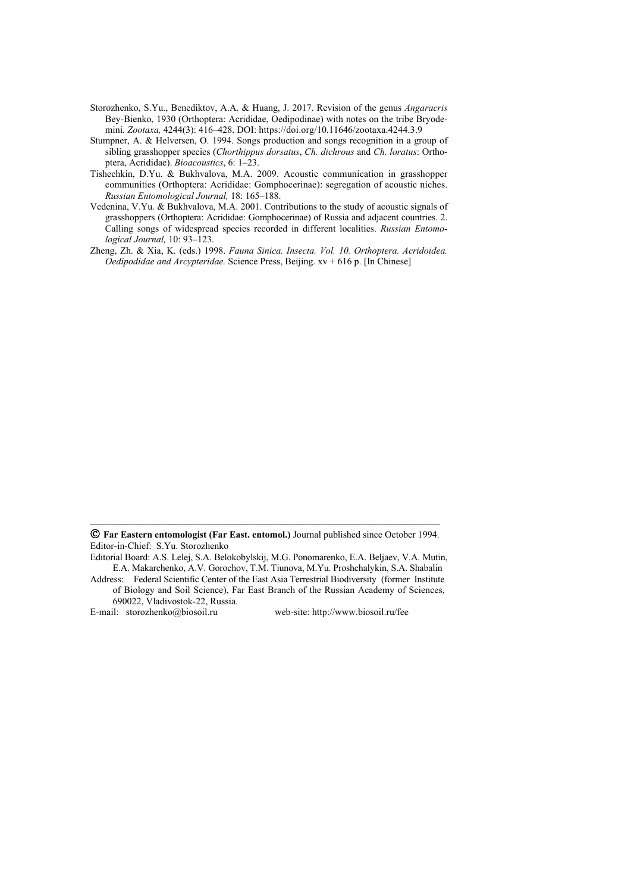Storozhenko, S.Yu., Benediktov, A.A. & Huang, J. 2017. Revision of the genus *Angaracris* Bey-Bienko, 1930 (Orthoptera: Acrididae, Oedipodinae) with notes on the tribe Bryodemini. *Zootaxa,* 4244(3): 416–428. DOI: https://doi.org/10.11646/zootaxa.4244.3.9

Stumpner, A. & Helversen, O. 1994. Songs production and songs recognition in a group of sibling grasshopper species (*Chorthippus dorsatus*, *Ch. dichrous* and *Ch. loratus*: Orthoptera, Acrididae). *Bioacoustics*, 6: 1–23.

Tishechkin, D.Yu. & Bukhvalova, M.A. 2009. Acoustic communication in grasshopper communities (Orthoptera: Acrididae: Gomphocerinae): segregation of acoustic niches. *Russian Entomological Journal,* 18: 165–188.

Vedenina, V.Yu. & Bukhvalova, M.A. 2001. Contributions to the study of acoustic signals of grasshoppers (Orthoptera: Acrididae: Gomphocerinae) of Russia and adjacent countries. 2. Calling songs of widespread species recorded in different localities. *Russian Entomological Journal,* 10: 93–123.

Zheng, Zh. & Xia, K. (eds.) 1998. *Fauna Sinica. Insecta. Vol. 10. Orthoptera. Acridoidea. Oedipodidae and Arcypteridae.* Science Press, Beijing. xv + 616 p. [In Chinese]

---

© **Far Eastern entomologist (Far East. entomol.)** Journal published since October 1994.
Editor-in-Chief: S.Yu. Storozhenko

Editorial Board: A.S. Lelej, S.A. Belokobylskij, M.G. Ponomarenko, E.A. Beljaev, V.A. Mutin, E.A. Makarchenko, A.V. Gorochov, T.M. Tiunova, M.Yu. Proshchalykin, S.A. Shabalin

Address: Federal Scientific Center of the East Asia Terrestrial Biodiversity (former Institute of Biology and Soil Science), Far East Branch of the Russian Academy of Sciences, 690022, Vladivostok-22, Russia.

E-mail: storozhenko@biosoil.ru web-site: http://www.biosoil.ru/fee